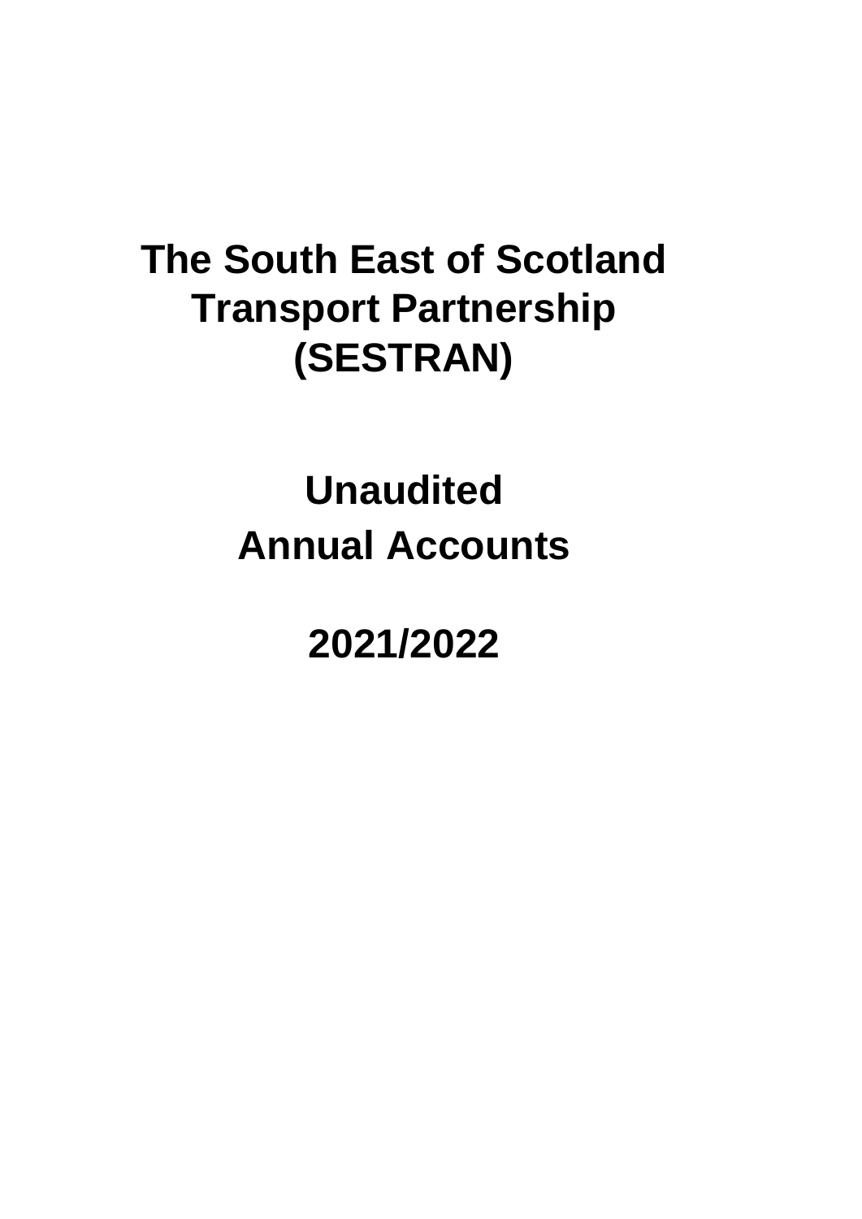# The South East of Scotland Transport Partnership (SESTRAN)

# Unaudited Annual Accounts

# 2021/2022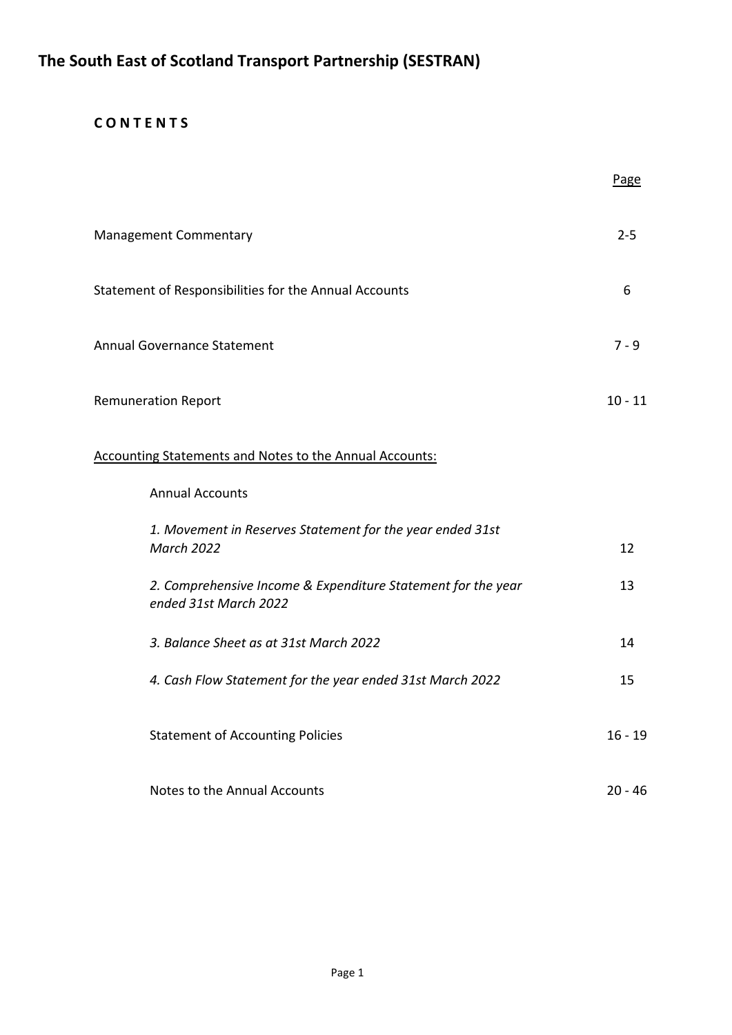# The South East of Scotland Transport Partnership (SESTRAN)

**C O N T E N T S**

| | Page |
|---|---|
| Management Commentary | 2-5 |
| Statement of Responsibilities for the Annual Accounts | 6 |
| Annual Governance Statement | 7 - 9 |
| Remuneration Report | 10 - 11 |
| <u>Accounting Statements and Notes to the Annual Accounts:</u> | |
| Annual Accounts | |
| *1. Movement in Reserves Statement for the year ended 31st March 2022* | 12 |
| *2. Comprehensive Income & Expenditure Statement for the year ended 31st March 2022* | 13 |
| *3. Balance Sheet as at 31st March 2022* | 14 |
| *4. Cash Flow Statement for the year ended 31st March 2022* | 15 |
| Statement of Accounting Policies | 16 - 19 |
| Notes to the Annual Accounts | 20 - 46 |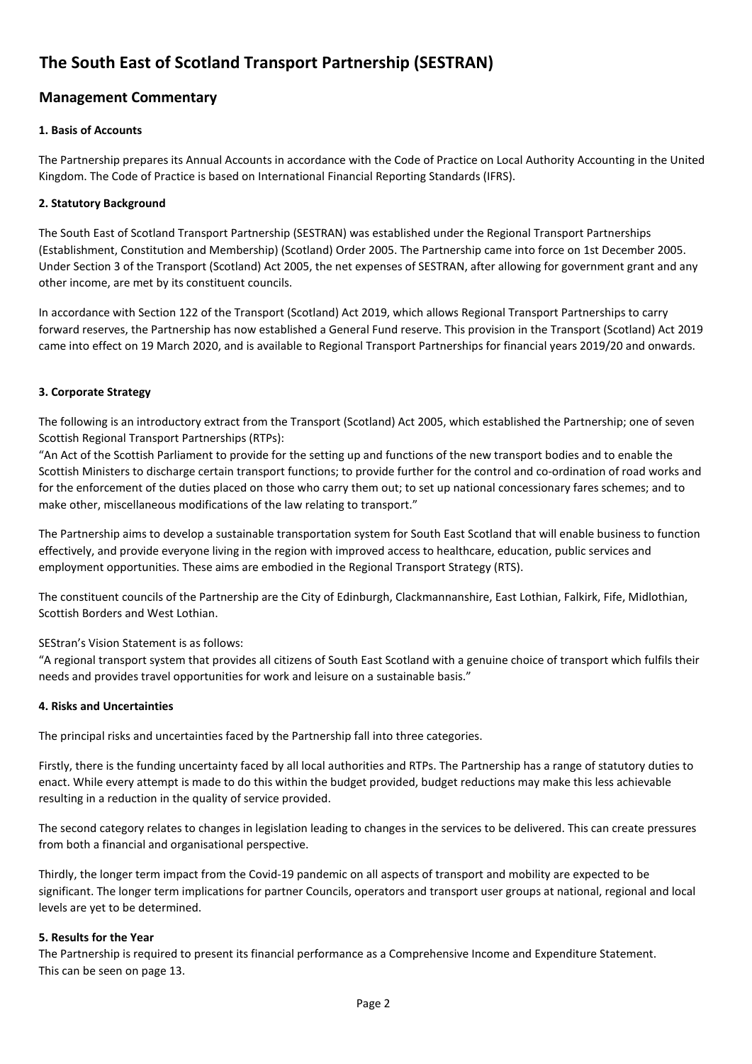# The South East of Scotland Transport Partnership (SESTRAN)

## Management Commentary

### 1. Basis of Accounts

The Partnership prepares its Annual Accounts in accordance with the Code of Practice on Local Authority Accounting in the United Kingdom. The Code of Practice is based on International Financial Reporting Standards (IFRS).

### 2. Statutory Background

The South East of Scotland Transport Partnership (SESTRAN) was established under the Regional Transport Partnerships (Establishment, Constitution and Membership) (Scotland) Order 2005. The Partnership came into force on 1st December 2005. Under Section 3 of the Transport (Scotland) Act 2005, the net expenses of SESTRAN, after allowing for government grant and any other income, are met by its constituent councils.

In accordance with Section 122 of the Transport (Scotland) Act 2019, which allows Regional Transport Partnerships to carry forward reserves, the Partnership has now established a General Fund reserve. This provision in the Transport (Scotland) Act 2019 came into effect on 19 March 2020, and is available to Regional Transport Partnerships for financial years 2019/20 and onwards.

### 3. Corporate Strategy

The following is an introductory extract from the Transport (Scotland) Act 2005, which established the Partnership; one of seven Scottish Regional Transport Partnerships (RTPs):

"An Act of the Scottish Parliament to provide for the setting up and functions of the new transport bodies and to enable the Scottish Ministers to discharge certain transport functions; to provide further for the control and co-ordination of road works and for the enforcement of the duties placed on those who carry them out; to set up national concessionary fares schemes; and to make other, miscellaneous modifications of the law relating to transport."

The Partnership aims to develop a sustainable transportation system for South East Scotland that will enable business to function effectively, and provide everyone living in the region with improved access to healthcare, education, public services and employment opportunities. These aims are embodied in the Regional Transport Strategy (RTS).

The constituent councils of the Partnership are the City of Edinburgh, Clackmannanshire, East Lothian, Falkirk, Fife, Midlothian, Scottish Borders and West Lothian.

SEStran's Vision Statement is as follows:

"A regional transport system that provides all citizens of South East Scotland with a genuine choice of transport which fulfils their needs and provides travel opportunities for work and leisure on a sustainable basis."

### 4. Risks and Uncertainties

The principal risks and uncertainties faced by the Partnership fall into three categories.

Firstly, there is the funding uncertainty faced by all local authorities and RTPs. The Partnership has a range of statutory duties to enact. While every attempt is made to do this within the budget provided, budget reductions may make this less achievable resulting in a reduction in the quality of service provided.

The second category relates to changes in legislation leading to changes in the services to be delivered. This can create pressures from both a financial and organisational perspective.

Thirdly, the longer term impact from the Covid-19 pandemic on all aspects of transport and mobility are expected to be significant. The longer term implications for partner Councils, operators and transport user groups at national, regional and local levels are yet to be determined.

### 5. Results for the Year

The Partnership is required to present its financial performance as a Comprehensive Income and Expenditure Statement. This can be seen on page 13.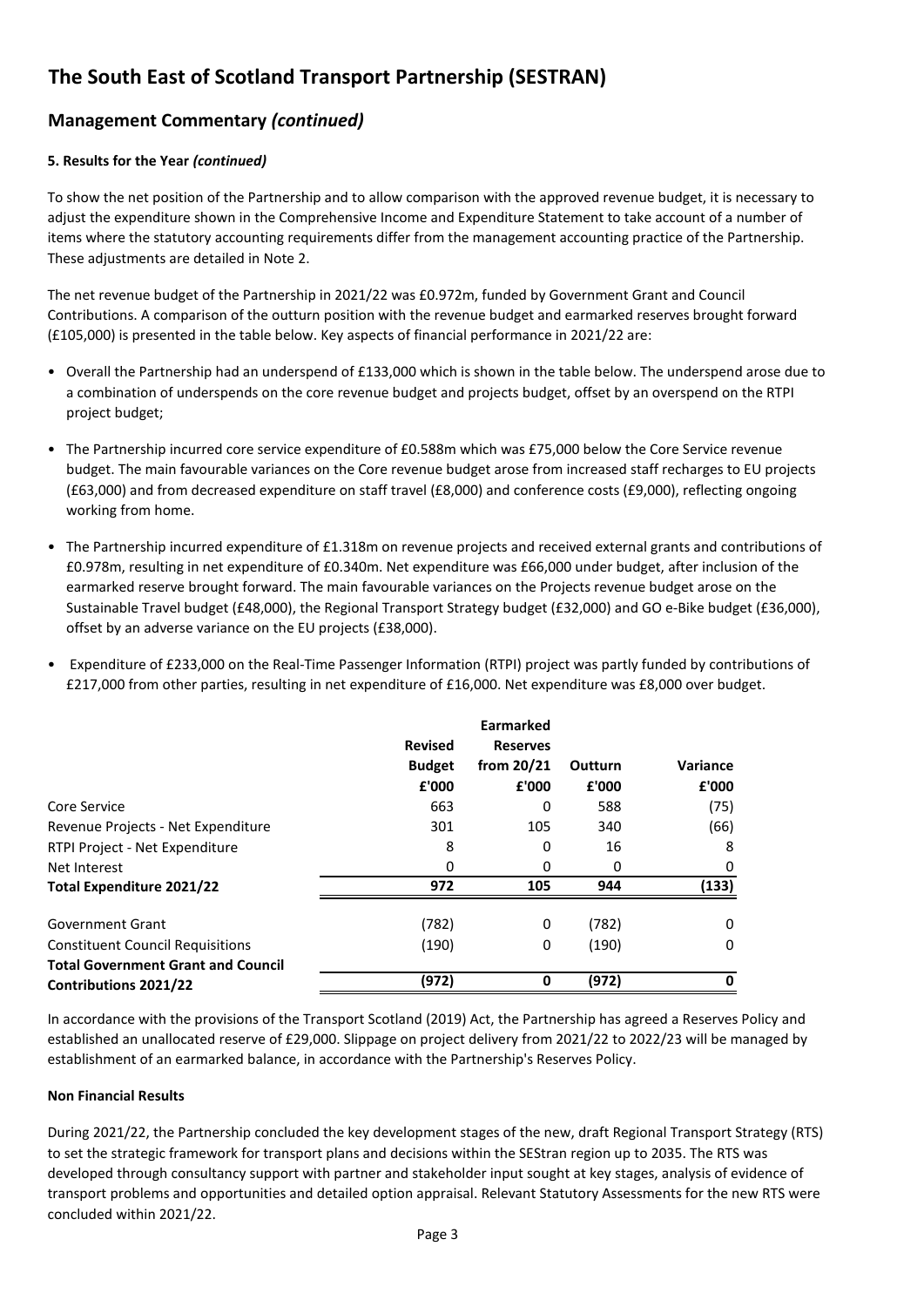# The South East of Scotland Transport Partnership (SESTRAN)

## Management Commentary *(continued)*

**5. Results for the Year *(continued)***

To show the net position of the Partnership and to allow comparison with the approved revenue budget, it is necessary to adjust the expenditure shown in the Comprehensive Income and Expenditure Statement to take account of a number of items where the statutory accounting requirements differ from the management accounting practice of the Partnership. These adjustments are detailed in Note 2.

The net revenue budget of the Partnership in 2021/22 was £0.972m, funded by Government Grant and Council Contributions. A comparison of the outturn position with the revenue budget and earmarked reserves brought forward (£105,000) is presented in the table below. Key aspects of financial performance in 2021/22 are:

- Overall the Partnership had an underspend of £133,000 which is shown in the table below. The underspend arose due to a combination of underspends on the core revenue budget and projects budget, offset by an overspend on the RTPI project budget;
- The Partnership incurred core service expenditure of £0.588m which was £75,000 below the Core Service revenue budget. The main favourable variances on the Core revenue budget arose from increased staff recharges to EU projects (£63,000) and from decreased expenditure on staff travel (£8,000) and conference costs (£9,000), reflecting ongoing working from home.
- The Partnership incurred expenditure of £1.318m on revenue projects and received external grants and contributions of £0.978m, resulting in net expenditure of £0.340m. Net expenditure was £66,000 under budget, after inclusion of the earmarked reserve brought forward. The main favourable variances on the Projects revenue budget arose on the Sustainable Travel budget (£48,000), the Regional Transport Strategy budget (£32,000) and GO e-Bike budget (£36,000), offset by an adverse variance on the EU projects (£38,000).
- Expenditure of £233,000 on the Real-Time Passenger Information (RTPI) project was partly funded by contributions of £217,000 from other parties, resulting in net expenditure of £16,000. Net expenditure was £8,000 over budget.

| | Revised Budget £'000 | Earmarked Reserves from 20/21 £'000 | Outturn £'000 | Variance £'000 |
|---|---|---|---|---|
| Core Service | 663 | 0 | 588 | (75) |
| Revenue Projects - Net Expenditure | 301 | 105 | 340 | (66) |
| RTPI Project - Net Expenditure | 8 | 0 | 16 | 8 |
| Net Interest | 0 | 0 | 0 | 0 |
| **Total Expenditure 2021/22** | **972** | **105** | **944** | **(133)** |
| Government Grant | (782) | 0 | (782) | 0 |
| Constituent Council Requisitions | (190) | 0 | (190) | 0 |
| **Total Government Grant and Council Contributions 2021/22** | **(972)** | **0** | **(972)** | **0** |

In accordance with the provisions of the Transport Scotland (2019) Act, the Partnership has agreed a Reserves Policy and established an unallocated reserve of £29,000. Slippage on project delivery from 2021/22 to 2022/23 will be managed by establishment of an earmarked balance, in accordance with the Partnership's Reserves Policy.

**Non Financial Results**

During 2021/22, the Partnership concluded the key development stages of the new, draft Regional Transport Strategy (RTS) to set the strategic framework for transport plans and decisions within the SEStran region up to 2035. The RTS was developed through consultancy support with partner and stakeholder input sought at key stages, analysis of evidence of transport problems and opportunities and detailed option appraisal. Relevant Statutory Assessments for the new RTS were concluded within 2021/22.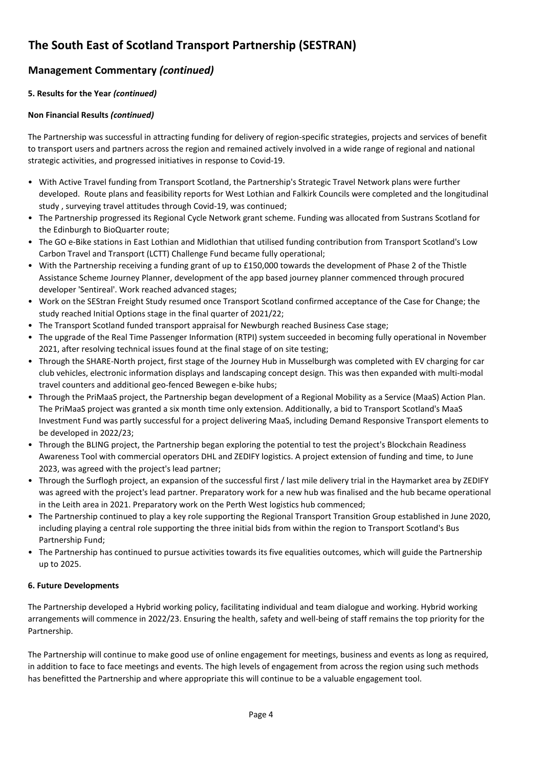# The South East of Scotland Transport Partnership (SESTRAN)

## Management Commentary *(continued)*

**5. Results for the Year *(continued)***

**Non Financial Results *(continued)***

The Partnership was successful in attracting funding for delivery of region-specific strategies, projects and services of benefit to transport users and partners across the region and remained actively involved in a wide range of regional and national strategic activities, and progressed initiatives in response to Covid-19.

- With Active Travel funding from Transport Scotland, the Partnership's Strategic Travel Network plans were further developed. Route plans and feasibility reports for West Lothian and Falkirk Councils were completed and the longitudinal study , surveying travel attitudes through Covid-19, was continued;
- The Partnership progressed its Regional Cycle Network grant scheme. Funding was allocated from Sustrans Scotland for the Edinburgh to BioQuarter route;
- The GO e-Bike stations in East Lothian and Midlothian that utilised funding contribution from Transport Scotland's Low Carbon Travel and Transport (LCTT) Challenge Fund became fully operational;
- With the Partnership receiving a funding grant of up to £150,000 towards the development of Phase 2 of the Thistle Assistance Scheme Journey Planner, development of the app based journey planner commenced through procured developer 'Sentireal'. Work reached advanced stages;
- Work on the SEStran Freight Study resumed once Transport Scotland confirmed acceptance of the Case for Change; the study reached Initial Options stage in the final quarter of 2021/22;
- The Transport Scotland funded transport appraisal for Newburgh reached Business Case stage;
- The upgrade of the Real Time Passenger Information (RTPI) system succeeded in becoming fully operational in November 2021, after resolving technical issues found at the final stage of on site testing;
- Through the SHARE-North project, first stage of the Journey Hub in Musselburgh was completed with EV charging for car club vehicles, electronic information displays and landscaping concept design. This was then expanded with multi-modal travel counters and additional geo-fenced Bewegen e-bike hubs;
- Through the PriMaaS project, the Partnership began development of a Regional Mobility as a Service (MaaS) Action Plan. The PriMaaS project was granted a six month time only extension. Additionally, a bid to Transport Scotland's MaaS Investment Fund was partly successful for a project delivering MaaS, including Demand Responsive Transport elements to be developed in 2022/23;
- Through the BLING project, the Partnership began exploring the potential to test the project's Blockchain Readiness Awareness Tool with commercial operators DHL and ZEDIFY logistics. A project extension of funding and time, to June 2023, was agreed with the project's lead partner;
- Through the Surflogh project, an expansion of the successful first / last mile delivery trial in the Haymarket area by ZEDIFY was agreed with the project's lead partner. Preparatory work for a new hub was finalised and the hub became operational in the Leith area in 2021. Preparatory work on the Perth West logistics hub commenced;
- The Partnership continued to play a key role supporting the Regional Transport Transition Group established in June 2020, including playing a central role supporting the three initial bids from within the region to Transport Scotland's Bus Partnership Fund;
- The Partnership has continued to pursue activities towards its five equalities outcomes, which will guide the Partnership up to 2025.

**6. Future Developments**

The Partnership developed a Hybrid working policy, facilitating individual and team dialogue and working. Hybrid working arrangements will commence in 2022/23. Ensuring the health, safety and well-being of staff remains the top priority for the Partnership.

The Partnership will continue to make good use of online engagement for meetings, business and events as long as required, in addition to face to face meetings and events. The high levels of engagement from across the region using such methods has benefitted the Partnership and where appropriate this will continue to be a valuable engagement tool.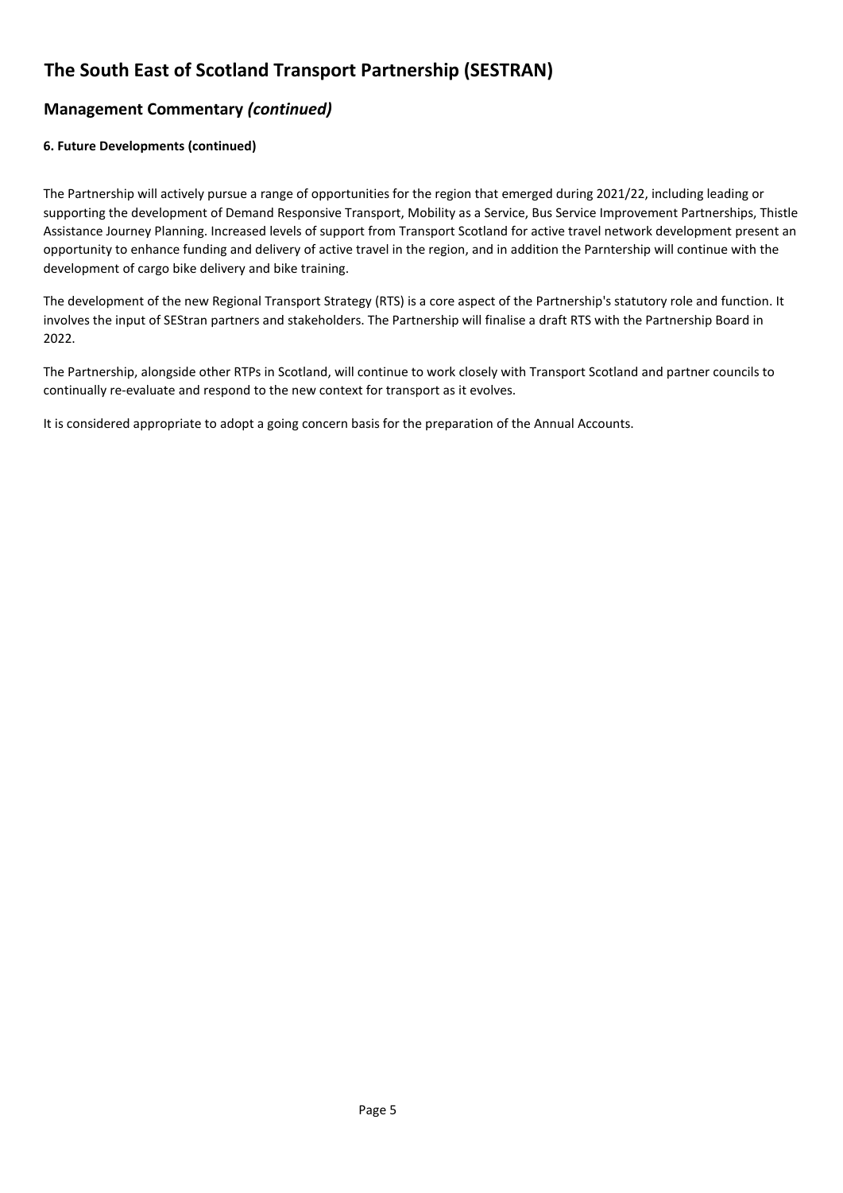# The South East of Scotland Transport Partnership (SESTRAN)

## Management Commentary *(continued)*

**6. Future Developments (continued)**

The Partnership will actively pursue a range of opportunities for the region that emerged during 2021/22, including leading or supporting the development of Demand Responsive Transport, Mobility as a Service, Bus Service Improvement Partnerships, Thistle Assistance Journey Planning. Increased levels of support from Transport Scotland for active travel network development present an opportunity to enhance funding and delivery of active travel in the region, and in addition the Parntership will continue with the development of cargo bike delivery and bike training.

The development of the new Regional Transport Strategy (RTS) is a core aspect of the Partnership's statutory role and function. It involves the input of SEStran partners and stakeholders. The Partnership will finalise a draft RTS with the Partnership Board in 2022.

The Partnership, alongside other RTPs in Scotland, will continue to work closely with Transport Scotland and partner councils to continually re-evaluate and respond to the new context for transport as it evolves.

It is considered appropriate to adopt a going concern basis for the preparation of the Annual Accounts.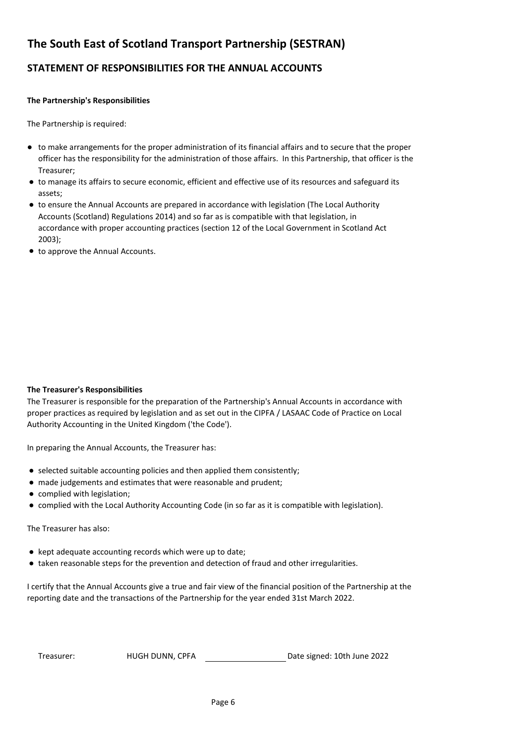# The South East of Scotland Transport Partnership (SESTRAN)

## STATEMENT OF RESPONSIBILITIES FOR THE ANNUAL ACCOUNTS

**The Partnership's Responsibilities**

The Partnership is required:

- to make arrangements for the proper administration of its financial affairs and to secure that the proper officer has the responsibility for the administration of those affairs. In this Partnership, that officer is the Treasurer;
- to manage its affairs to secure economic, efficient and effective use of its resources and safeguard its assets;
- to ensure the Annual Accounts are prepared in accordance with legislation (The Local Authority Accounts (Scotland) Regulations 2014) and so far as is compatible with that legislation, in accordance with proper accounting practices (section 12 of the Local Government in Scotland Act 2003);
- to approve the Annual Accounts.

**The Treasurer's Responsibilities**

The Treasurer is responsible for the preparation of the Partnership's Annual Accounts in accordance with proper practices as required by legislation and as set out in the CIPFA / LASAAC Code of Practice on Local Authority Accounting in the United Kingdom ('the Code').

In preparing the Annual Accounts, the Treasurer has:

- selected suitable accounting policies and then applied them consistently;
- made judgements and estimates that were reasonable and prudent;
- complied with legislation;
- complied with the Local Authority Accounting Code (in so far as it is compatible with legislation).

The Treasurer has also:

- kept adequate accounting records which were up to date;
- taken reasonable steps for the prevention and detection of fraud and other irregularities.

I certify that the Annual Accounts give a true and fair view of the financial position of the Partnership at the reporting date and the transactions of the Partnership for the year ended 31st March 2022.

Treasurer: HUGH DUNN, CPFA ________________ Date signed: 10th June 2022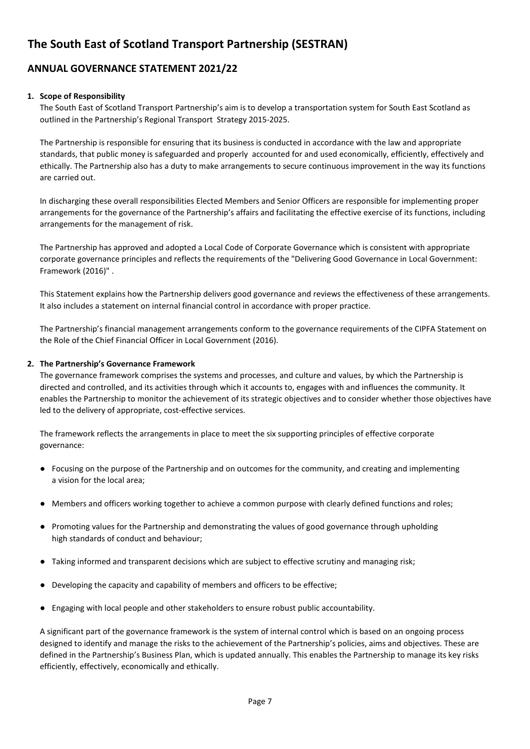# The South East of Scotland Transport Partnership (SESTRAN)

## ANNUAL GOVERNANCE STATEMENT 2021/22

### 1. Scope of Responsibility

The South East of Scotland Transport Partnership's aim is to develop a transportation system for South East Scotland as outlined in the Partnership's Regional Transport Strategy 2015-2025.

The Partnership is responsible for ensuring that its business is conducted in accordance with the law and appropriate standards, that public money is safeguarded and properly accounted for and used economically, efficiently, effectively and ethically. The Partnership also has a duty to make arrangements to secure continuous improvement in the way its functions are carried out.

In discharging these overall responsibilities Elected Members and Senior Officers are responsible for implementing proper arrangements for the governance of the Partnership's affairs and facilitating the effective exercise of its functions, including arrangements for the management of risk.

The Partnership has approved and adopted a Local Code of Corporate Governance which is consistent with appropriate corporate governance principles and reflects the requirements of the "Delivering Good Governance in Local Government: Framework (2016)" .

This Statement explains how the Partnership delivers good governance and reviews the effectiveness of these arrangements. It also includes a statement on internal financial control in accordance with proper practice.

The Partnership's financial management arrangements conform to the governance requirements of the CIPFA Statement on the Role of the Chief Financial Officer in Local Government (2016).

### 2. The Partnership's Governance Framework

The governance framework comprises the systems and processes, and culture and values, by which the Partnership is directed and controlled, and its activities through which it accounts to, engages with and influences the community. It enables the Partnership to monitor the achievement of its strategic objectives and to consider whether those objectives have led to the delivery of appropriate, cost-effective services.

The framework reflects the arrangements in place to meet the six supporting principles of effective corporate governance:

- Focusing on the purpose of the Partnership and on outcomes for the community, and creating and implementing a vision for the local area;
- Members and officers working together to achieve a common purpose with clearly defined functions and roles;
- Promoting values for the Partnership and demonstrating the values of good governance through upholding high standards of conduct and behaviour;
- Taking informed and transparent decisions which are subject to effective scrutiny and managing risk;
- Developing the capacity and capability of members and officers to be effective;
- Engaging with local people and other stakeholders to ensure robust public accountability.

A significant part of the governance framework is the system of internal control which is based on an ongoing process designed to identify and manage the risks to the achievement of the Partnership's policies, aims and objectives. These are defined in the Partnership's Business Plan, which is updated annually. This enables the Partnership to manage its key risks efficiently, effectively, economically and ethically.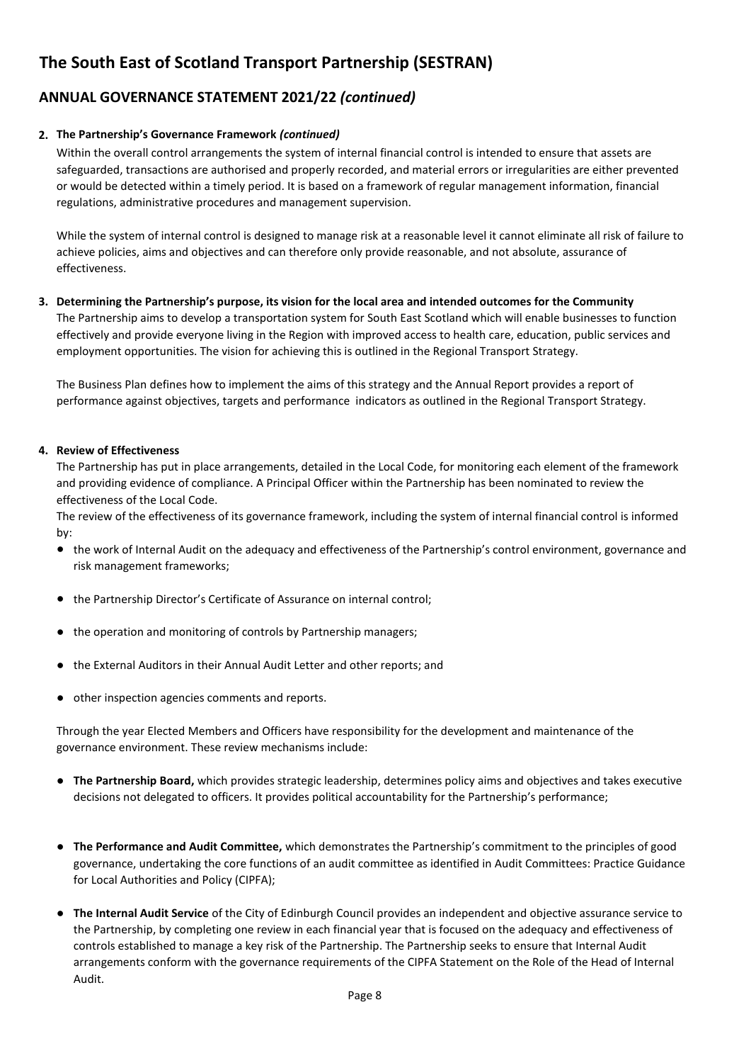# The South East of Scotland Transport Partnership (SESTRAN)

## ANNUAL GOVERNANCE STATEMENT 2021/22 *(continued)*

### 2. The Partnership's Governance Framework *(continued)*

Within the overall control arrangements the system of internal financial control is intended to ensure that assets are safeguarded, transactions are authorised and properly recorded, and material errors or irregularities are either prevented or would be detected within a timely period. It is based on a framework of regular management information, financial regulations, administrative procedures and management supervision.

While the system of internal control is designed to manage risk at a reasonable level it cannot eliminate all risk of failure to achieve policies, aims and objectives and can therefore only provide reasonable, and not absolute, assurance of effectiveness.

### 3. Determining the Partnership's purpose, its vision for the local area and intended outcomes for the Community

The Partnership aims to develop a transportation system for South East Scotland which will enable businesses to function effectively and provide everyone living in the Region with improved access to health care, education, public services and employment opportunities. The vision for achieving this is outlined in the Regional Transport Strategy.

The Business Plan defines how to implement the aims of this strategy and the Annual Report provides a report of performance against objectives, targets and performance indicators as outlined in the Regional Transport Strategy.

### 4. Review of Effectiveness

The Partnership has put in place arrangements, detailed in the Local Code, for monitoring each element of the framework and providing evidence of compliance. A Principal Officer within the Partnership has been nominated to review the effectiveness of the Local Code.

The review of the effectiveness of its governance framework, including the system of internal financial control is informed by:

- the work of Internal Audit on the adequacy and effectiveness of the Partnership's control environment, governance and risk management frameworks;
- the Partnership Director's Certificate of Assurance on internal control;
- the operation and monitoring of controls by Partnership managers;
- the External Auditors in their Annual Audit Letter and other reports; and
- other inspection agencies comments and reports.

Through the year Elected Members and Officers have responsibility for the development and maintenance of the governance environment. These review mechanisms include:

- **The Partnership Board,** which provides strategic leadership, determines policy aims and objectives and takes executive decisions not delegated to officers. It provides political accountability for the Partnership's performance;
- **The Performance and Audit Committee,** which demonstrates the Partnership's commitment to the principles of good governance, undertaking the core functions of an audit committee as identified in Audit Committees: Practice Guidance for Local Authorities and Policy (CIPFA);
- **The Internal Audit Service** of the City of Edinburgh Council provides an independent and objective assurance service to the Partnership, by completing one review in each financial year that is focused on the adequacy and effectiveness of controls established to manage a key risk of the Partnership. The Partnership seeks to ensure that Internal Audit arrangements conform with the governance requirements of the CIPFA Statement on the Role of the Head of Internal Audit.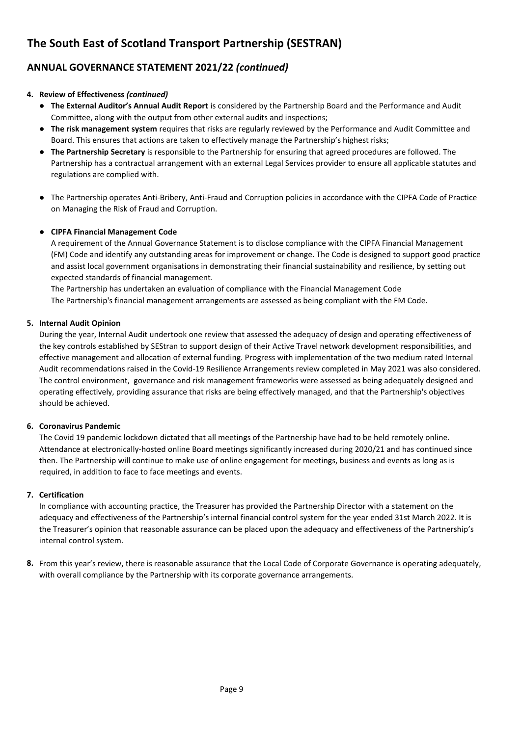# The South East of Scotland Transport Partnership (SESTRAN)

## ANNUAL GOVERNANCE STATEMENT 2021/22 *(continued)*

**4. Review of Effectiveness *(continued)***

- **The External Auditor's Annual Audit Report** is considered by the Partnership Board and the Performance and Audit Committee, along with the output from other external audits and inspections;
- **The risk management system** requires that risks are regularly reviewed by the Performance and Audit Committee and Board. This ensures that actions are taken to effectively manage the Partnership's highest risks;
- **The Partnership Secretary** is responsible to the Partnership for ensuring that agreed procedures are followed. The Partnership has a contractual arrangement with an external Legal Services provider to ensure all applicable statutes and regulations are complied with.
- The Partnership operates Anti-Bribery, Anti-Fraud and Corruption policies in accordance with the CIPFA Code of Practice on Managing the Risk of Fraud and Corruption.
- **CIPFA Financial Management Code**

  A requirement of the Annual Governance Statement is to disclose compliance with the CIPFA Financial Management (FM) Code and identify any outstanding areas for improvement or change. The Code is designed to support good practice and assist local government organisations in demonstrating their financial sustainability and resilience, by setting out expected standards of financial management.

  The Partnership has undertaken an evaluation of compliance with the Financial Management Code

  The Partnership's financial management arrangements are assessed as being compliant with the FM Code.

**5. Internal Audit Opinion**

During the year, Internal Audit undertook one review that assessed the adequacy of design and operating effectiveness of the key controls established by SEStran to support design of their Active Travel network development responsibilities, and effective management and allocation of external funding. Progress with implementation of the two medium rated Internal Audit recommendations raised in the Covid-19 Resilience Arrangements review completed in May 2021 was also considered. The control environment, governance and risk management frameworks were assessed as being adequately designed and operating effectively, providing assurance that risks are being effectively managed, and that the Partnership's objectives should be achieved.

**6. Coronavirus Pandemic**

The Covid 19 pandemic lockdown dictated that all meetings of the Partnership have had to be held remotely online. Attendance at electronically-hosted online Board meetings significantly increased during 2020/21 and has continued since then. The Partnership will continue to make use of online engagement for meetings, business and events as long as is required, in addition to face to face meetings and events.

**7. Certification**

In compliance with accounting practice, the Treasurer has provided the Partnership Director with a statement on the adequacy and effectiveness of the Partnership's internal financial control system for the year ended 31st March 2022. It is the Treasurer's opinion that reasonable assurance can be placed upon the adequacy and effectiveness of the Partnership's internal control system.

**8.** From this year's review, there is reasonable assurance that the Local Code of Corporate Governance is operating adequately, with overall compliance by the Partnership with its corporate governance arrangements.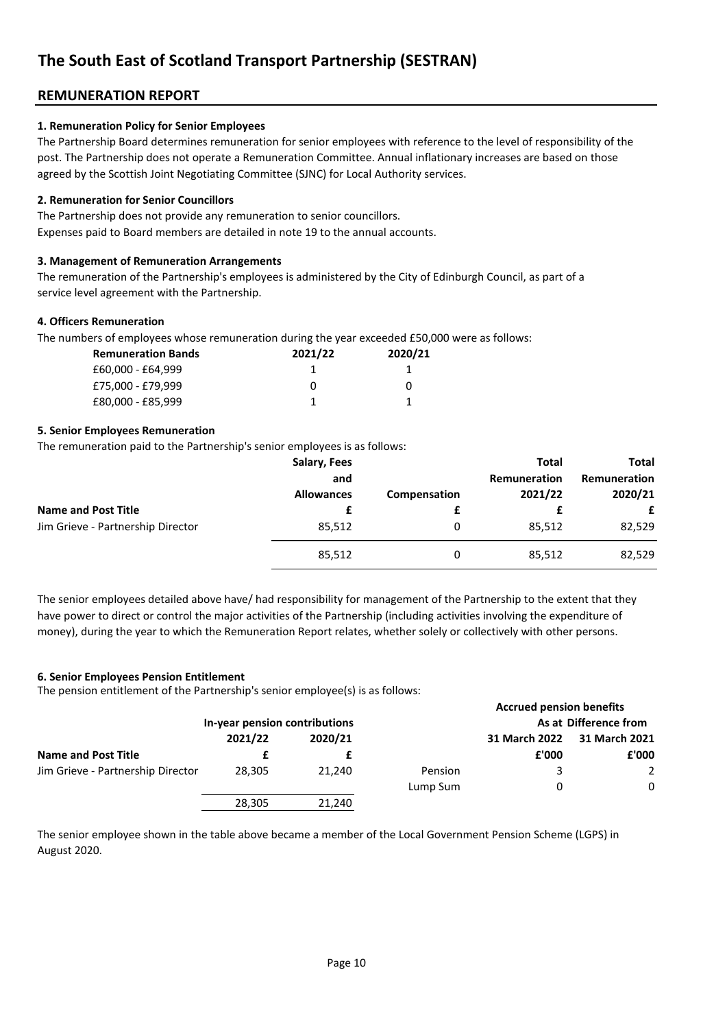# The South East of Scotland Transport Partnership (SESTRAN)

## REMUNERATION REPORT

**1. Remuneration Policy for Senior Employees**

The Partnership Board determines remuneration for senior employees with reference to the level of responsibility of the post. The Partnership does not operate a Remuneration Committee. Annual inflationary increases are based on those agreed by the Scottish Joint Negotiating Committee (SJNC) for Local Authority services.

**2. Remuneration for Senior Councillors**

The Partnership does not provide any remuneration to senior councillors.
Expenses paid to Board members are detailed in note 19 to the annual accounts.

**3. Management of Remuneration Arrangements**

The remuneration of the Partnership's employees is administered by the City of Edinburgh Council, as part of a service level agreement with the Partnership.

**4. Officers Remuneration**

The numbers of employees whose remuneration during the year exceeded £50,000 were as follows:

| Remuneration Bands | 2021/22 | 2020/21 |
|---|---|---|
| £60,000 - £64,999 | 1 | 1 |
| £75,000 - £79,999 | 0 | 0 |
| £80,000 - £85,999 | 1 | 1 |

**5. Senior Employees Remuneration**

The remuneration paid to the Partnership's senior employees is as follows:

| Name and Post Title | Salary, Fees and Allowances £ | Compensation £ | Total Remuneration 2021/22 £ | Total Remuneration 2020/21 £ |
|---|---|---|---|---|
| Jim Grieve - Partnership Director | 85,512 | 0 | 85,512 | 82,529 |
| | 85,512 | 0 | 85,512 | 82,529 |

The senior employees detailed above have/ had responsibility for management of the Partnership to the extent that they have power to direct or control the major activities of the Partnership (including activities involving the expenditure of money), during the year to which the Remuneration Report relates, whether solely or collectively with other persons.

**6. Senior Employees Pension Entitlement**

The pension entitlement of the Partnership's senior employee(s) is as follows:

| | In-year pension contributions | | | Accrued pension benefits | |
|---|---|---|---|---|---|
| | | | | As at | Difference from |
| | 2021/22 | 2020/21 | | 31 March 2022 | 31 March 2021 |
| Name and Post Title | £ | £ | | £'000 | £'000 |
| Jim Grieve - Partnership Director | 28,305 | 21,240 | Pension | 3 | 2 |
| | | | Lump Sum | 0 | 0 |
| | 28,305 | 21,240 | | | |

The senior employee shown in the table above became a member of the Local Government Pension Scheme (LGPS) in August 2020.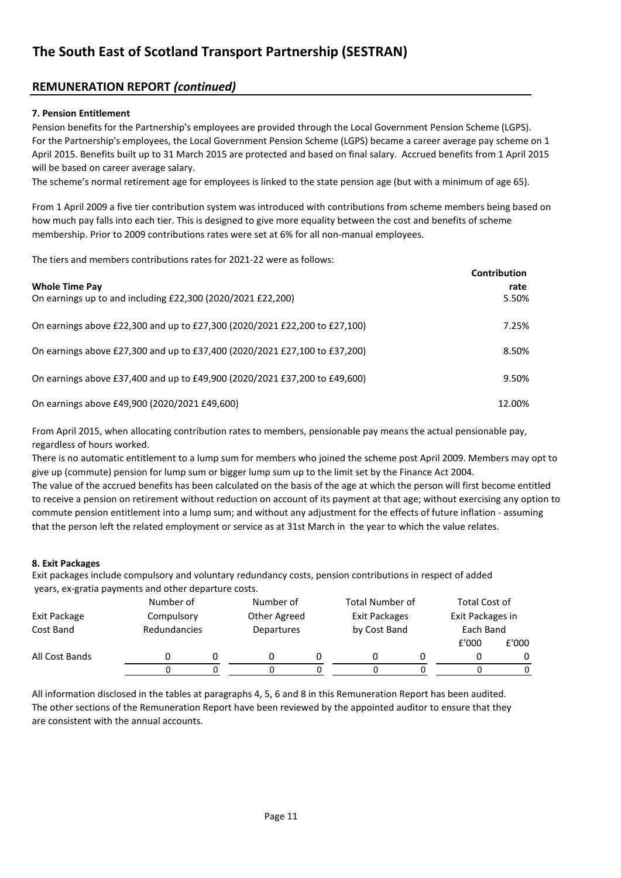# The South East of Scotland Transport Partnership (SESTRAN)

## REMUNERATION REPORT *(continued)*

**7. Pension Entitlement**

Pension benefits for the Partnership's employees are provided through the Local Government Pension Scheme (LGPS). For the Partnership's employees, the Local Government Pension Scheme (LGPS) became a career average pay scheme on 1 April 2015. Benefits built up to 31 March 2015 are protected and based on final salary. Accrued benefits from 1 April 2015 will be based on career average salary.

The scheme's normal retirement age for employees is linked to the state pension age (but with a minimum of age 65).

From 1 April 2009 a five tier contribution system was introduced with contributions from scheme members being based on how much pay falls into each tier. This is designed to give more equality between the cost and benefits of scheme membership. Prior to 2009 contributions rates were set at 6% for all non-manual employees.

The tiers and members contributions rates for 2021-22 were as follows:

| Whole Time Pay | Contribution rate |
|---|---|
| On earnings up to and including £22,300 (2020/2021 £22,200) | 5.50% |
| On earnings above £22,300 and up to £27,300 (2020/2021 £22,200 to £27,100) | 7.25% |
| On earnings above £27,300 and up to £37,400 (2020/2021 £27,100 to £37,200) | 8.50% |
| On earnings above £37,400 and up to £49,900 (2020/2021 £37,200 to £49,600) | 9.50% |
| On earnings above £49,900 (2020/2021 £49,600) | 12.00% |

From April 2015, when allocating contribution rates to members, pensionable pay means the actual pensionable pay, regardless of hours worked.

There is no automatic entitlement to a lump sum for members who joined the scheme post April 2009. Members may opt to give up (commute) pension for lump sum or bigger lump sum up to the limit set by the Finance Act 2004.

The value of the accrued benefits has been calculated on the basis of the age at which the person will first become entitled to receive a pension on retirement without reduction on account of its payment at that age; without exercising any option to commute pension entitlement into a lump sum; and without any adjustment for the effects of future inflation - assuming that the person left the related employment or service as at 31st March in the year to which the value relates.

**8. Exit Packages**

Exit packages include compulsory and voluntary redundancy costs, pension contributions in respect of added years, ex-gratia payments and other departure costs.

| Exit Package Cost Band | Number of Compulsory Redundancies | | Number of Other Agreed Departures | | Total Number of Exit Packages by Cost Band | | Total Cost of Exit Packages in Each Band | |
|---|---|---|---|---|---|---|---|---|
| | | | | | | | £'000 | £'000 |
| All Cost Bands | 0 | 0 | 0 | 0 | 0 | 0 | 0 | 0 |
| | 0 | 0 | 0 | 0 | 0 | 0 | 0 | 0 |

All information disclosed in the tables at paragraphs 4, 5, 6 and 8 in this Remuneration Report has been audited. The other sections of the Remuneration Report have been reviewed by the appointed auditor to ensure that they are consistent with the annual accounts.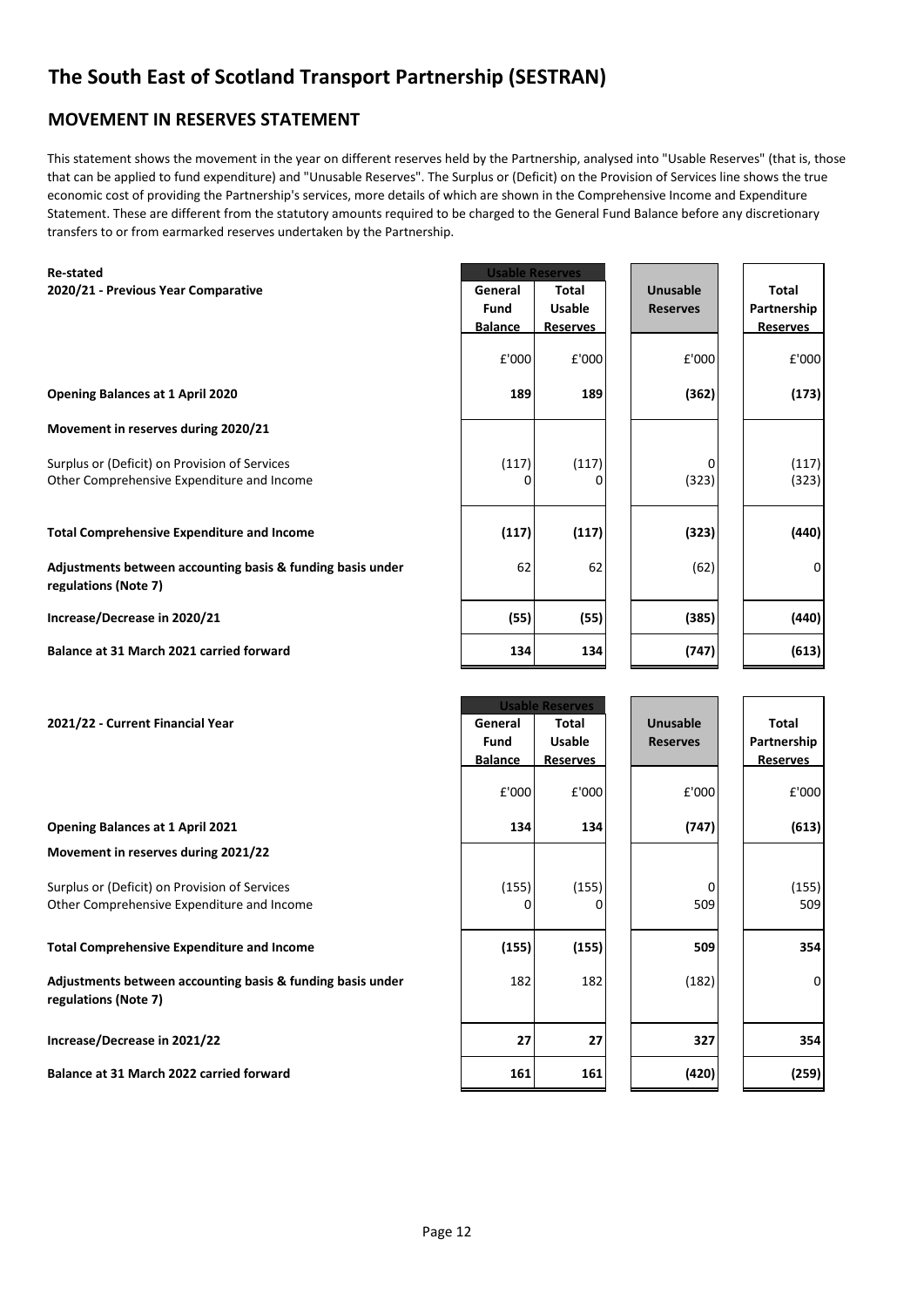# The South East of Scotland Transport Partnership (SESTRAN)

## MOVEMENT IN RESERVES STATEMENT

This statement shows the movement in the year on different reserves held by the Partnership, analysed into "Usable Reserves" (that is, those that can be applied to fund expenditure) and "Unusable Reserves". The Surplus or (Deficit) on the Provision of Services line shows the true economic cost of providing the Partnership's services, more details of which are shown in the Comprehensive Income and Expenditure Statement. These are different from the statutory amounts required to be charged to the General Fund Balance before any discretionary transfers to or from earmarked reserves undertaken by the Partnership.

**Re-stated**

| **2020/21 - Previous Year Comparative** | **Usable Reserves** | | | |
|---|---|---|---|---|
| | **General Fund Balance** | **Total Usable Reserves** | **Unusable Reserves** | **Total Partnership Reserves** |
| | £'000 | £'000 | £'000 | £'000 |
| **Opening Balances at 1 April 2020** | **189** | **189** | **(362)** | **(173)** |
| **Movement in reserves during 2020/21** | | | | |
| Surplus or (Deficit) on Provision of Services | (117) | (117) | 0 | (117) |
| Other Comprehensive Expenditure and Income | 0 | 0 | (323) | (323) |
| **Total Comprehensive Expenditure and Income** | **(117)** | **(117)** | **(323)** | **(440)** |
| **Adjustments between accounting basis & funding basis under regulations (Note 7)** | 62 | 62 | (62) | 0 |
| **Increase/Decrease in 2020/21** | **(55)** | **(55)** | **(385)** | **(440)** |
| **Balance at 31 March 2021 carried forward** | **134** | **134** | **(747)** | **(613)** |

| **2021/22 - Current Financial Year** | **Usable Reserves** | | | |
|---|---|---|---|---|
| | **General Fund Balance** | **Total Usable Reserves** | **Unusable Reserves** | **Total Partnership Reserves** |
| | £'000 | £'000 | £'000 | £'000 |
| **Opening Balances at 1 April 2021** | **134** | **134** | **(747)** | **(613)** |
| **Movement in reserves during 2021/22** | | | | |
| Surplus or (Deficit) on Provision of Services | (155) | (155) | 0 | (155) |
| Other Comprehensive Expenditure and Income | 0 | 0 | 509 | 509 |
| **Total Comprehensive Expenditure and Income** | **(155)** | **(155)** | **509** | **354** |
| **Adjustments between accounting basis & funding basis under regulations (Note 7)** | 182 | 182 | (182) | 0 |
| **Increase/Decrease in 2021/22** | **27** | **27** | **327** | **354** |
| **Balance at 31 March 2022 carried forward** | **161** | **161** | **(420)** | **(259)** |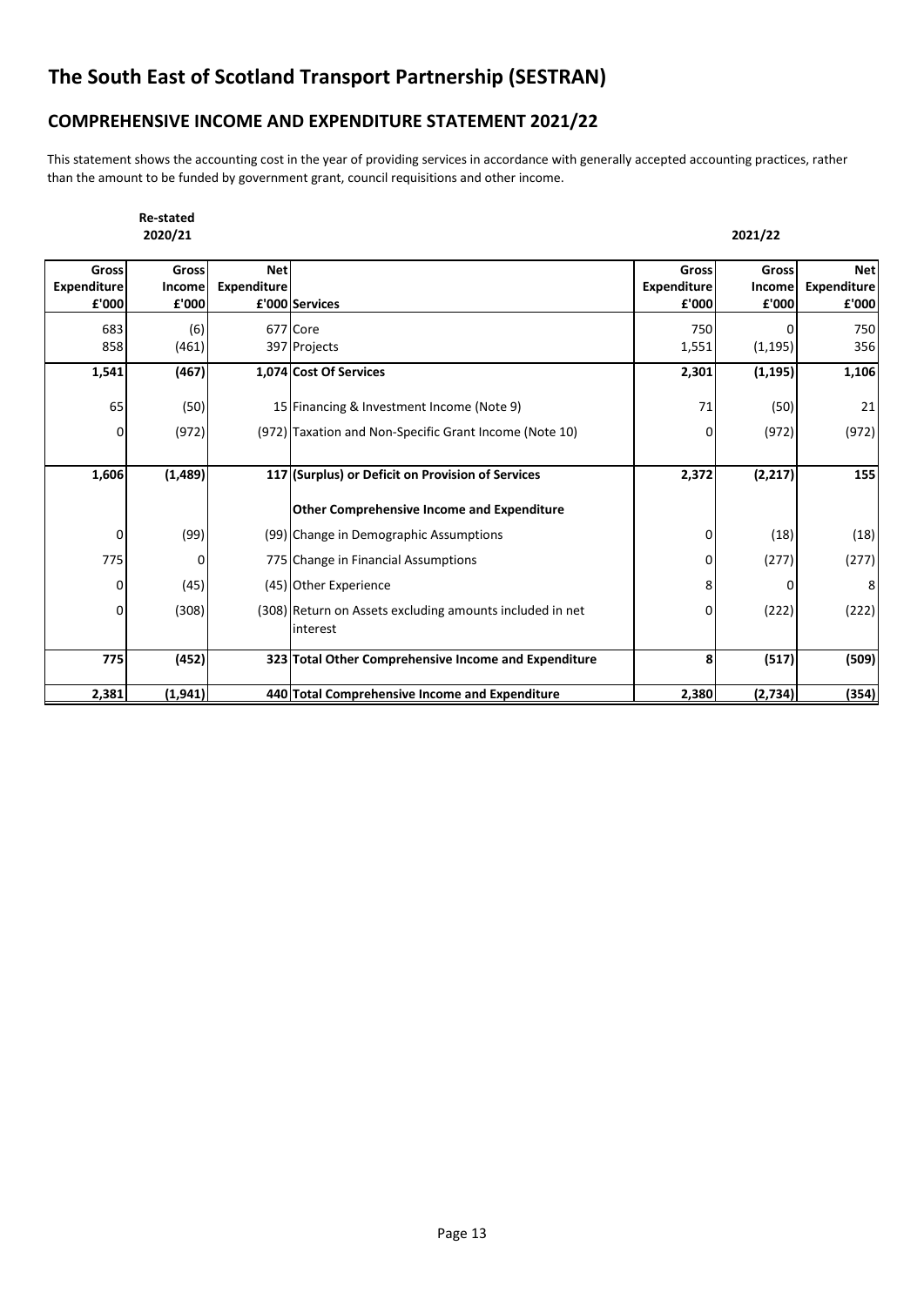# The South East of Scotland Transport Partnership (SESTRAN)

## COMPREHENSIVE INCOME AND EXPENDITURE STATEMENT 2021/22

This statement shows the accounting cost in the year of providing services in accordance with generally accepted accounting practices, rather than the amount to be funded by government grant, council requisitions and other income.

| Re-stated 2020/21 | | | | 2021/22 | | |
|---|---|---|---|---|---|---|
| Gross Expenditure £'000 | Gross Income £'000 | Net Expenditure £'000 | Services | Gross Expenditure £'000 | Gross Income £'000 | Net Expenditure £'000 |
| 683 | (6) | 677 | Core | 750 | 0 | 750 |
| 858 | (461) | 397 | Projects | 1,551 | (1,195) | 356 |
| **1,541** | **(467)** | **1,074** | **Cost Of Services** | **2,301** | **(1,195)** | **1,106** |
| 65 | (50) | 15 | Financing & Investment Income (Note 9) | 71 | (50) | 21 |
| 0 | (972) | (972) | Taxation and Non-Specific Grant Income (Note 10) | 0 | (972) | (972) |
| **1,606** | **(1,489)** | **117** | **(Surplus) or Deficit on Provision of Services** | **2,372** | **(2,217)** | **155** |
| | | | **Other Comprehensive Income and Expenditure** | | | |
| 0 | (99) | (99) | Change in Demographic Assumptions | 0 | (18) | (18) |
| 775 | 0 | 775 | Change in Financial Assumptions | 0 | (277) | (277) |
| 0 | (45) | (45) | Other Experience | 8 | 0 | 8 |
| 0 | (308) | (308) | Return on Assets excluding amounts included in net interest | 0 | (222) | (222) |
| **775** | **(452)** | **323** | **Total Other Comprehensive Income and Expenditure** | **8** | **(517)** | **(509)** |
| **2,381** | **(1,941)** | **440** | **Total Comprehensive Income and Expenditure** | **2,380** | **(2,734)** | **(354)** |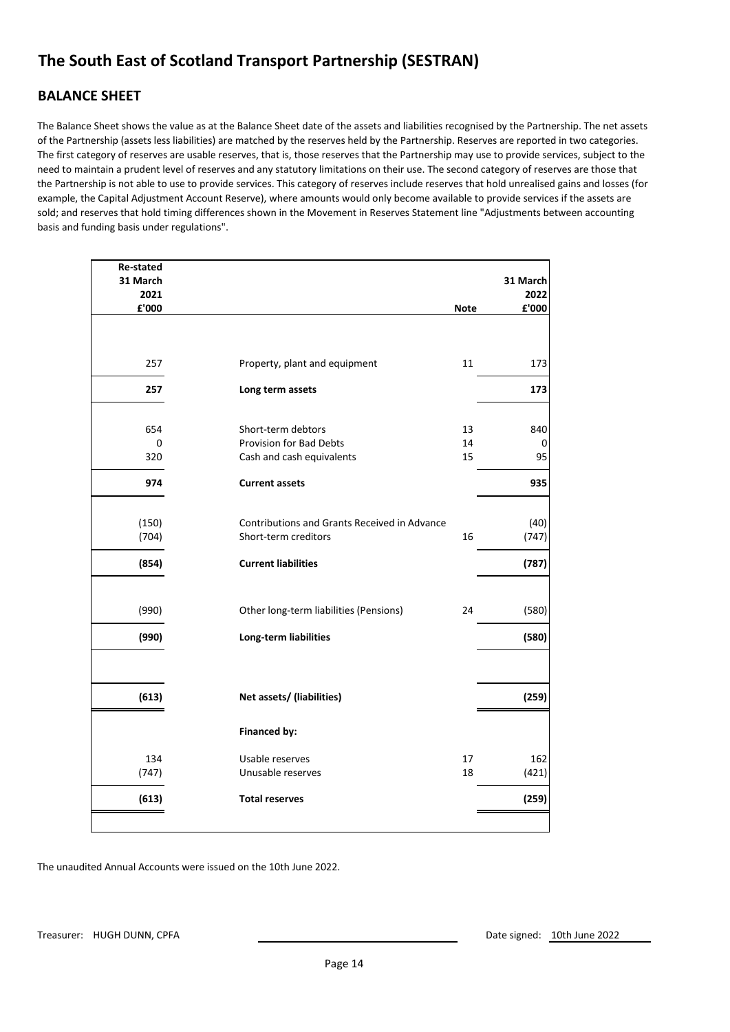# The South East of Scotland Transport Partnership (SESTRAN)

## BALANCE SHEET

The Balance Sheet shows the value as at the Balance Sheet date of the assets and liabilities recognised by the Partnership. The net assets of the Partnership (assets less liabilities) are matched by the reserves held by the Partnership. Reserves are reported in two categories. The first category of reserves are usable reserves, that is, those reserves that the Partnership may use to provide services, subject to the need to maintain a prudent level of reserves and any statutory limitations on their use. The second category of reserves are those that the Partnership is not able to use to provide services. This category of reserves include reserves that hold unrealised gains and losses (for example, the Capital Adjustment Account Reserve), where amounts would only become available to provide services if the assets are sold; and reserves that hold timing differences shown in the Movement in Reserves Statement line "Adjustments between accounting basis and funding basis under regulations".

| Re-stated 31 March 2021 £'000 | | Note | 31 March 2022 £'000 |
|---|---|---|---|
| 257 | Property, plant and equipment | 11 | 173 |
| **257** | **Long term assets** | | **173** |
| 654 | Short-term debtors | 13 | 840 |
| 0 | Provision for Bad Debts | 14 | 0 |
| 320 | Cash and cash equivalents | 15 | 95 |
| **974** | **Current assets** | | **935** |
| (150) | Contributions and Grants Received in Advance | | (40) |
| (704) | Short-term creditors | 16 | (747) |
| **(854)** | **Current liabilities** | | **(787)** |
| (990) | Other long-term liabilities (Pensions) | 24 | (580) |
| **(990)** | **Long-term liabilities** | | **(580)** |
| **(613)** | **Net assets/ (liabilities)** | | **(259)** |
| | **Financed by:** | | |
| 134 | Usable reserves | 17 | 162 |
| (747) | Unusable reserves | 18 | (421) |
| **(613)** | **Total reserves** | | **(259)** |

The unaudited Annual Accounts were issued on the 10th June 2022.

Treasurer: HUGH DUNN, CPFA

Date signed: 10th June 2022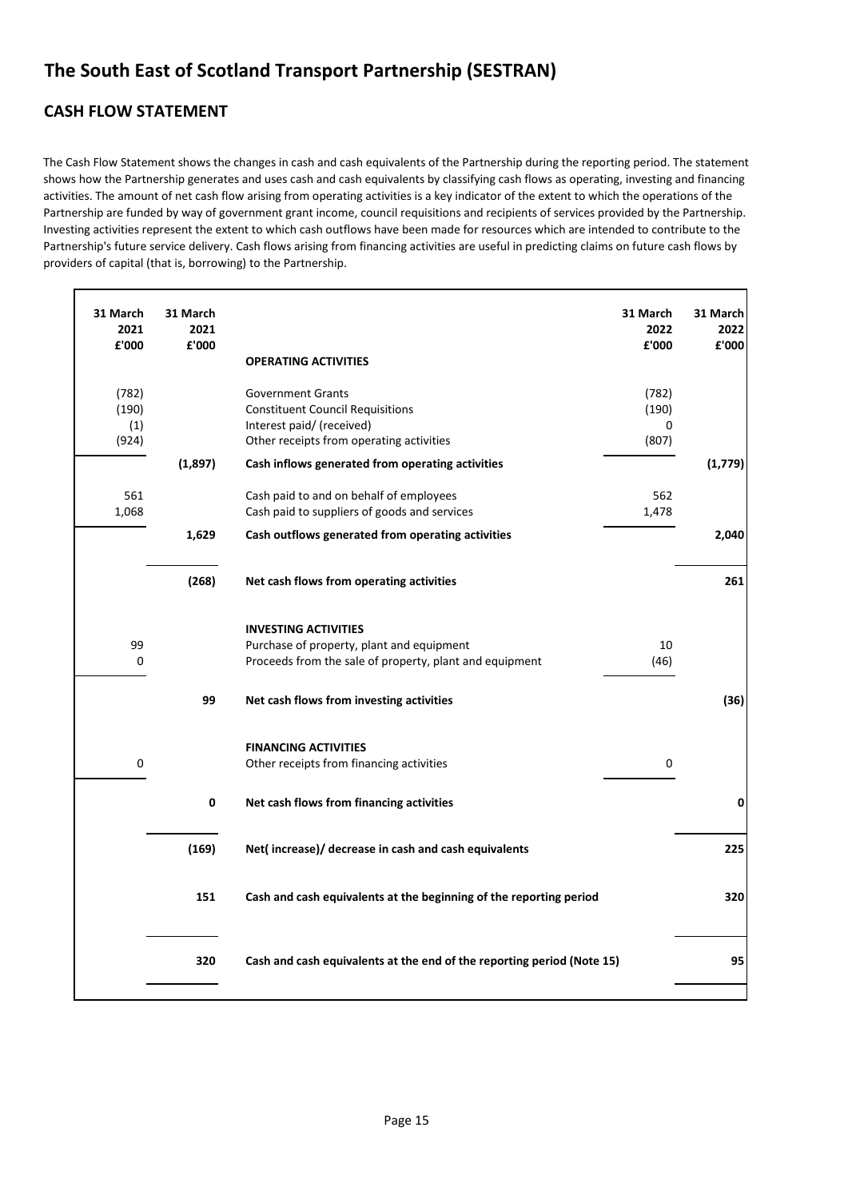# The South East of Scotland Transport Partnership (SESTRAN)

## CASH FLOW STATEMENT

The Cash Flow Statement shows the changes in cash and cash equivalents of the Partnership during the reporting period. The statement shows how the Partnership generates and uses cash and cash equivalents by classifying cash flows as operating, investing and financing activities. The amount of net cash flow arising from operating activities is a key indicator of the extent to which the operations of the Partnership are funded by way of government grant income, council requisitions and recipients of services provided by the Partnership. Investing activities represent the extent to which cash outflows have been made for resources which are intended to contribute to the Partnership's future service delivery. Cash flows arising from financing activities are useful in predicting claims on future cash flows by providers of capital (that is, borrowing) to the Partnership.

| 31 March 2021 £'000 | 31 March 2021 £'000 | | 31 March 2022 £'000 | 31 March 2022 £'000 |
|---|---|---|---|---|
| | | **OPERATING ACTIVITIES** | | |
| (782) | | Government Grants | (782) | |
| (190) | | Constituent Council Requisitions | (190) | |
| (1) | | Interest paid/ (received) | 0 | |
| (924) | | Other receipts from operating activities | (807) | |
| | **(1,897)** | **Cash inflows generated from operating activities** | | **(1,779)** |
| 561 | | Cash paid to and on behalf of employees | 562 | |
| 1,068 | | Cash paid to suppliers of goods and services | 1,478 | |
| | **1,629** | **Cash outflows generated from operating activities** | | **2,040** |
| | **(268)** | **Net cash flows from operating activities** | | **261** |
| | | **INVESTING ACTIVITIES** | | |
| 99 | | Purchase of property, plant and equipment | 10 | |
| 0 | | Proceeds from the sale of property, plant and equipment | (46) | |
| | **99** | **Net cash flows from investing activities** | | **(36)** |
| | | **FINANCING ACTIVITIES** | | |
| 0 | | Other receipts from financing activities | 0 | |
| | **0** | **Net cash flows from financing activities** | | **0** |
| | **(169)** | **Net( increase)/ decrease in cash and cash equivalents** | | **225** |
| | **151** | **Cash and cash equivalents at the beginning of the reporting period** | | **320** |
| | **320** | **Cash and cash equivalents at the end of the reporting period (Note 15)** | | **95** |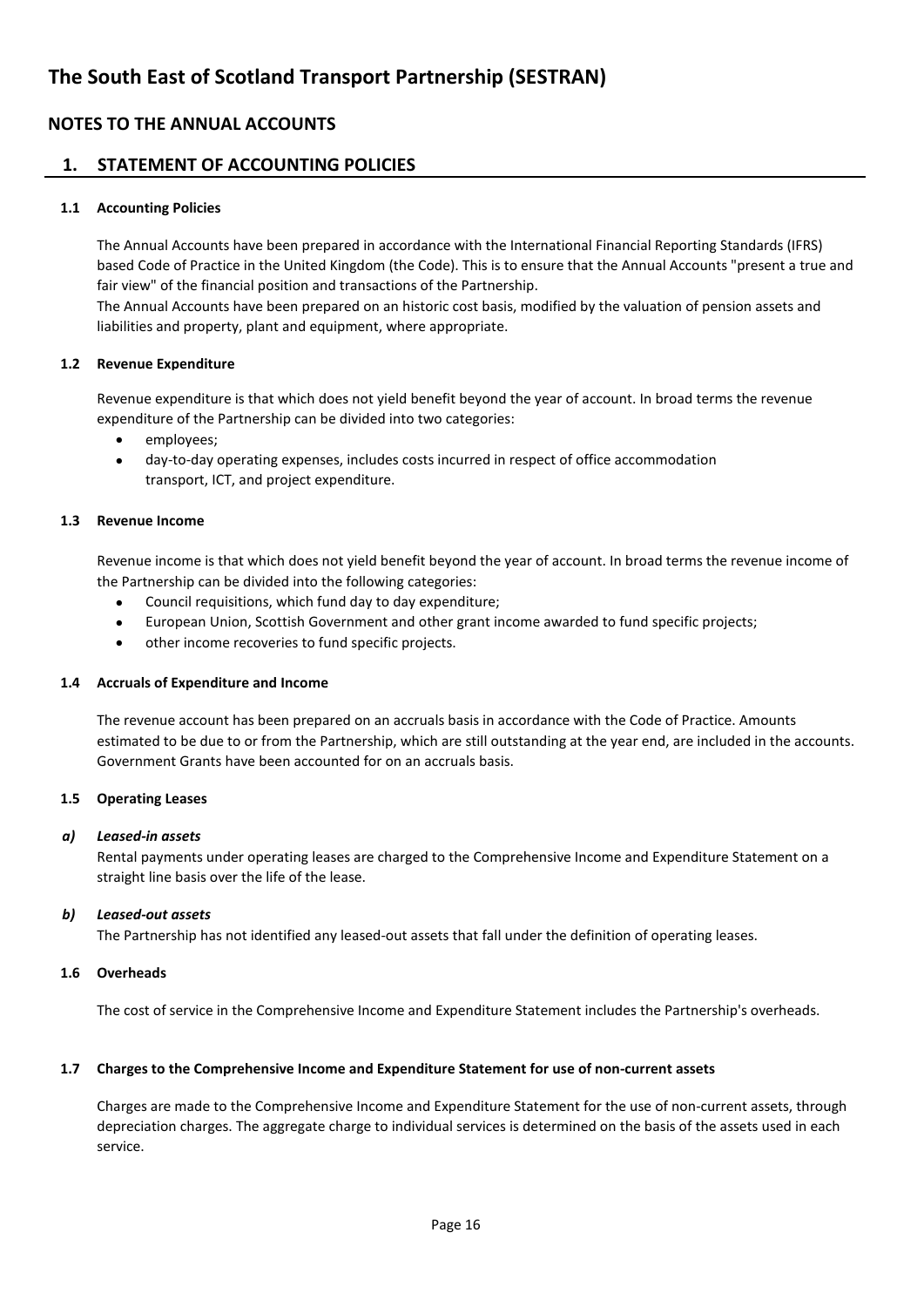# The South East of Scotland Transport Partnership (SESTRAN)

## NOTES TO THE ANNUAL ACCOUNTS

## 1. STATEMENT OF ACCOUNTING POLICIES

### 1.1 Accounting Policies

The Annual Accounts have been prepared in accordance with the International Financial Reporting Standards (IFRS) based Code of Practice in the United Kingdom (the Code). This is to ensure that the Annual Accounts "present a true and fair view" of the financial position and transactions of the Partnership.

The Annual Accounts have been prepared on an historic cost basis, modified by the valuation of pension assets and liabilities and property, plant and equipment, where appropriate.

### 1.2 Revenue Expenditure

Revenue expenditure is that which does not yield benefit beyond the year of account. In broad terms the revenue expenditure of the Partnership can be divided into two categories:

- employees;
- day-to-day operating expenses, includes costs incurred in respect of office accommodation transport, ICT, and project expenditure.

### 1.3 Revenue Income

Revenue income is that which does not yield benefit beyond the year of account. In broad terms the revenue income of the Partnership can be divided into the following categories:

- Council requisitions, which fund day to day expenditure;
- European Union, Scottish Government and other grant income awarded to fund specific projects;
- other income recoveries to fund specific projects.

### 1.4 Accruals of Expenditure and Income

The revenue account has been prepared on an accruals basis in accordance with the Code of Practice. Amounts estimated to be due to or from the Partnership, which are still outstanding at the year end, are included in the accounts. Government Grants have been accounted for on an accruals basis.

### 1.5 Operating Leases

#### *a) Leased-in assets*

Rental payments under operating leases are charged to the Comprehensive Income and Expenditure Statement on a straight line basis over the life of the lease.

#### *b) Leased-out assets*

The Partnership has not identified any leased-out assets that fall under the definition of operating leases.

### 1.6 Overheads

The cost of service in the Comprehensive Income and Expenditure Statement includes the Partnership's overheads.

### 1.7 Charges to the Comprehensive Income and Expenditure Statement for use of non-current assets

Charges are made to the Comprehensive Income and Expenditure Statement for the use of non-current assets, through depreciation charges. The aggregate charge to individual services is determined on the basis of the assets used in each service.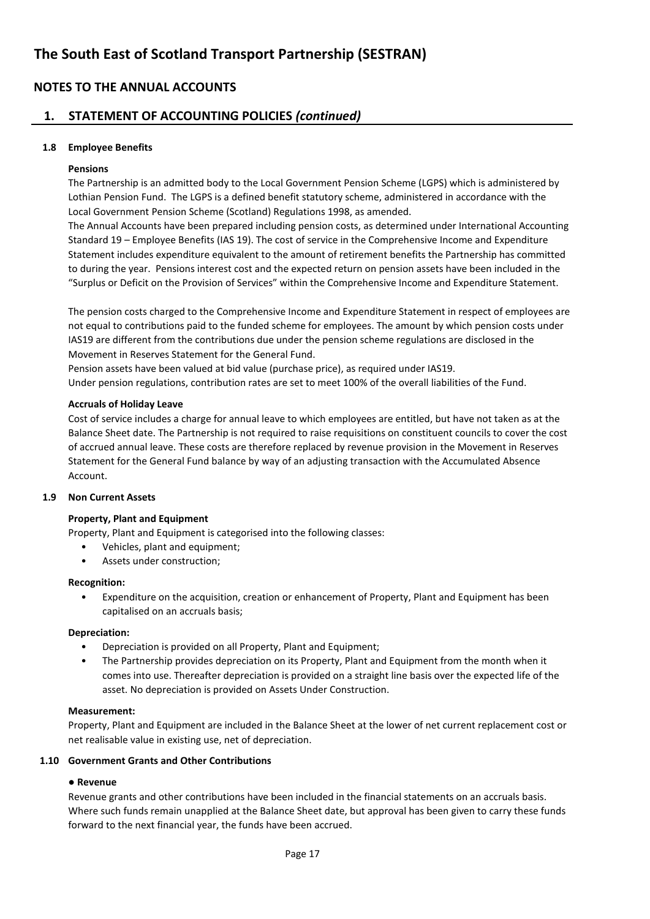# The South East of Scotland Transport Partnership (SESTRAN)

## NOTES TO THE ANNUAL ACCOUNTS

## 1. STATEMENT OF ACCOUNTING POLICIES *(continued)*

### 1.8 Employee Benefits

**Pensions**

The Partnership is an admitted body to the Local Government Pension Scheme (LGPS) which is administered by Lothian Pension Fund. The LGPS is a defined benefit statutory scheme, administered in accordance with the Local Government Pension Scheme (Scotland) Regulations 1998, as amended.

The Annual Accounts have been prepared including pension costs, as determined under International Accounting Standard 19 – Employee Benefits (IAS 19). The cost of service in the Comprehensive Income and Expenditure Statement includes expenditure equivalent to the amount of retirement benefits the Partnership has committed to during the year. Pensions interest cost and the expected return on pension assets have been included in the "Surplus or Deficit on the Provision of Services" within the Comprehensive Income and Expenditure Statement.

The pension costs charged to the Comprehensive Income and Expenditure Statement in respect of employees are not equal to contributions paid to the funded scheme for employees. The amount by which pension costs under IAS19 are different from the contributions due under the pension scheme regulations are disclosed in the Movement in Reserves Statement for the General Fund.

Pension assets have been valued at bid value (purchase price), as required under IAS19.

Under pension regulations, contribution rates are set to meet 100% of the overall liabilities of the Fund.

**Accruals of Holiday Leave**

Cost of service includes a charge for annual leave to which employees are entitled, but have not taken as at the Balance Sheet date. The Partnership is not required to raise requisitions on constituent councils to cover the cost of accrued annual leave. These costs are therefore replaced by revenue provision in the Movement in Reserves Statement for the General Fund balance by way of an adjusting transaction with the Accumulated Absence Account.

### 1.9 Non Current Assets

**Property, Plant and Equipment**

Property, Plant and Equipment is categorised into the following classes:

- Vehicles, plant and equipment;
- Assets under construction;

**Recognition:**

- Expenditure on the acquisition, creation or enhancement of Property, Plant and Equipment has been capitalised on an accruals basis;

**Depreciation:**

- Depreciation is provided on all Property, Plant and Equipment;
- The Partnership provides depreciation on its Property, Plant and Equipment from the month when it comes into use. Thereafter depreciation is provided on a straight line basis over the expected life of the asset. No depreciation is provided on Assets Under Construction.

**Measurement:**

Property, Plant and Equipment are included in the Balance Sheet at the lower of net current replacement cost or net realisable value in existing use, net of depreciation.

### 1.10 Government Grants and Other Contributions

**● Revenue**

Revenue grants and other contributions have been included in the financial statements on an accruals basis. Where such funds remain unapplied at the Balance Sheet date, but approval has been given to carry these funds forward to the next financial year, the funds have been accrued.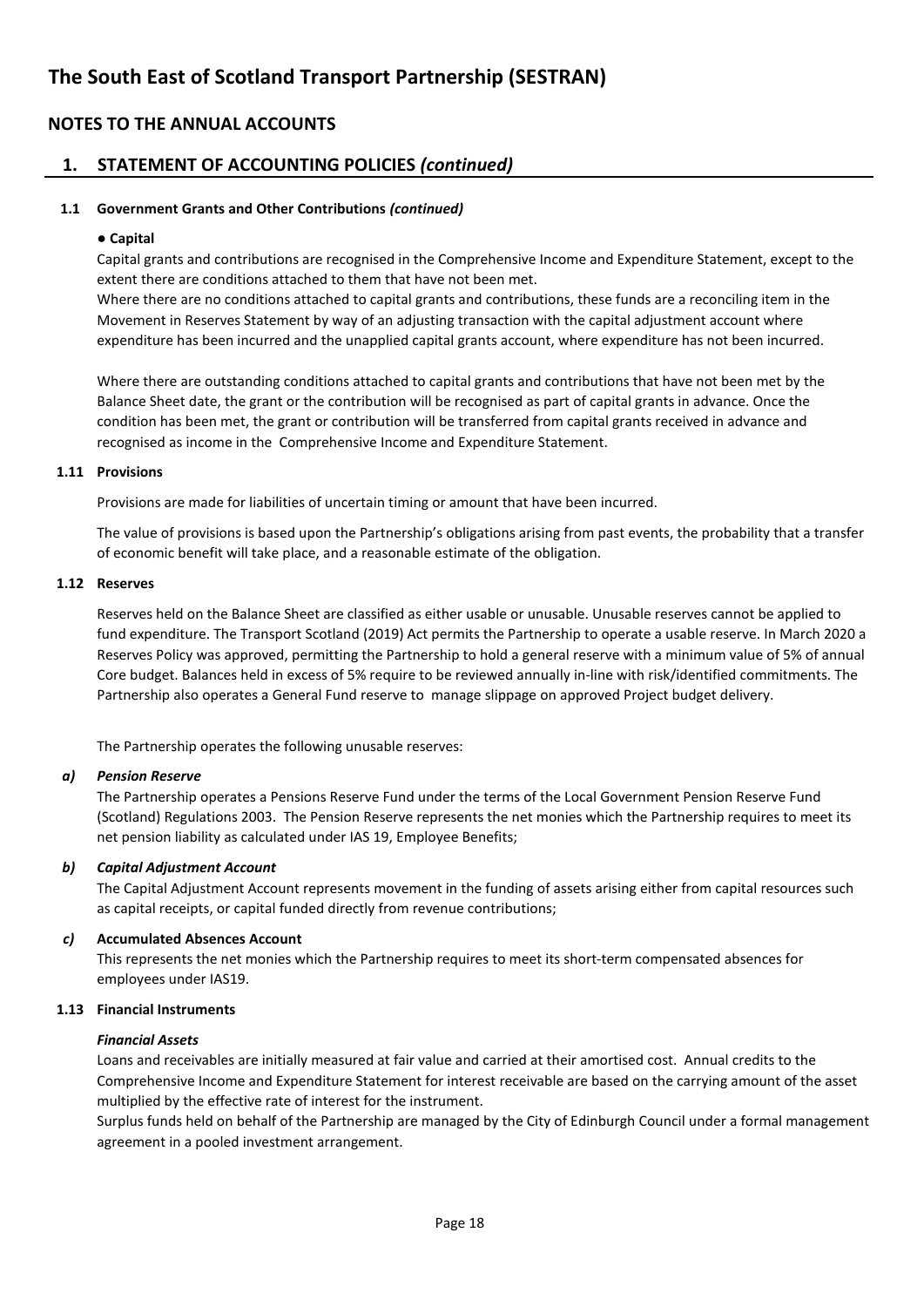# The South East of Scotland Transport Partnership (SESTRAN)

## NOTES TO THE ANNUAL ACCOUNTS

## 1. STATEMENT OF ACCOUNTING POLICIES *(continued)*

### 1.1 Government Grants and Other Contributions *(continued)*

**● Capital**

Capital grants and contributions are recognised in the Comprehensive Income and Expenditure Statement, except to the extent there are conditions attached to them that have not been met.

Where there are no conditions attached to capital grants and contributions, these funds are a reconciling item in the Movement in Reserves Statement by way of an adjusting transaction with the capital adjustment account where expenditure has been incurred and the unapplied capital grants account, where expenditure has not been incurred.

Where there are outstanding conditions attached to capital grants and contributions that have not been met by the Balance Sheet date, the grant or the contribution will be recognised as part of capital grants in advance. Once the condition has been met, the grant or contribution will be transferred from capital grants received in advance and recognised as income in the Comprehensive Income and Expenditure Statement.

### 1.11 Provisions

Provisions are made for liabilities of uncertain timing or amount that have been incurred.

The value of provisions is based upon the Partnership's obligations arising from past events, the probability that a transfer of economic benefit will take place, and a reasonable estimate of the obligation.

### 1.12 Reserves

Reserves held on the Balance Sheet are classified as either usable or unusable. Unusable reserves cannot be applied to fund expenditure. The Transport Scotland (2019) Act permits the Partnership to operate a usable reserve. In March 2020 a Reserves Policy was approved, permitting the Partnership to hold a general reserve with a minimum value of 5% of annual Core budget. Balances held in excess of 5% require to be reviewed annually in-line with risk/identified commitments. The Partnership also operates a General Fund reserve to manage slippage on approved Project budget delivery.

The Partnership operates the following unusable reserves:

***a) Pension Reserve***

The Partnership operates a Pensions Reserve Fund under the terms of the Local Government Pension Reserve Fund (Scotland) Regulations 2003. The Pension Reserve represents the net monies which the Partnership requires to meet its net pension liability as calculated under IAS 19, Employee Benefits;

***b) Capital Adjustment Account***

The Capital Adjustment Account represents movement in the funding of assets arising either from capital resources such as capital receipts, or capital funded directly from revenue contributions;

***c)* Accumulated Absences Account**

This represents the net monies which the Partnership requires to meet its short-term compensated absences for employees under IAS19.

### 1.13 Financial Instruments

***Financial Assets***

Loans and receivables are initially measured at fair value and carried at their amortised cost. Annual credits to the Comprehensive Income and Expenditure Statement for interest receivable are based on the carrying amount of the asset multiplied by the effective rate of interest for the instrument.

Surplus funds held on behalf of the Partnership are managed by the City of Edinburgh Council under a formal management agreement in a pooled investment arrangement.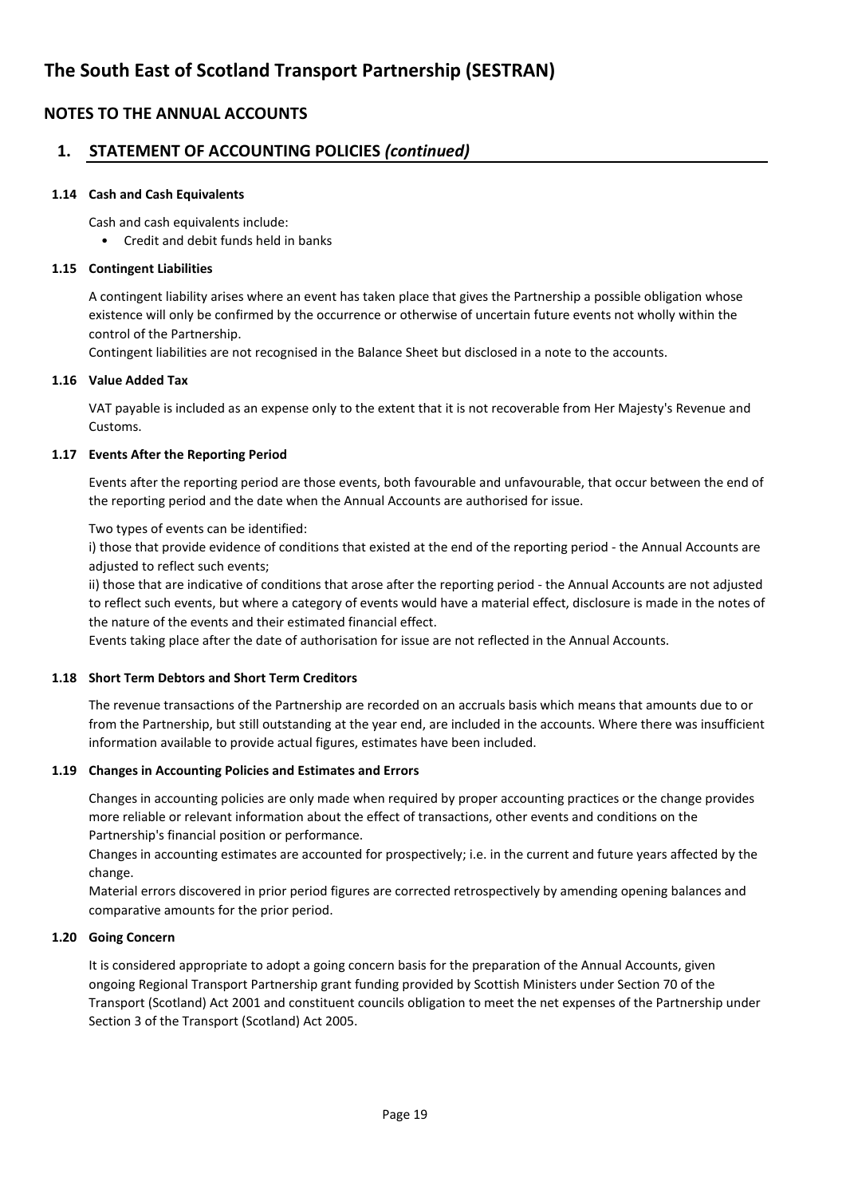# The South East of Scotland Transport Partnership (SESTRAN)

## NOTES TO THE ANNUAL ACCOUNTS

## 1. STATEMENT OF ACCOUNTING POLICIES *(continued)*

### 1.14 Cash and Cash Equivalents

Cash and cash equivalents include:

- Credit and debit funds held in banks

### 1.15 Contingent Liabilities

A contingent liability arises where an event has taken place that gives the Partnership a possible obligation whose existence will only be confirmed by the occurrence or otherwise of uncertain future events not wholly within the control of the Partnership.

Contingent liabilities are not recognised in the Balance Sheet but disclosed in a note to the accounts.

### 1.16 Value Added Tax

VAT payable is included as an expense only to the extent that it is not recoverable from Her Majesty's Revenue and Customs.

### 1.17 Events After the Reporting Period

Events after the reporting period are those events, both favourable and unfavourable, that occur between the end of the reporting period and the date when the Annual Accounts are authorised for issue.

Two types of events can be identified:

i) those that provide evidence of conditions that existed at the end of the reporting period - the Annual Accounts are adjusted to reflect such events;

ii) those that are indicative of conditions that arose after the reporting period - the Annual Accounts are not adjusted to reflect such events, but where a category of events would have a material effect, disclosure is made in the notes of the nature of the events and their estimated financial effect.

Events taking place after the date of authorisation for issue are not reflected in the Annual Accounts.

### 1.18 Short Term Debtors and Short Term Creditors

The revenue transactions of the Partnership are recorded on an accruals basis which means that amounts due to or from the Partnership, but still outstanding at the year end, are included in the accounts. Where there was insufficient information available to provide actual figures, estimates have been included.

### 1.19 Changes in Accounting Policies and Estimates and Errors

Changes in accounting policies are only made when required by proper accounting practices or the change provides more reliable or relevant information about the effect of transactions, other events and conditions on the Partnership's financial position or performance.

Changes in accounting estimates are accounted for prospectively; i.e. in the current and future years affected by the change.

Material errors discovered in prior period figures are corrected retrospectively by amending opening balances and comparative amounts for the prior period.

### 1.20 Going Concern

It is considered appropriate to adopt a going concern basis for the preparation of the Annual Accounts, given ongoing Regional Transport Partnership grant funding provided by Scottish Ministers under Section 70 of the Transport (Scotland) Act 2001 and constituent councils obligation to meet the net expenses of the Partnership under Section 3 of the Transport (Scotland) Act 2005.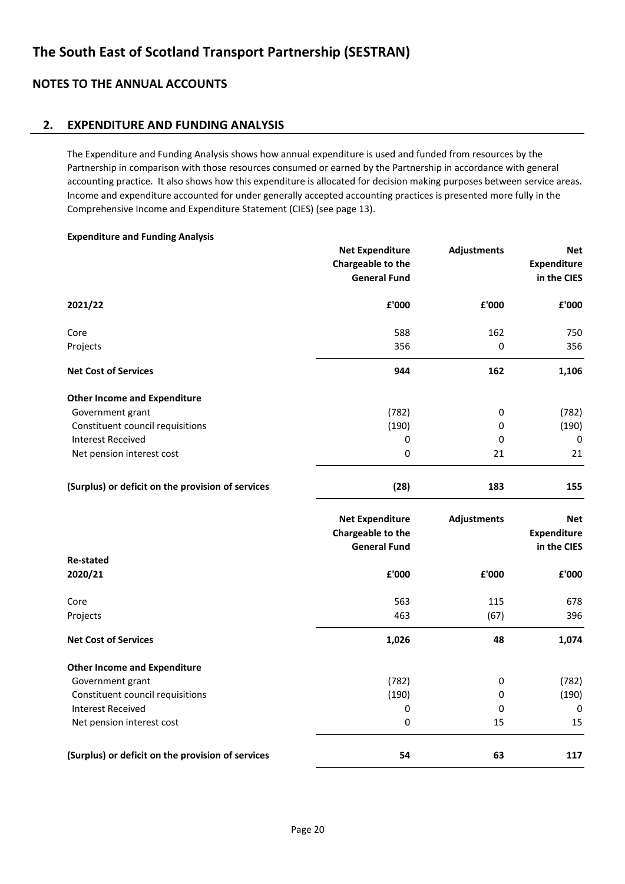# The South East of Scotland Transport Partnership (SESTRAN)

## NOTES TO THE ANNUAL ACCOUNTS

## 2. EXPENDITURE AND FUNDING ANALYSIS

The Expenditure and Funding Analysis shows how annual expenditure is used and funded from resources by the Partnership in comparison with those resources consumed or earned by the Partnership in accordance with general accounting practice. It also shows how this expenditure is allocated for decision making purposes between service areas. Income and expenditure accounted for under generally accepted accounting practices is presented more fully in the Comprehensive Income and Expenditure Statement (CIES) (see page 13).

**Expenditure and Funding Analysis**

| | Net Expenditure Chargeable to the General Fund | Adjustments | Net Expenditure in the CIES |
|---|---|---|---|
| **2021/22** | **£'000** | **£'000** | **£'000** |
| Core | 588 | 162 | 750 |
| Projects | 356 | 0 | 356 |
| **Net Cost of Services** | **944** | **162** | **1,106** |
| **Other Income and Expenditure** | | | |
| Government grant | (782) | 0 | (782) |
| Constituent council requisitions | (190) | 0 | (190) |
| Interest Received | 0 | 0 | 0 |
| Net pension interest cost | 0 | 21 | 21 |
| **(Surplus) or deficit on the provision of services** | **(28)** | **183** | **155** |

| | Net Expenditure Chargeable to the General Fund | Adjustments | Net Expenditure in the CIES |
|---|---|---|---|
| **Re-stated 2020/21** | **£'000** | **£'000** | **£'000** |
| Core | 563 | 115 | 678 |
| Projects | 463 | (67) | 396 |
| **Net Cost of Services** | **1,026** | **48** | **1,074** |
| **Other Income and Expenditure** | | | |
| Government grant | (782) | 0 | (782) |
| Constituent council requisitions | (190) | 0 | (190) |
| Interest Received | 0 | 0 | 0 |
| Net pension interest cost | 0 | 15 | 15 |
| **(Surplus) or deficit on the provision of services** | **54** | **63** | **117** |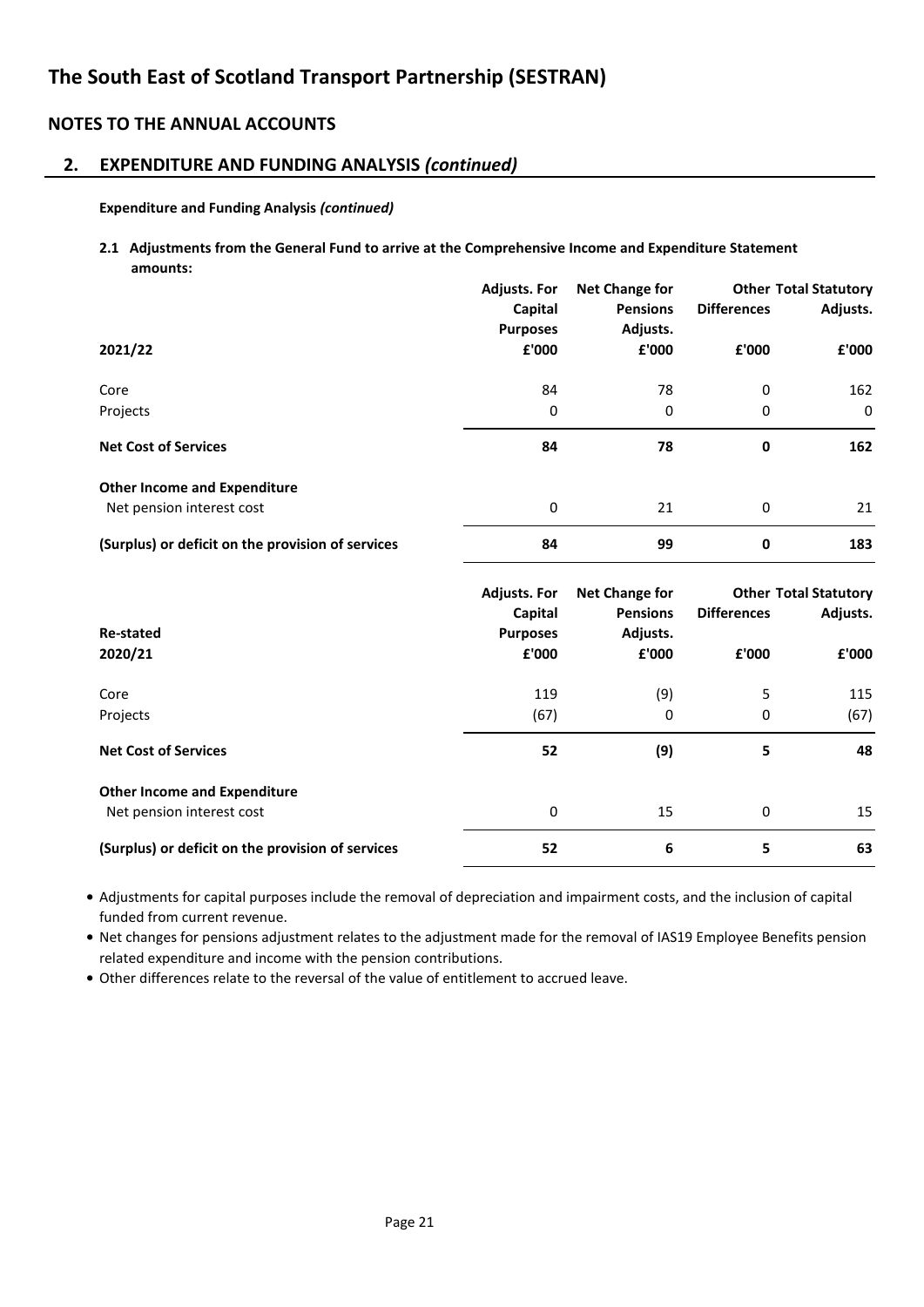# The South East of Scotland Transport Partnership (SESTRAN)

## NOTES TO THE ANNUAL ACCOUNTS

## 2. EXPENDITURE AND FUNDING ANALYSIS *(continued)*

**Expenditure and Funding Analysis** ***(continued)***

**2.1 Adjustments from the General Fund to arrive at the Comprehensive Income and Expenditure Statement amounts:**

| 2021/22 | Adjusts. For Capital Purposes £'000 | Net Change for Pensions Adjusts. £'000 | Other Differences £'000 | Total Statutory Adjusts. £'000 |
|---|---|---|---|---|
| Core | 84 | 78 | 0 | 162 |
| Projects | 0 | 0 | 0 | 0 |
| **Net Cost of Services** | **84** | **78** | **0** | **162** |
| **Other Income and Expenditure** | | | | |
| Net pension interest cost | 0 | 21 | 0 | 21 |
| **(Surplus) or deficit on the provision of services** | **84** | **99** | **0** | **183** |

| Re-stated 2020/21 | Adjusts. For Capital Purposes £'000 | Net Change for Pensions Adjusts. £'000 | Other Differences £'000 | Total Statutory Adjusts. £'000 |
|---|---|---|---|---|
| Core | 119 | (9) | 5 | 115 |
| Projects | (67) | 0 | 0 | (67) |
| **Net Cost of Services** | **52** | **(9)** | **5** | **48** |
| **Other Income and Expenditure** | | | | |
| Net pension interest cost | 0 | 15 | 0 | 15 |
| **(Surplus) or deficit on the provision of services** | **52** | **6** | **5** | **63** |

- Adjustments for capital purposes include the removal of depreciation and impairment costs, and the inclusion of capital funded from current revenue.
- Net changes for pensions adjustment relates to the adjustment made for the removal of IAS19 Employee Benefits pension related expenditure and income with the pension contributions.
- Other differences relate to the reversal of the value of entitlement to accrued leave.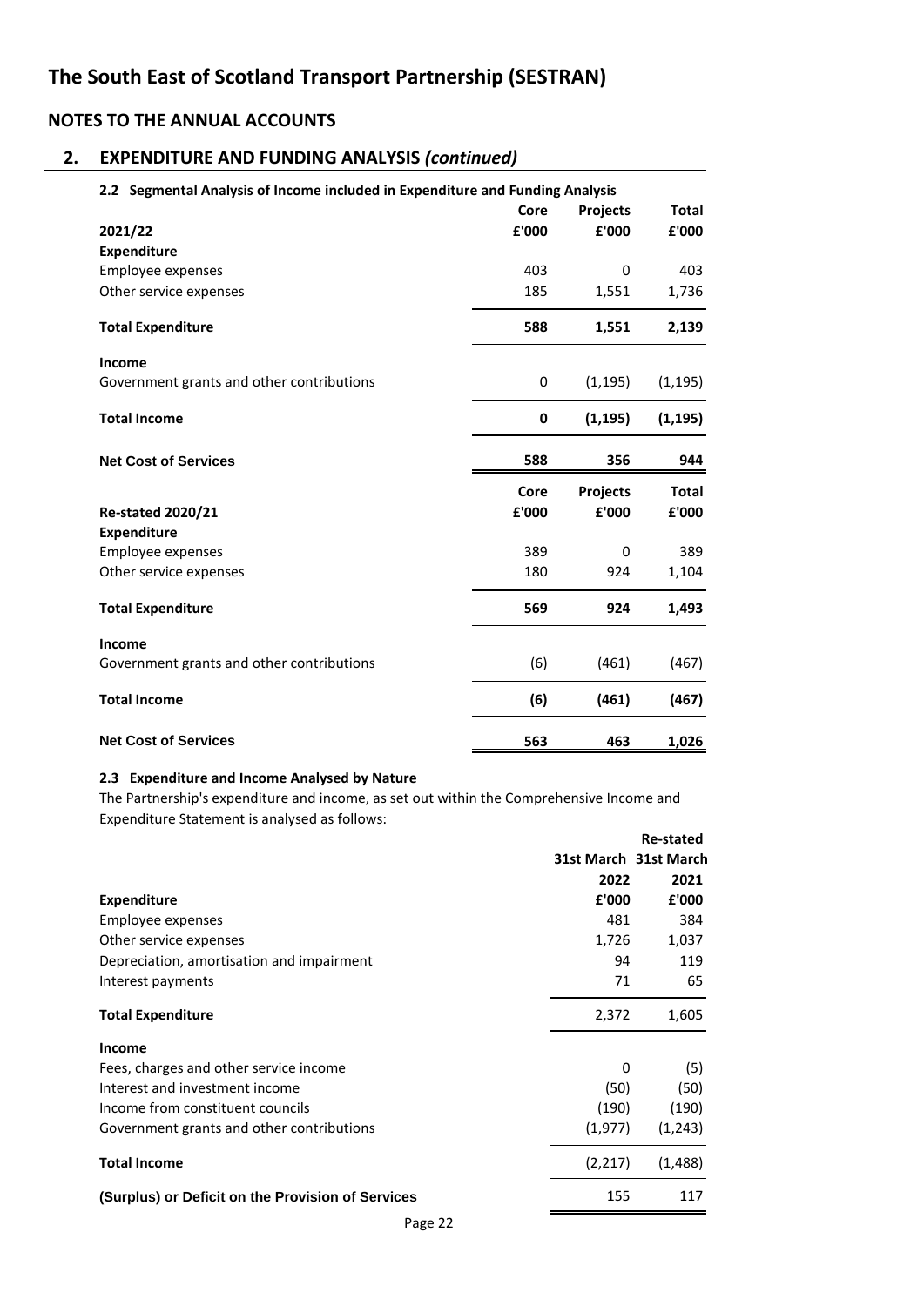# The South East of Scotland Transport Partnership (SESTRAN)

## NOTES TO THE ANNUAL ACCOUNTS

## 2. EXPENDITURE AND FUNDING ANALYSIS *(continued)*

### 2.2 Segmental Analysis of Income included in Expenditure and Funding Analysis

| 2021/22 | Core £'000 | Projects £'000 | Total £'000 |
|---|---|---|---|
| **Expenditure** | | | |
| Employee expenses | 403 | 0 | 403 |
| Other service expenses | 185 | 1,551 | 1,736 |
| **Total Expenditure** | **588** | **1,551** | **2,139** |
| **Income** | | | |
| Government grants and other contributions | 0 | (1,195) | (1,195) |
| **Total Income** | **0** | **(1,195)** | **(1,195)** |
| **Net Cost of Services** | **588** | **356** | **944** |

| Re-stated 2020/21 | Core £'000 | Projects £'000 | Total £'000 |
|---|---|---|---|
| **Expenditure** | | | |
| Employee expenses | 389 | 0 | 389 |
| Other service expenses | 180 | 924 | 1,104 |
| **Total Expenditure** | **569** | **924** | **1,493** |
| **Income** | | | |
| Government grants and other contributions | (6) | (461) | (467) |
| **Total Income** | **(6)** | **(461)** | **(467)** |
| **Net Cost of Services** | **563** | **463** | **1,026** |

### 2.3 Expenditure and Income Analysed by Nature

The Partnership's expenditure and income, as set out within the Comprehensive Income and Expenditure Statement is analysed as follows:

| | 31st March 2022 £'000 | Re-stated 31st March 2021 £'000 |
|---|---|---|
| **Expenditure** | | |
| Employee expenses | 481 | 384 |
| Other service expenses | 1,726 | 1,037 |
| Depreciation, amortisation and impairment | 94 | 119 |
| Interest payments | 71 | 65 |
| **Total Expenditure** | 2,372 | 1,605 |
| **Income** | | |
| Fees, charges and other service income | 0 | (5) |
| Interest and investment income | (50) | (50) |
| Income from constituent councils | (190) | (190) |
| Government grants and other contributions | (1,977) | (1,243) |
| **Total Income** | (2,217) | (1,488) |
| **(Surplus) or Deficit on the Provision of Services** | 155 | 117 |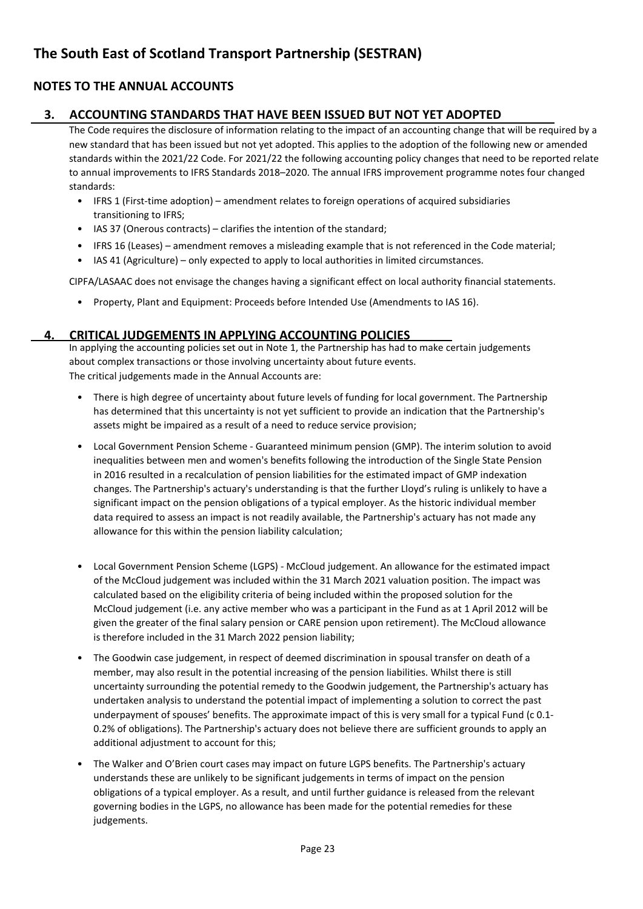# The South East of Scotland Transport Partnership (SESTRAN)

## NOTES TO THE ANNUAL ACCOUNTS

### 3. ACCOUNTING STANDARDS THAT HAVE BEEN ISSUED BUT NOT YET ADOPTED

The Code requires the disclosure of information relating to the impact of an accounting change that will be required by a new standard that has been issued but not yet adopted. This applies to the adoption of the following new or amended standards within the 2021/22 Code. For 2021/22 the following accounting policy changes that need to be reported relate to annual improvements to IFRS Standards 2018–2020. The annual IFRS improvement programme notes four changed standards:

- IFRS 1 (First-time adoption) – amendment relates to foreign operations of acquired subsidiaries transitioning to IFRS;
- IAS 37 (Onerous contracts) – clarifies the intention of the standard;
- IFRS 16 (Leases) – amendment removes a misleading example that is not referenced in the Code material;
- IAS 41 (Agriculture) – only expected to apply to local authorities in limited circumstances.

CIPFA/LASAAC does not envisage the changes having a significant effect on local authority financial statements.

- Property, Plant and Equipment: Proceeds before Intended Use (Amendments to IAS 16).

### 4. CRITICAL JUDGEMENTS IN APPLYING ACCOUNTING POLICIES

In applying the accounting policies set out in Note 1, the Partnership has had to make certain judgements about complex transactions or those involving uncertainty about future events.
The critical judgements made in the Annual Accounts are:

- There is high degree of uncertainty about future levels of funding for local government. The Partnership has determined that this uncertainty is not yet sufficient to provide an indication that the Partnership's assets might be impaired as a result of a need to reduce service provision;
- Local Government Pension Scheme - Guaranteed minimum pension (GMP). The interim solution to avoid inequalities between men and women's benefits following the introduction of the Single State Pension in 2016 resulted in a recalculation of pension liabilities for the estimated impact of GMP indexation changes. The Partnership's actuary's understanding is that the further Lloyd's ruling is unlikely to have a significant impact on the pension obligations of a typical employer. As the historic individual member data required to assess an impact is not readily available, the Partnership's actuary has not made any allowance for this within the pension liability calculation;
- Local Government Pension Scheme (LGPS) - McCloud judgement. An allowance for the estimated impact of the McCloud judgement was included within the 31 March 2021 valuation position. The impact was calculated based on the eligibility criteria of being included within the proposed solution for the McCloud judgement (i.e. any active member who was a participant in the Fund as at 1 April 2012 will be given the greater of the final salary pension or CARE pension upon retirement). The McCloud allowance is therefore included in the 31 March 2022 pension liability;
- The Goodwin case judgement, in respect of deemed discrimination in spousal transfer on death of a member, may also result in the potential increasing of the pension liabilities. Whilst there is still uncertainty surrounding the potential remedy to the Goodwin judgement, the Partnership's actuary has undertaken analysis to understand the potential impact of implementing a solution to correct the past underpayment of spouses' benefits. The approximate impact of this is very small for a typical Fund (c 0.1-0.2% of obligations). The Partnership's actuary does not believe there are sufficient grounds to apply an additional adjustment to account for this;
- The Walker and O'Brien court cases may impact on future LGPS benefits. The Partnership's actuary understands these are unlikely to be significant judgements in terms of impact on the pension obligations of a typical employer. As a result, and until further guidance is released from the relevant governing bodies in the LGPS, no allowance has been made for the potential remedies for these judgements.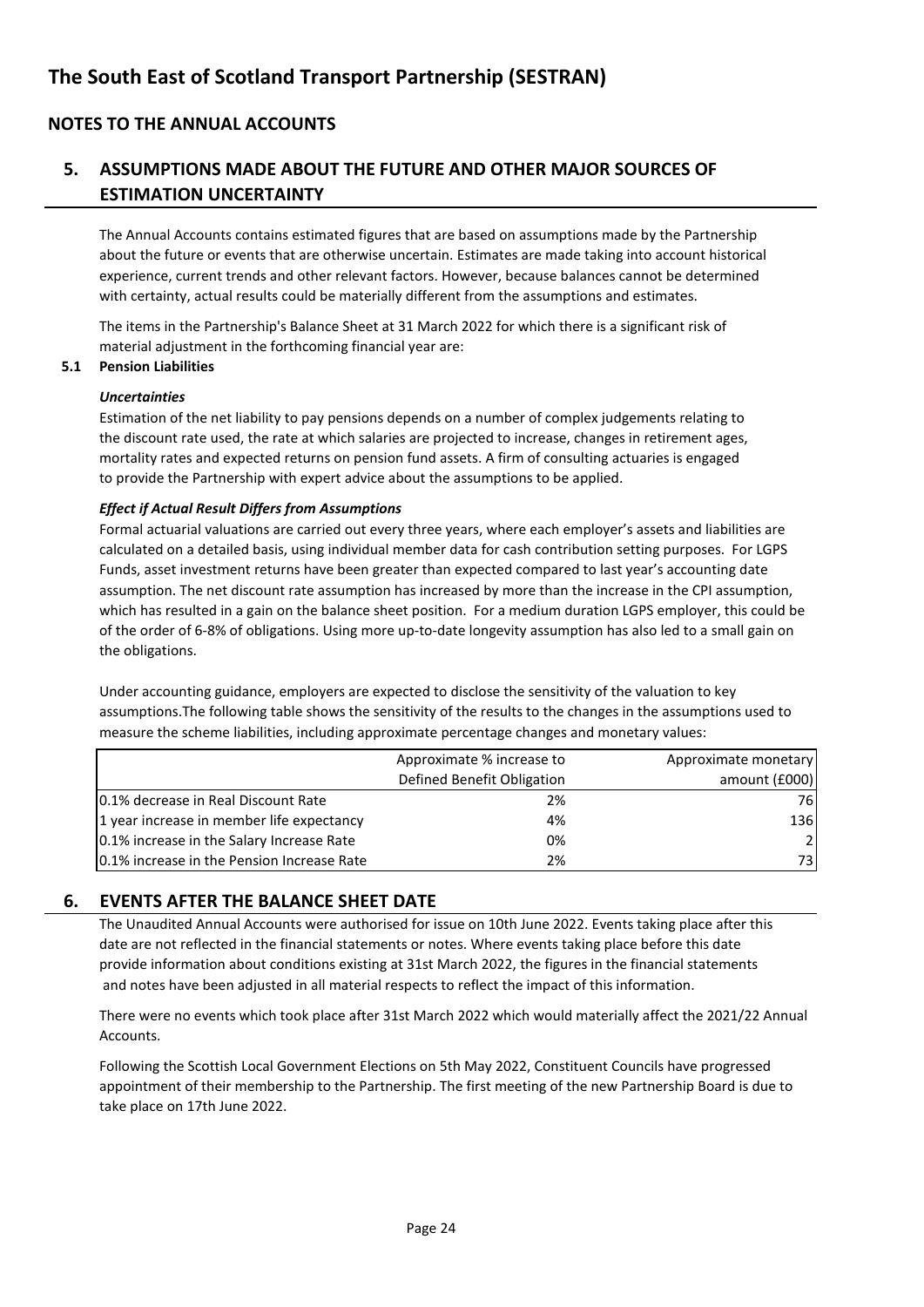## NOTES TO THE ANNUAL ACCOUNTS

## 5. ASSUMPTIONS MADE ABOUT THE FUTURE AND OTHER MAJOR SOURCES OF ESTIMATION UNCERTAINTY

The Annual Accounts contains estimated figures that are based on assumptions made by the Partnership about the future or events that are otherwise uncertain. Estimates are made taking into account historical experience, current trends and other relevant factors. However, because balances cannot be determined with certainty, actual results could be materially different from the assumptions and estimates.

The items in the Partnership's Balance Sheet at 31 March 2022 for which there is a significant risk of material adjustment in the forthcoming financial year are:

### 5.1 Pension Liabilities

***Uncertainties***

Estimation of the net liability to pay pensions depends on a number of complex judgements relating to the discount rate used, the rate at which salaries are projected to increase, changes in retirement ages, mortality rates and expected returns on pension fund assets. A firm of consulting actuaries is engaged to provide the Partnership with expert advice about the assumptions to be applied.

***Effect if Actual Result Differs from Assumptions***

Formal actuarial valuations are carried out every three years, where each employer's assets and liabilities are calculated on a detailed basis, using individual member data for cash contribution setting purposes. For LGPS Funds, asset investment returns have been greater than expected compared to last year's accounting date assumption. The net discount rate assumption has increased by more than the increase in the CPI assumption, which has resulted in a gain on the balance sheet position. For a medium duration LGPS employer, this could be of the order of 6-8% of obligations. Using more up-to-date longevity assumption has also led to a small gain on the obligations.

Under accounting guidance, employers are expected to disclose the sensitivity of the valuation to key assumptions.The following table shows the sensitivity of the results to the changes in the assumptions used to measure the scheme liabilities, including approximate percentage changes and monetary values:

| | Approximate % increase to Defined Benefit Obligation | Approximate monetary amount (£000) |
|---|---|---|
| 0.1% decrease in Real Discount Rate | 2% | 76 |
| 1 year increase in member life expectancy | 4% | 136 |
| 0.1% increase in the Salary Increase Rate | 0% | 2 |
| 0.1% increase in the Pension Increase Rate | 2% | 73 |

## 6. EVENTS AFTER THE BALANCE SHEET DATE

The Unaudited Annual Accounts were authorised for issue on 10th June 2022. Events taking place after this date are not reflected in the financial statements or notes. Where events taking place before this date provide information about conditions existing at 31st March 2022, the figures in the financial statements and notes have been adjusted in all material respects to reflect the impact of this information.

There were no events which took place after 31st March 2022 which would materially affect the 2021/22 Annual Accounts.

Following the Scottish Local Government Elections on 5th May 2022, Constituent Councils have progressed appointment of their membership to the Partnership. The first meeting of the new Partnership Board is due to take place on 17th June 2022.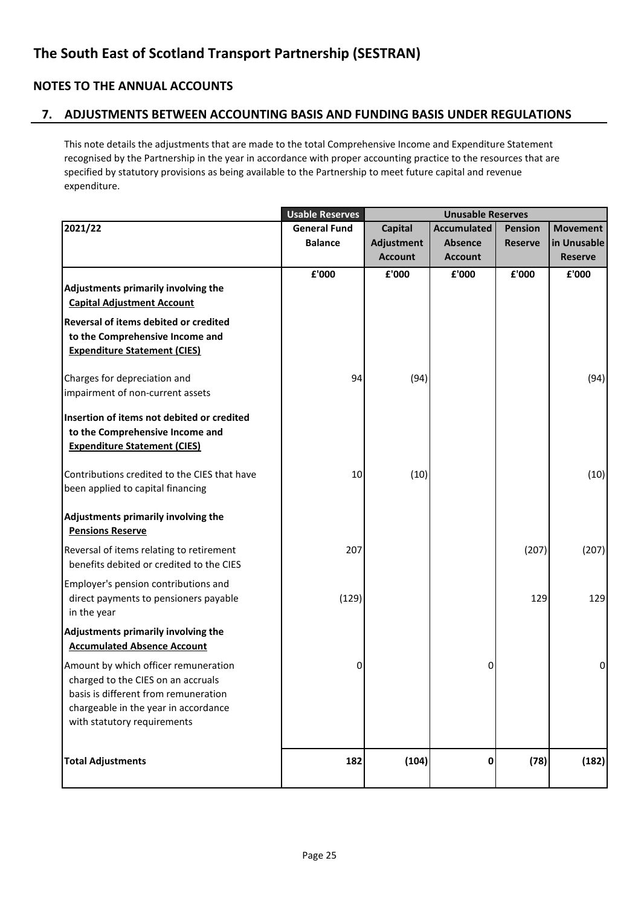# The South East of Scotland Transport Partnership (SESTRAN)

## NOTES TO THE ANNUAL ACCOUNTS

## 7. ADJUSTMENTS BETWEEN ACCOUNTING BASIS AND FUNDING BASIS UNDER REGULATIONS

This note details the adjustments that are made to the total Comprehensive Income and Expenditure Statement recognised by the Partnership in the year in accordance with proper accounting practice to the resources that are specified by statutory provisions as being available to the Partnership to meet future capital and revenue expenditure.

| | Usable Reserves | Unusable Reserves | | | |
|---|---|---|---|---|---|
| **2021/22** | **General Fund Balance** | **Capital Adjustment Account** | **Accumulated Absence Account** | **Pension Reserve** | **Movement in Unusable Reserve** |
| | **£'000** | **£'000** | **£'000** | **£'000** | **£'000** |
| **Adjustments primarily involving the Capital Adjustment Account** | | | | | |
| **Reversal of items debited or credited to the Comprehensive Income and Expenditure Statement (CIES)** | | | | | |
| Charges for depreciation and impairment of non-current assets | 94 | (94) | | | (94) |
| **Insertion of items not debited or credited to the Comprehensive Income and Expenditure Statement (CIES)** | | | | | |
| Contributions credited to the CIES that have been applied to capital financing | 10 | (10) | | | (10) |
| **Adjustments primarily involving the Pensions Reserve** | | | | | |
| Reversal of items relating to retirement benefits debited or credited to the CIES | 207 | | | (207) | (207) |
| Employer's pension contributions and direct payments to pensioners payable in the year | (129) | | | 129 | 129 |
| **Adjustments primarily involving the Accumulated Absence Account** | | | | | |
| Amount by which officer remuneration charged to the CIES on an accruals basis is different from remuneration chargeable in the year in accordance with statutory requirements | 0 | | 0 | | 0 |
| **Total Adjustments** | **182** | **(104)** | **0** | **(78)** | **(182)** |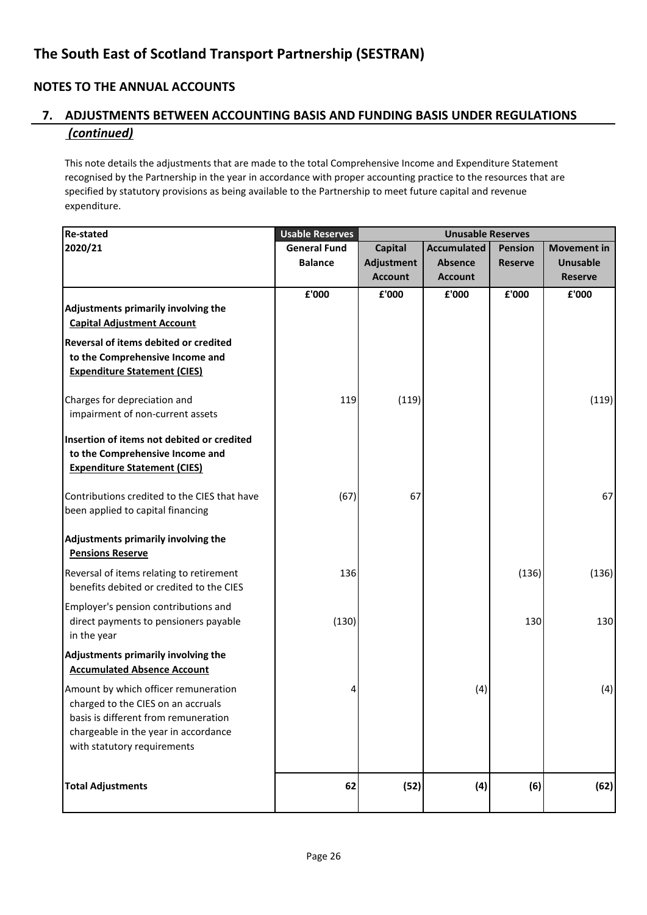# The South East of Scotland Transport Partnership (SESTRAN)

## NOTES TO THE ANNUAL ACCOUNTS

### 7. ADJUSTMENTS BETWEEN ACCOUNTING BASIS AND FUNDING BASIS UNDER REGULATIONS *(continued)*

This note details the adjustments that are made to the total Comprehensive Income and Expenditure Statement recognised by the Partnership in the year in accordance with proper accounting practice to the resources that are specified by statutory provisions as being available to the Partnership to meet future capital and revenue expenditure.

| **Re-stated** | **Usable Reserves** | **Unusable Reserves** | | | |
|---|---|---|---|---|---|
| **2020/21** | **General Fund Balance** | **Capital Adjustment Account** | **Accumulated Absence Account** | **Pension Reserve** | **Movement in Unusable Reserve** |
| | **£'000** | **£'000** | **£'000** | **£'000** | **£'000** |
| **Adjustments primarily involving the Capital Adjustment Account** | | | | | |
| **Reversal of items debited or credited to the Comprehensive Income and Expenditure Statement (CIES)** | | | | | |
| Charges for depreciation and impairment of non-current assets | 119 | (119) | | | (119) |
| **Insertion of items not debited or credited to the Comprehensive Income and Expenditure Statement (CIES)** | | | | | |
| Contributions credited to the CIES that have been applied to capital financing | (67) | 67 | | | 67 |
| **Adjustments primarily involving the Pensions Reserve** | | | | | |
| Reversal of items relating to retirement benefits debited or credited to the CIES | 136 | | | (136) | (136) |
| Employer's pension contributions and direct payments to pensioners payable in the year | (130) | | | 130 | 130 |
| **Adjustments primarily involving the Accumulated Absence Account** | | | | | |
| Amount by which officer remuneration charged to the CIES on an accruals basis is different from remuneration chargeable in the year in accordance with statutory requirements | 4 | | (4) | | (4) |
| **Total Adjustments** | **62** | **(52)** | **(4)** | **(6)** | **(62)** |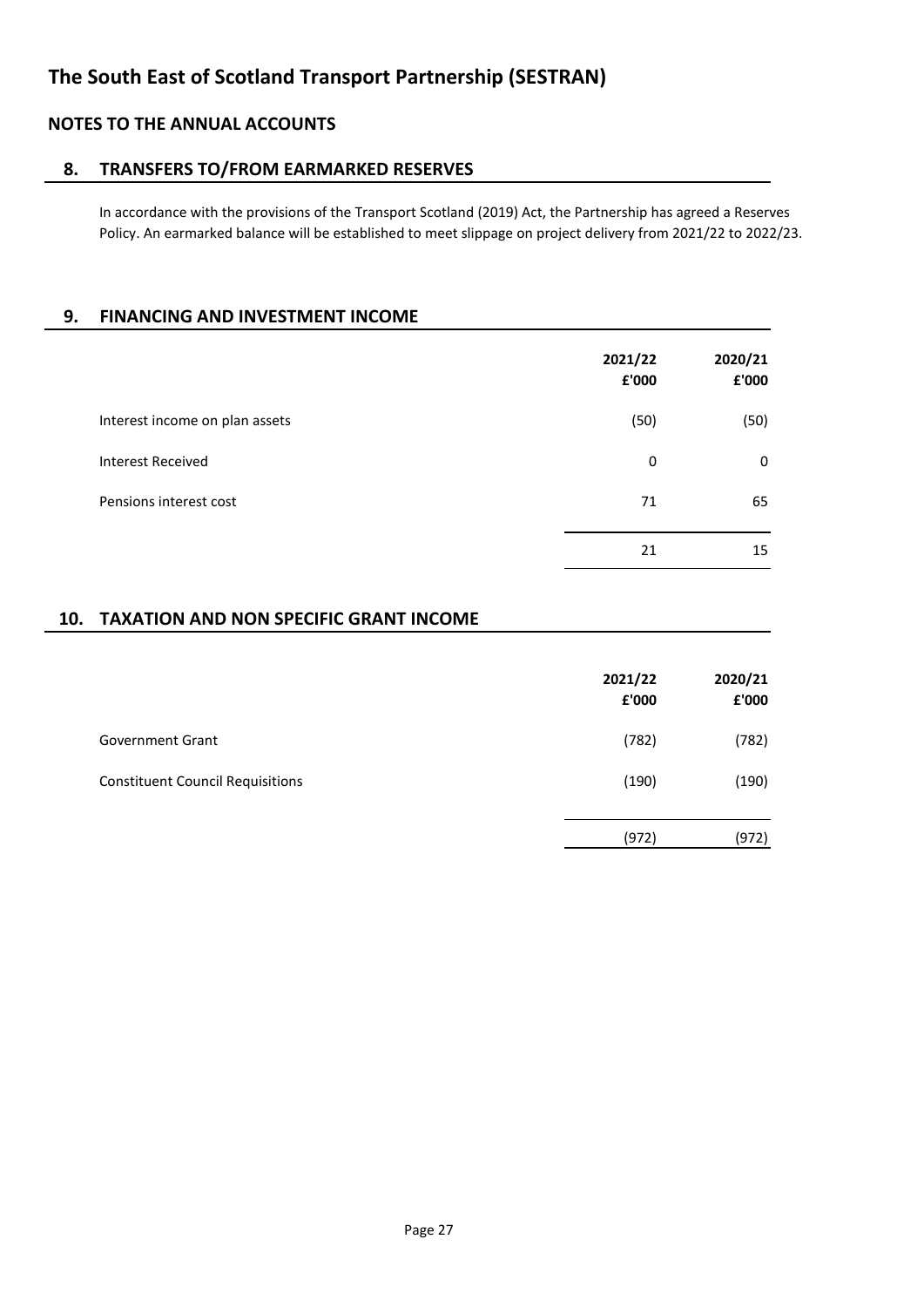# The South East of Scotland Transport Partnership (SESTRAN)

## NOTES TO THE ANNUAL ACCOUNTS

### 8. TRANSFERS TO/FROM EARMARKED RESERVES

In accordance with the provisions of the Transport Scotland (2019) Act, the Partnership has agreed a Reserves Policy. An earmarked balance will be established to meet slippage on project delivery from 2021/22 to 2022/23.

### 9. FINANCING AND INVESTMENT INCOME

| | 2021/22 £'000 | 2020/21 £'000 |
|---|---|---|
| Interest income on plan assets | (50) | (50) |
| Interest Received | 0 | 0 |
| Pensions interest cost | 71 | 65 |
| | 21 | 15 |

### 10. TAXATION AND NON SPECIFIC GRANT INCOME

| | 2021/22 £'000 | 2020/21 £'000 |
|---|---|---|
| Government Grant | (782) | (782) |
| Constituent Council Requisitions | (190) | (190) |
| | (972) | (972) |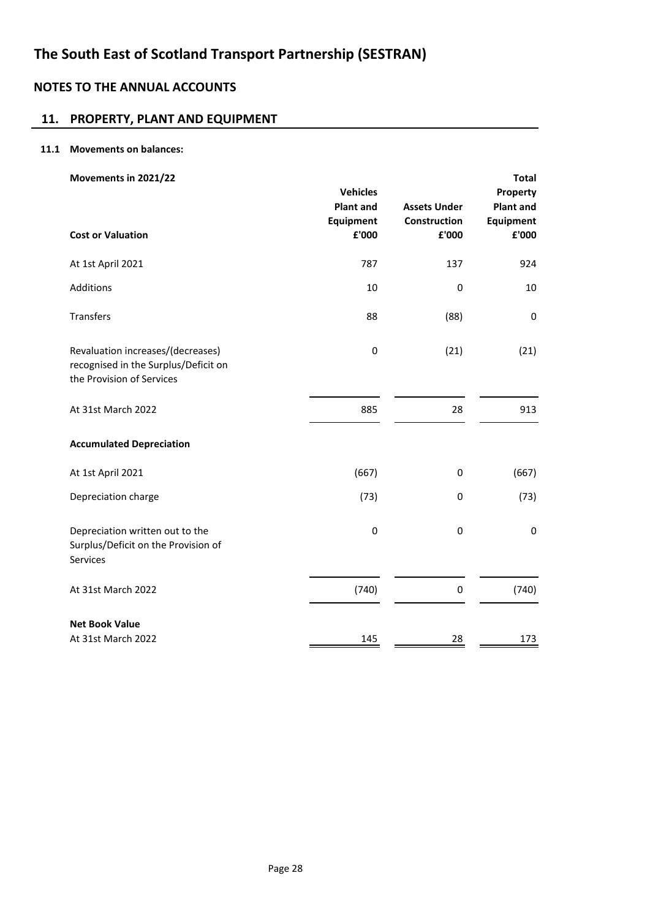# The South East of Scotland Transport Partnership (SESTRAN)

## NOTES TO THE ANNUAL ACCOUNTS

## 11. PROPERTY, PLANT AND EQUIPMENT

**11.1 Movements on balances:**

| **Movements in 2021/22** | **Vehicles Plant and Equipment** | **Assets Under Construction** | **Total Property Plant and Equipment** |
|---|---|---|---|
| **Cost or Valuation** | **£'000** | **£'000** | **£'000** |
| At 1st April 2021 | 787 | 137 | 924 |
| Additions | 10 | 0 | 10 |
| Transfers | 88 | (88) | 0 |
| Revaluation increases/(decreases) recognised in the Surplus/Deficit on the Provision of Services | 0 | (21) | (21) |
| At 31st March 2022 | 885 | 28 | 913 |
| **Accumulated Depreciation** | | | |
| At 1st April 2021 | (667) | 0 | (667) |
| Depreciation charge | (73) | 0 | (73) |
| Depreciation written out to the Surplus/Deficit on the Provision of Services | 0 | 0 | 0 |
| At 31st March 2022 | (740) | 0 | (740) |
| **Net Book Value** | | | |
| At 31st March 2022 | 145 | 28 | 173 |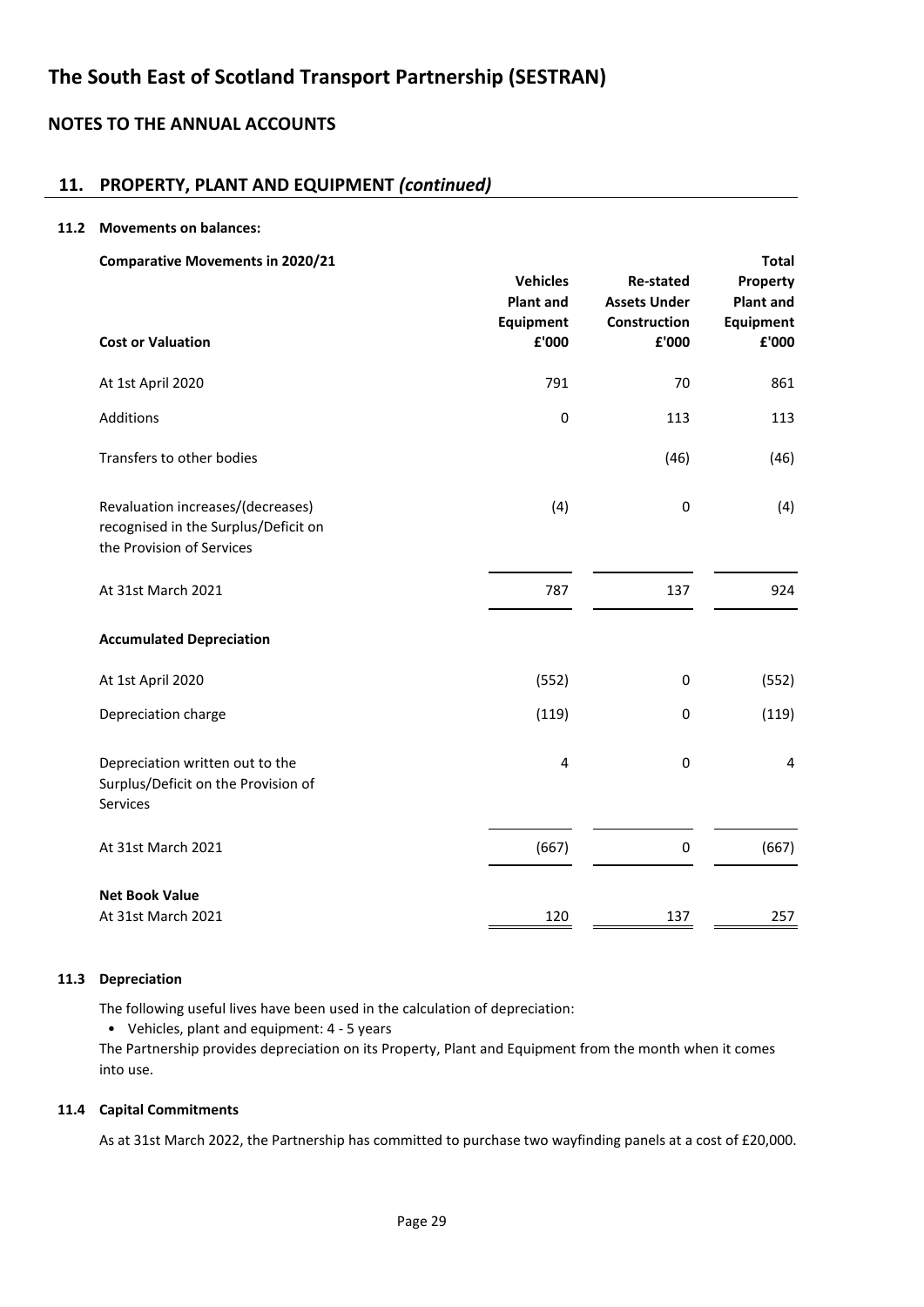# The South East of Scotland Transport Partnership (SESTRAN)

## NOTES TO THE ANNUAL ACCOUNTS

## 11. PROPERTY, PLANT AND EQUIPMENT *(continued)*

### 11.2 Movements on balances:

**Comparative Movements in 2020/21**

| **Cost or Valuation** | **Vehicles Plant and Equipment £'000** | **Re-stated Assets Under Construction £'000** | **Total Property Plant and Equipment £'000** |
|---|---|---|---|
| At 1st April 2020 | 791 | 70 | 861 |
| Additions | 0 | 113 | 113 |
| Transfers to other bodies | | (46) | (46) |
| Revaluation increases/(decreases) recognised in the Surplus/Deficit on the Provision of Services | (4) | 0 | (4) |
| At 31st March 2021 | 787 | 137 | 924 |
| **Accumulated Depreciation** | | | |
| At 1st April 2020 | (552) | 0 | (552) |
| Depreciation charge | (119) | 0 | (119) |
| Depreciation written out to the Surplus/Deficit on the Provision of Services | 4 | 0 | 4 |
| At 31st March 2021 | (667) | 0 | (667) |
| **Net Book Value** | | | |
| At 31st March 2021 | 120 | 137 | 257 |

### 11.3 Depreciation

The following useful lives have been used in the calculation of depreciation:

- Vehicles, plant and equipment: 4 - 5 years

The Partnership provides depreciation on its Property, Plant and Equipment from the month when it comes into use.

### 11.4 Capital Commitments

As at 31st March 2022, the Partnership has committed to purchase two wayfinding panels at a cost of £20,000.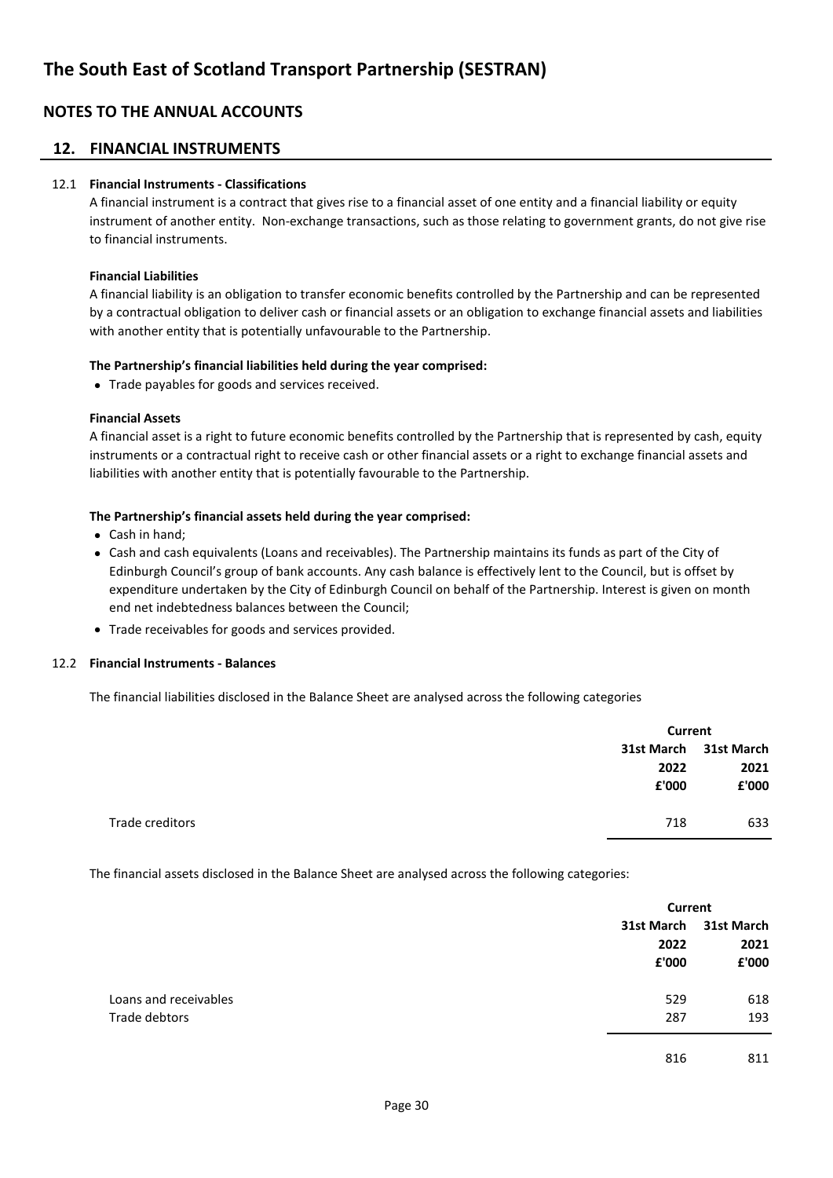# The South East of Scotland Transport Partnership (SESTRAN)

## NOTES TO THE ANNUAL ACCOUNTS

## 12. FINANCIAL INSTRUMENTS

### 12.1 Financial Instruments - Classifications

A financial instrument is a contract that gives rise to a financial asset of one entity and a financial liability or equity instrument of another entity. Non-exchange transactions, such as those relating to government grants, do not give rise to financial instruments.

**Financial Liabilities**

A financial liability is an obligation to transfer economic benefits controlled by the Partnership and can be represented by a contractual obligation to deliver cash or financial assets or an obligation to exchange financial assets and liabilities with another entity that is potentially unfavourable to the Partnership.

**The Partnership's financial liabilities held during the year comprised:**

- Trade payables for goods and services received.

**Financial Assets**

A financial asset is a right to future economic benefits controlled by the Partnership that is represented by cash, equity instruments or a contractual right to receive cash or other financial assets or a right to exchange financial assets and liabilities with another entity that is potentially favourable to the Partnership.

**The Partnership's financial assets held during the year comprised:**

- Cash in hand;
- Cash and cash equivalents (Loans and receivables). The Partnership maintains its funds as part of the City of Edinburgh Council's group of bank accounts. Any cash balance is effectively lent to the Council, but is offset by expenditure undertaken by the City of Edinburgh Council on behalf of the Partnership. Interest is given on month end net indebtedness balances between the Council;
- Trade receivables for goods and services provided.

### 12.2 Financial Instruments - Balances

The financial liabilities disclosed in the Balance Sheet are analysed across the following categories

| | Current | |
|---|---|---|
| | 31st March 2022 £'000 | 31st March 2021 £'000 |
| Trade creditors | 718 | 633 |

The financial assets disclosed in the Balance Sheet are analysed across the following categories:

| | Current | |
|---|---|---|
| | 31st March 2022 £'000 | 31st March 2021 £'000 |
| Loans and receivables | 529 | 618 |
| Trade debtors | 287 | 193 |
| | 816 | 811 |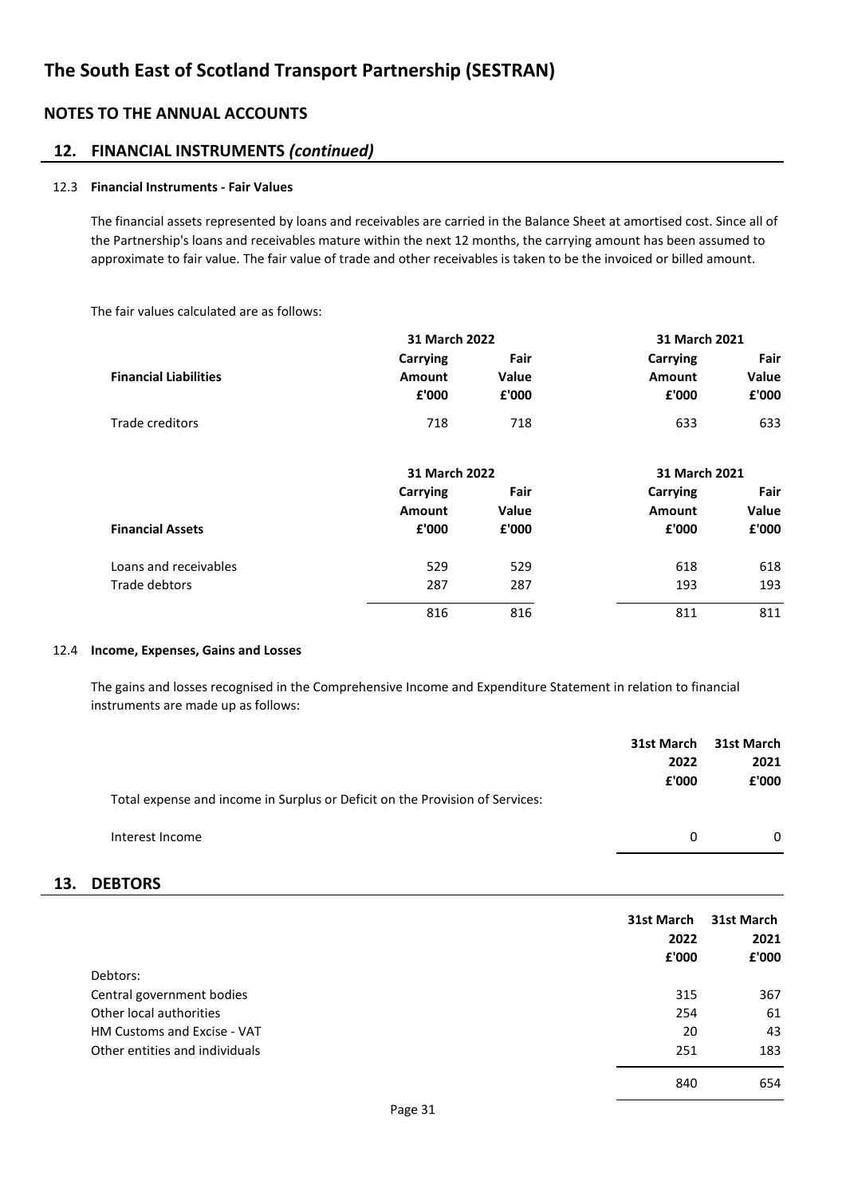## NOTES TO THE ANNUAL ACCOUNTS

## 12. FINANCIAL INSTRUMENTS *(continued)*

### 12.3 Financial Instruments - Fair Values

The financial assets represented by loans and receivables are carried in the Balance Sheet at amortised cost. Since all of the Partnership's loans and receivables mature within the next 12 months, the carrying amount has been assumed to approximate to fair value. The fair value of trade and other receivables is taken to be the invoiced or billed amount.

The fair values calculated are as follows:

| Financial Liabilities | 31 March 2022 Carrying Amount £'000 | 31 March 2022 Fair Value £'000 | 31 March 2021 Carrying Amount £'000 | 31 March 2021 Fair Value £'000 |
|---|---|---|---|---|
| Trade creditors | 718 | 718 | 633 | 633 |

| Financial Assets | 31 March 2022 Carrying Amount £'000 | 31 March 2022 Fair Value £'000 | 31 March 2021 Carrying Amount £'000 | 31 March 2021 Fair Value £'000 |
|---|---|---|---|---|
| Loans and receivables | 529 | 529 | 618 | 618 |
| Trade debtors | 287 | 287 | 193 | 193 |
| | 816 | 816 | 811 | 811 |

### 12.4 Income, Expenses, Gains and Losses

The gains and losses recognised in the Comprehensive Income and Expenditure Statement in relation to financial instruments are made up as follows:

| | 31st March 2022 £'000 | 31st March 2021 £'000 |
|---|---|---|
| Total expense and income in Surplus or Deficit on the Provision of Services: | | |
| Interest Income | 0 | 0 |

## 13. DEBTORS

| | 31st March 2022 £'000 | 31st March 2021 £'000 |
|---|---|---|
| Debtors: | | |
| Central government bodies | 315 | 367 |
| Other local authorities | 254 | 61 |
| HM Customs and Excise - VAT | 20 | 43 |
| Other entities and individuals | 251 | 183 |
| | 840 | 654 |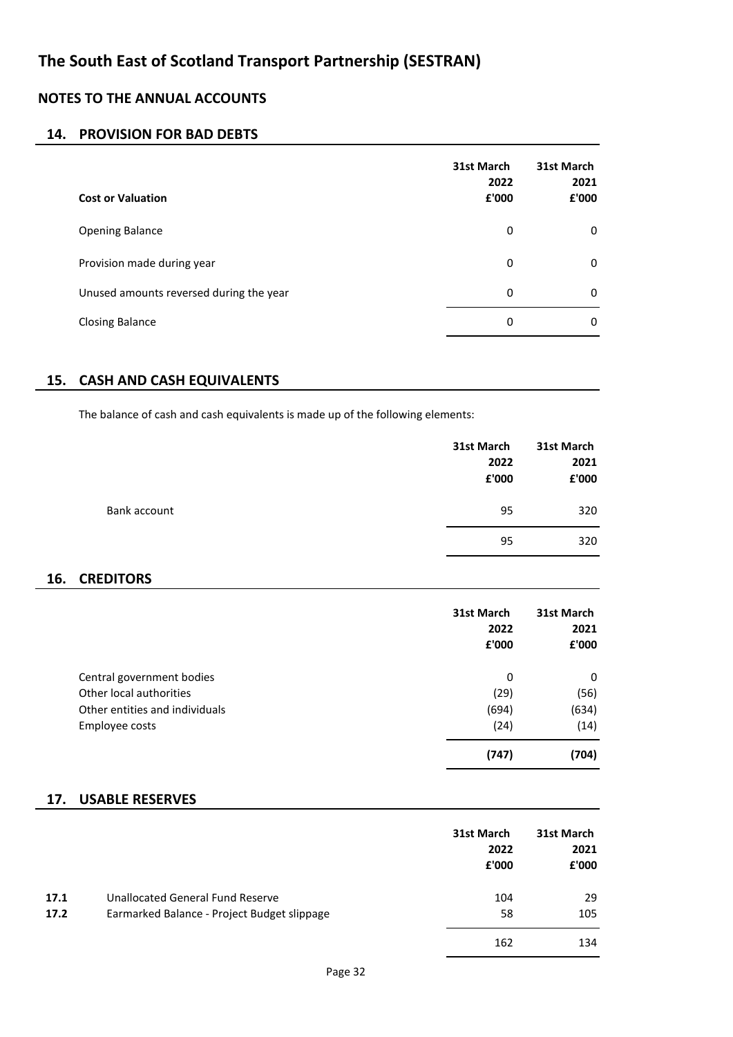# The South East of Scotland Transport Partnership (SESTRAN)

## NOTES TO THE ANNUAL ACCOUNTS

### 14. PROVISION FOR BAD DEBTS

| Cost or Valuation | 31st March 2022 £'000 | 31st March 2021 £'000 |
|---|---|---|
| Opening Balance | 0 | 0 |
| Provision made during year | 0 | 0 |
| Unused amounts reversed during the year | 0 | 0 |
| Closing Balance | 0 | 0 |

### 15. CASH AND CASH EQUIVALENTS

The balance of cash and cash equivalents is made up of the following elements:

| | 31st March 2022 £'000 | 31st March 2021 £'000 |
|---|---|---|
| Bank account | 95 | 320 |
| | 95 | 320 |

### 16. CREDITORS

| | 31st March 2022 £'000 | 31st March 2021 £'000 |
|---|---|---|
| Central government bodies | 0 | 0 |
| Other local authorities | (29) | (56) |
| Other entities and individuals | (694) | (634) |
| Employee costs | (24) | (14) |
| | **(747)** | **(704)** |

### 17. USABLE RESERVES

| | | 31st March 2022 £'000 | 31st March 2021 £'000 |
|---|---|---|---|
| **17.1** | Unallocated General Fund Reserve | 104 | 29 |
| **17.2** | Earmarked Balance - Project Budget slippage | 58 | 105 |
| | | 162 | 134 |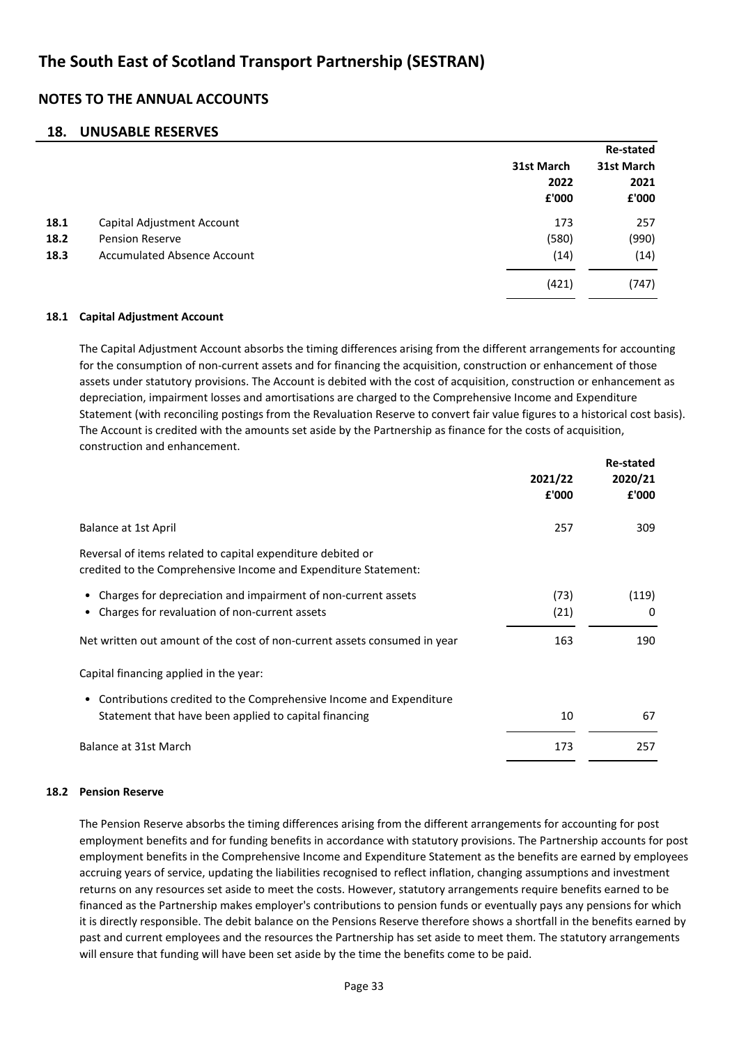# The South East of Scotland Transport Partnership (SESTRAN)

## NOTES TO THE ANNUAL ACCOUNTS

## 18. UNUSABLE RESERVES

| | | 31st March 2022 £'000 | Re-stated 31st March 2021 £'000 |
|---|---|---|---|
| 18.1 | Capital Adjustment Account | 173 | 257 |
| 18.2 | Pension Reserve | (580) | (990) |
| 18.3 | Accumulated Absence Account | (14) | (14) |
| | | (421) | (747) |

### 18.1 Capital Adjustment Account

The Capital Adjustment Account absorbs the timing differences arising from the different arrangements for accounting for the consumption of non-current assets and for financing the acquisition, construction or enhancement of those assets under statutory provisions. The Account is debited with the cost of acquisition, construction or enhancement as depreciation, impairment losses and amortisations are charged to the Comprehensive Income and Expenditure Statement (with reconciling postings from the Revaluation Reserve to convert fair value figures to a historical cost basis). The Account is credited with the amounts set aside by the Partnership as finance for the costs of acquisition, construction and enhancement.

| | 2021/22 £'000 | Re-stated 2020/21 £'000 |
|---|---|---|
| Balance at 1st April | 257 | 309 |
| Reversal of items related to capital expenditure debited or credited to the Comprehensive Income and Expenditure Statement: | | |
| • Charges for depreciation and impairment of non-current assets | (73) | (119) |
| • Charges for revaluation of non-current assets | (21) | 0 |
| Net written out amount of the cost of non-current assets consumed in year | 163 | 190 |
| Capital financing applied in the year: | | |
| • Contributions credited to the Comprehensive Income and Expenditure Statement that have been applied to capital financing | 10 | 67 |
| Balance at 31st March | 173 | 257 |

### 18.2 Pension Reserve

The Pension Reserve absorbs the timing differences arising from the different arrangements for accounting for post employment benefits and for funding benefits in accordance with statutory provisions. The Partnership accounts for post employment benefits in the Comprehensive Income and Expenditure Statement as the benefits are earned by employees accruing years of service, updating the liabilities recognised to reflect inflation, changing assumptions and investment returns on any resources set aside to meet the costs. However, statutory arrangements require benefits earned to be financed as the Partnership makes employer's contributions to pension funds or eventually pays any pensions for which it is directly responsible. The debit balance on the Pensions Reserve therefore shows a shortfall in the benefits earned by past and current employees and the resources the Partnership has set aside to meet them. The statutory arrangements will ensure that funding will have been set aside by the time the benefits come to be paid.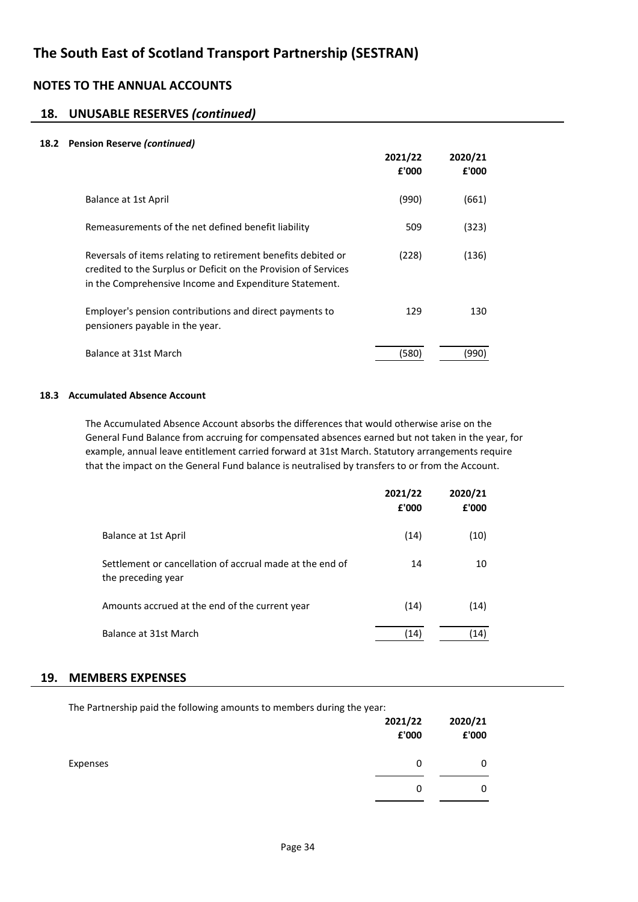# The South East of Scotland Transport Partnership (SESTRAN)

## NOTES TO THE ANNUAL ACCOUNTS

## 18. UNUSABLE RESERVES *(continued)*

### 18.2 Pension Reserve *(continued)*

| | 2021/22 £'000 | 2020/21 £'000 |
|---|---|---|
| Balance at 1st April | (990) | (661) |
| Remeasurements of the net defined benefit liability | 509 | (323) |
| Reversals of items relating to retirement benefits debited or credited to the Surplus or Deficit on the Provision of Services in the Comprehensive Income and Expenditure Statement. | (228) | (136) |
| Employer's pension contributions and direct payments to pensioners payable in the year. | 129 | 130 |
| Balance at 31st March | (580) | (990) |

### 18.3 Accumulated Absence Account

The Accumulated Absence Account absorbs the differences that would otherwise arise on the General Fund Balance from accruing for compensated absences earned but not taken in the year, for example, annual leave entitlement carried forward at 31st March. Statutory arrangements require that the impact on the General Fund balance is neutralised by transfers to or from the Account.

| | 2021/22 £'000 | 2020/21 £'000 |
|---|---|---|
| Balance at 1st April | (14) | (10) |
| Settlement or cancellation of accrual made at the end of the preceding year | 14 | 10 |
| Amounts accrued at the end of the current year | (14) | (14) |
| Balance at 31st March | (14) | (14) |

## 19. MEMBERS EXPENSES

The Partnership paid the following amounts to members during the year:

| | 2021/22 £'000 | 2020/21 £'000 |
|---|---|---|
| Expenses | 0 | 0 |
| | 0 | 0 |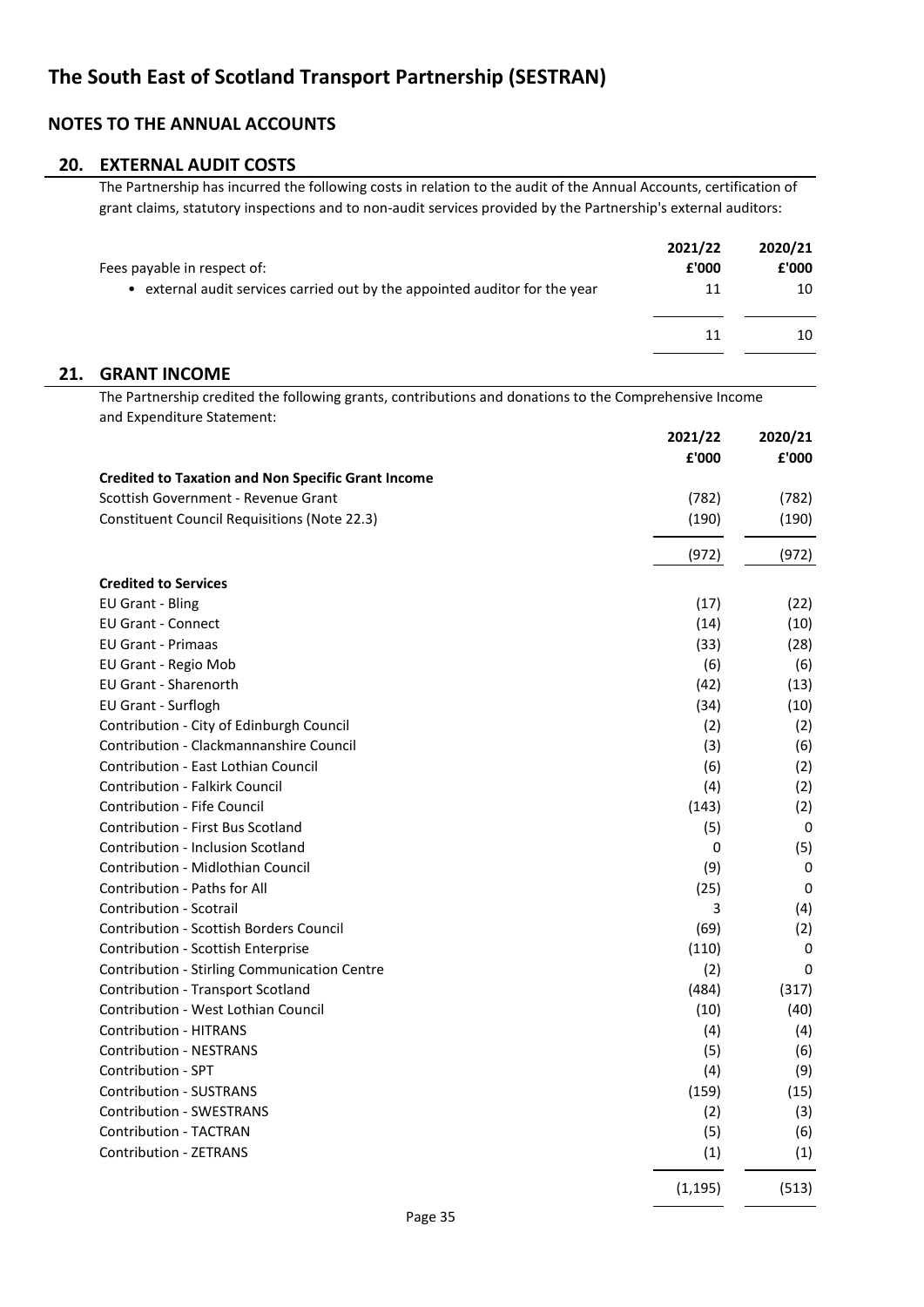# The South East of Scotland Transport Partnership (SESTRAN)

## NOTES TO THE ANNUAL ACCOUNTS

### 20. EXTERNAL AUDIT COSTS

The Partnership has incurred the following costs in relation to the audit of the Annual Accounts, certification of grant claims, statutory inspections and to non-audit services provided by the Partnership's external auditors:

| | 2021/22 | 2020/21 |
|---|---|---|
| Fees payable in respect of: | £'000 | £'000 |
| • external audit services carried out by the appointed auditor for the year | 11 | 10 |
| | 11 | 10 |

### 21. GRANT INCOME

The Partnership credited the following grants, contributions and donations to the Comprehensive Income and Expenditure Statement:

| | 2021/22 | 2020/21 |
|---|---|---|
| | £'000 | £'000 |
| **Credited to Taxation and Non Specific Grant Income** | | |
| Scottish Government - Revenue Grant | (782) | (782) |
| Constituent Council Requisitions (Note 22.3) | (190) | (190) |
| | (972) | (972) |
| **Credited to Services** | | |
| EU Grant - Bling | (17) | (22) |
| EU Grant - Connect | (14) | (10) |
| EU Grant - Primaas | (33) | (28) |
| EU Grant - Regio Mob | (6) | (6) |
| EU Grant - Sharenorth | (42) | (13) |
| EU Grant - Surflogh | (34) | (10) |
| Contribution - City of Edinburgh Council | (2) | (2) |
| Contribution - Clackmannanshire Council | (3) | (6) |
| Contribution - East Lothian Council | (6) | (2) |
| Contribution - Falkirk Council | (4) | (2) |
| Contribution - Fife Council | (143) | (2) |
| Contribution - First Bus Scotland | (5) | 0 |
| Contribution - Inclusion Scotland | 0 | (5) |
| Contribution - Midlothian Council | (9) | 0 |
| Contribution - Paths for All | (25) | 0 |
| Contribution - Scotrail | 3 | (4) |
| Contribution - Scottish Borders Council | (69) | (2) |
| Contribution - Scottish Enterprise | (110) | 0 |
| Contribution - Stirling Communication Centre | (2) | 0 |
| Contribution - Transport Scotland | (484) | (317) |
| Contribution - West Lothian Council | (10) | (40) |
| Contribution - HITRANS | (4) | (4) |
| Contribution - NESTRANS | (5) | (6) |
| Contribution - SPT | (4) | (9) |
| Contribution - SUSTRANS | (159) | (15) |
| Contribution - SWESTRANS | (2) | (3) |
| Contribution - TACTRAN | (5) | (6) |
| Contribution - ZETRANS | (1) | (1) |
| | (1,195) | (513) |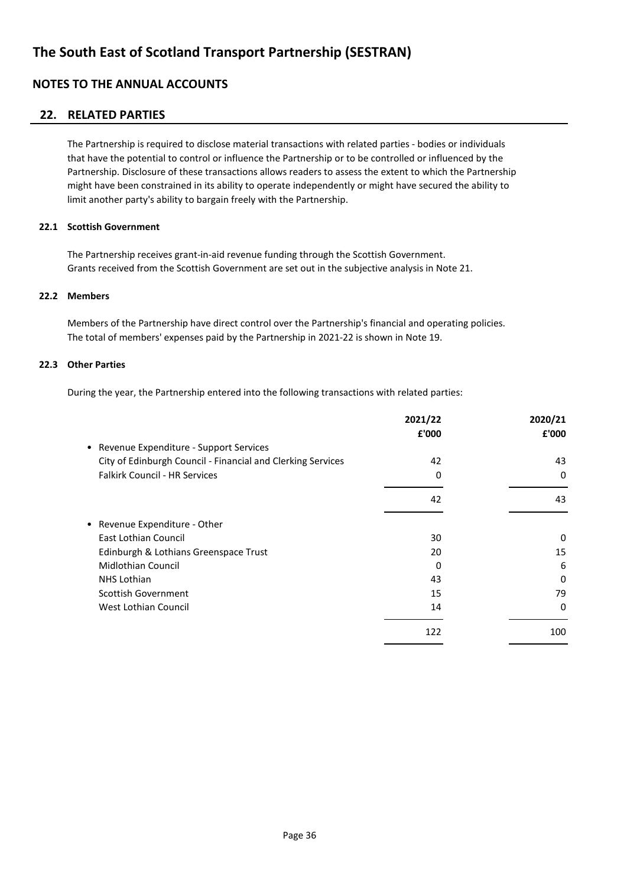# The South East of Scotland Transport Partnership (SESTRAN)

## NOTES TO THE ANNUAL ACCOUNTS

## 22. RELATED PARTIES

The Partnership is required to disclose material transactions with related parties - bodies or individuals that have the potential to control or influence the Partnership or to be controlled or influenced by the Partnership. Disclosure of these transactions allows readers to assess the extent to which the Partnership might have been constrained in its ability to operate independently or might have secured the ability to limit another party's ability to bargain freely with the Partnership.

### 22.1 Scottish Government

The Partnership receives grant-in-aid revenue funding through the Scottish Government. Grants received from the Scottish Government are set out in the subjective analysis in Note 21.

### 22.2 Members

Members of the Partnership have direct control over the Partnership's financial and operating policies. The total of members' expenses paid by the Partnership in 2021-22 is shown in Note 19.

### 22.3 Other Parties

During the year, the Partnership entered into the following transactions with related parties:

| | 2021/22 £'000 | 2020/21 £'000 |
|---|---|---|
| • Revenue Expenditure - Support Services | | |
| City of Edinburgh Council - Financial and Clerking Services | 42 | 43 |
| Falkirk Council - HR Services | 0 | 0 |
| | 42 | 43 |
| • Revenue Expenditure - Other | | |
| East Lothian Council | 30 | 0 |
| Edinburgh & Lothians Greenspace Trust | 20 | 15 |
| Midlothian Council | 0 | 6 |
| NHS Lothian | 43 | 0 |
| Scottish Government | 15 | 79 |
| West Lothian Council | 14 | 0 |
| | 122 | 100 |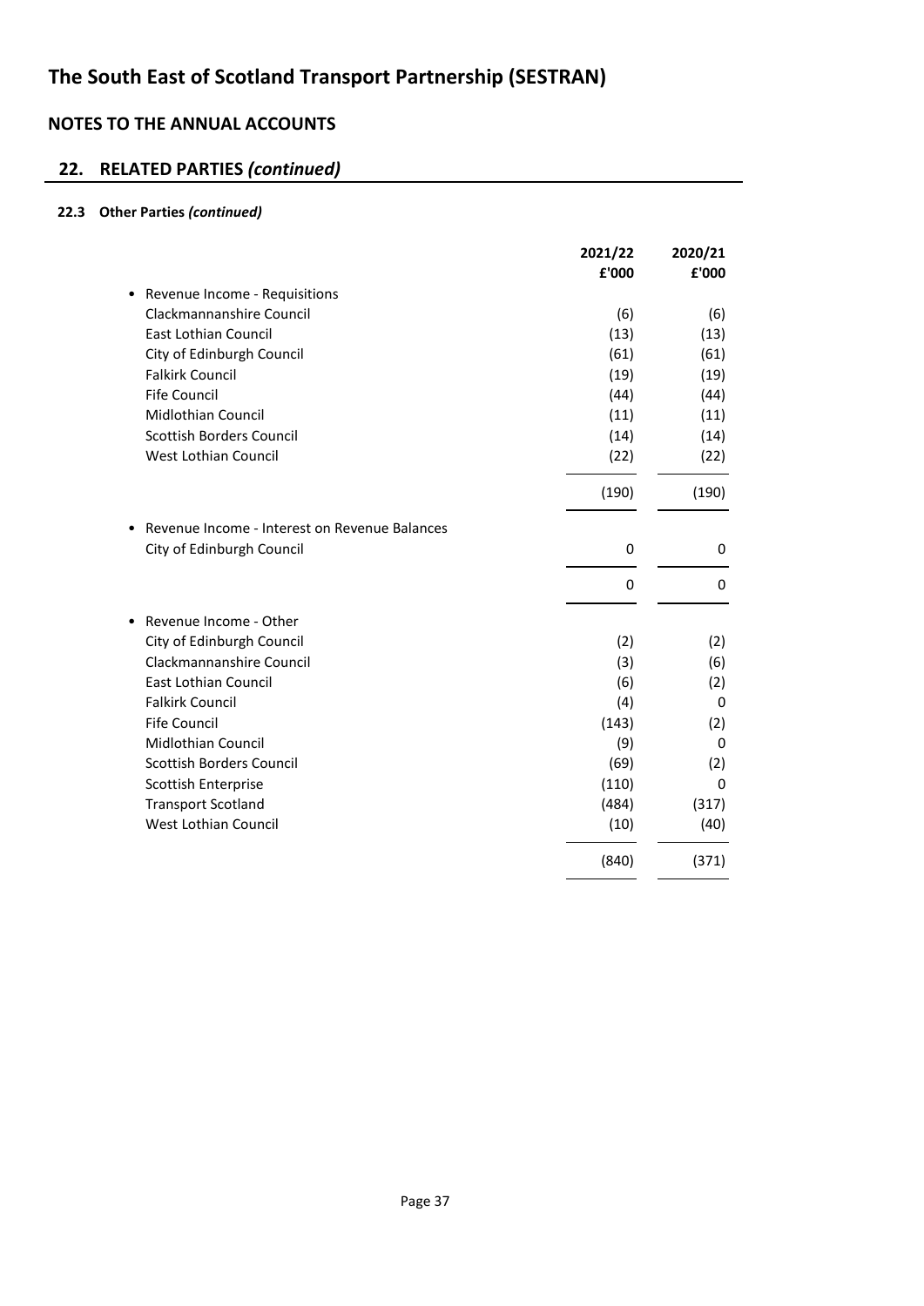# The South East of Scotland Transport Partnership (SESTRAN)

## NOTES TO THE ANNUAL ACCOUNTS

## 22. RELATED PARTIES *(continued)*

### 22.3 Other Parties *(continued)*

| | 2021/22 £'000 | 2020/21 £'000 |
|---|---|---|
| • Revenue Income - Requisitions | | |
| Clackmannanshire Council | (6) | (6) |
| East Lothian Council | (13) | (13) |
| City of Edinburgh Council | (61) | (61) |
| Falkirk Council | (19) | (19) |
| Fife Council | (44) | (44) |
| Midlothian Council | (11) | (11) |
| Scottish Borders Council | (14) | (14) |
| West Lothian Council | (22) | (22) |
| | (190) | (190) |
| • Revenue Income - Interest on Revenue Balances | | |
| City of Edinburgh Council | 0 | 0 |
| | 0 | 0 |
| • Revenue Income - Other | | |
| City of Edinburgh Council | (2) | (2) |
| Clackmannanshire Council | (3) | (6) |
| East Lothian Council | (6) | (2) |
| Falkirk Council | (4) | 0 |
| Fife Council | (143) | (2) |
| Midlothian Council | (9) | 0 |
| Scottish Borders Council | (69) | (2) |
| Scottish Enterprise | (110) | 0 |
| Transport Scotland | (484) | (317) |
| West Lothian Council | (10) | (40) |
| | (840) | (371) |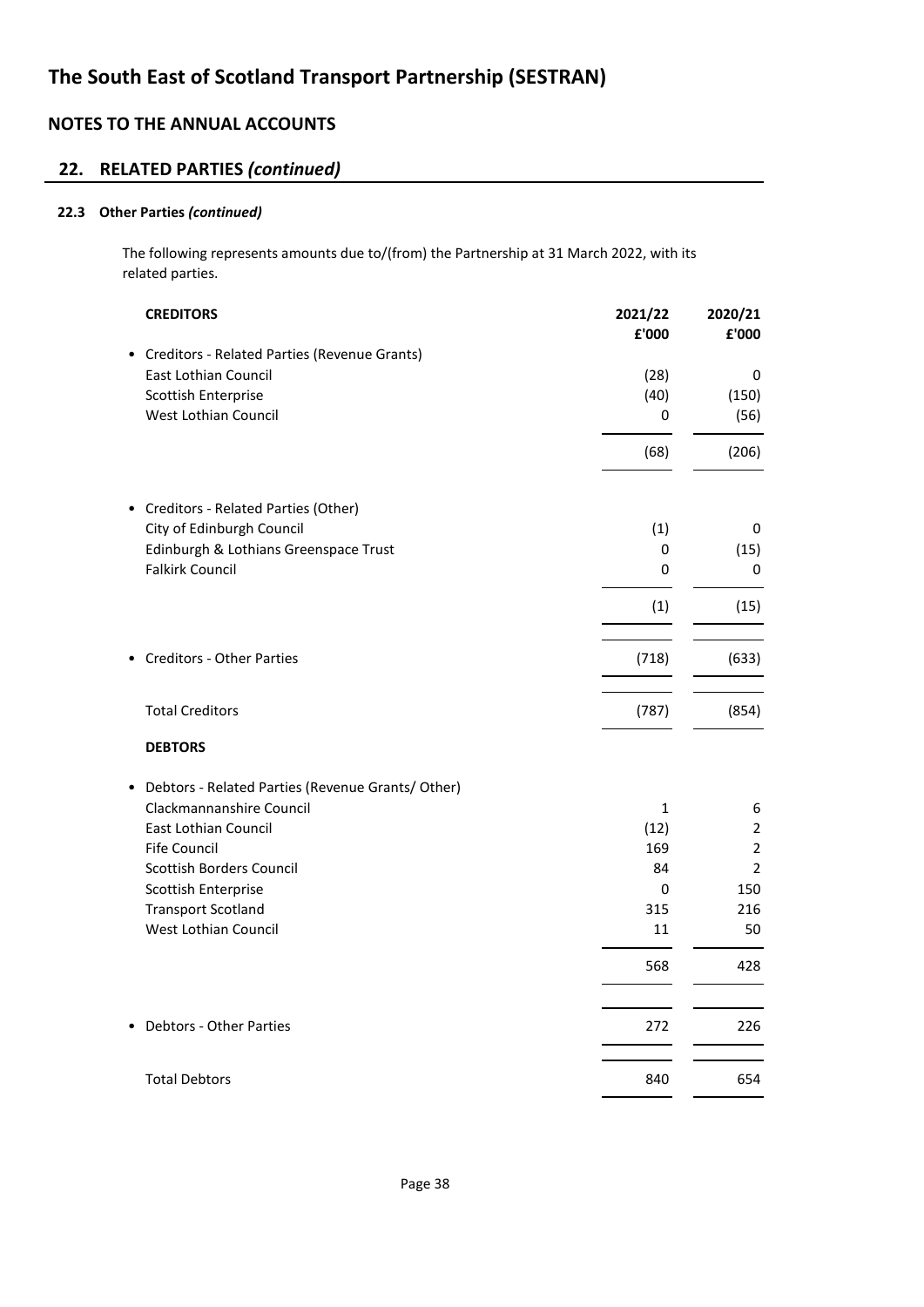# The South East of Scotland Transport Partnership (SESTRAN)

## NOTES TO THE ANNUAL ACCOUNTS

## 22. RELATED PARTIES *(continued)*

### 22.3 Other Parties *(continued)*

The following represents amounts due to/(from) the Partnership at 31 March 2022, with its related parties.

| **CREDITORS** | **2021/22 £'000** | **2020/21 £'000** |
|---|---|---|
| • Creditors - Related Parties (Revenue Grants) | | |
| East Lothian Council | (28) | 0 |
| Scottish Enterprise | (40) | (150) |
| West Lothian Council | 0 | (56) |
| | (68) | (206) |
| • Creditors - Related Parties (Other) | | |
| City of Edinburgh Council | (1) | 0 |
| Edinburgh & Lothians Greenspace Trust | 0 | (15) |
| Falkirk Council | 0 | 0 |
| | (1) | (15) |
| • Creditors - Other Parties | (718) | (633) |
| Total Creditors | (787) | (854) |
| **DEBTORS** | | |
| • Debtors - Related Parties (Revenue Grants/ Other) | | |
| Clackmannanshire Council | 1 | 6 |
| East Lothian Council | (12) | 2 |
| Fife Council | 169 | 2 |
| Scottish Borders Council | 84 | 2 |
| Scottish Enterprise | 0 | 150 |
| Transport Scotland | 315 | 216 |
| West Lothian Council | 11 | 50 |
| | 568 | 428 |
| • Debtors - Other Parties | 272 | 226 |
| Total Debtors | 840 | 654 |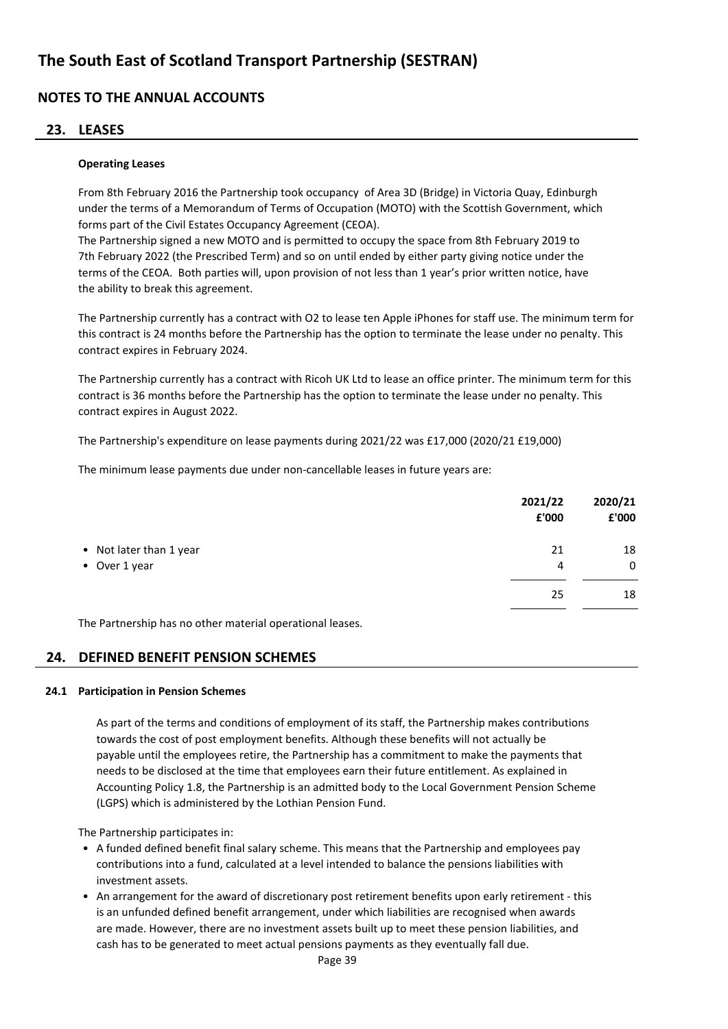# The South East of Scotland Transport Partnership (SESTRAN)

## NOTES TO THE ANNUAL ACCOUNTS

## 23. LEASES

**Operating Leases**

From 8th February 2016 the Partnership took occupancy of Area 3D (Bridge) in Victoria Quay, Edinburgh under the terms of a Memorandum of Terms of Occupation (MOTO) with the Scottish Government, which forms part of the Civil Estates Occupancy Agreement (CEOA).
The Partnership signed a new MOTO and is permitted to occupy the space from 8th February 2019 to 7th February 2022 (the Prescribed Term) and so on until ended by either party giving notice under the terms of the CEOA. Both parties will, upon provision of not less than 1 year's prior written notice, have the ability to break this agreement.

The Partnership currently has a contract with O2 to lease ten Apple iPhones for staff use. The minimum term for this contract is 24 months before the Partnership has the option to terminate the lease under no penalty. This contract expires in February 2024.

The Partnership currently has a contract with Ricoh UK Ltd to lease an office printer. The minimum term for this contract is 36 months before the Partnership has the option to terminate the lease under no penalty. This contract expires in August 2022.

The Partnership's expenditure on lease payments during 2021/22 was £17,000 (2020/21 £19,000)

The minimum lease payments due under non-cancellable leases in future years are:

| | 2021/22 £'000 | 2020/21 £'000 |
|---|---|---|
| • Not later than 1 year | 21 | 18 |
| • Over 1 year | 4 | 0 |
| | 25 | 18 |

The Partnership has no other material operational leases.

## 24. DEFINED BENEFIT PENSION SCHEMES

### 24.1 Participation in Pension Schemes

As part of the terms and conditions of employment of its staff, the Partnership makes contributions towards the cost of post employment benefits. Although these benefits will not actually be payable until the employees retire, the Partnership has a commitment to make the payments that needs to be disclosed at the time that employees earn their future entitlement. As explained in Accounting Policy 1.8, the Partnership is an admitted body to the Local Government Pension Scheme (LGPS) which is administered by the Lothian Pension Fund.

The Partnership participates in:

- A funded defined benefit final salary scheme. This means that the Partnership and employees pay contributions into a fund, calculated at a level intended to balance the pensions liabilities with investment assets.
- An arrangement for the award of discretionary post retirement benefits upon early retirement - this is an unfunded defined benefit arrangement, under which liabilities are recognised when awards are made. However, there are no investment assets built up to meet these pension liabilities, and cash has to be generated to meet actual pensions payments as they eventually fall due.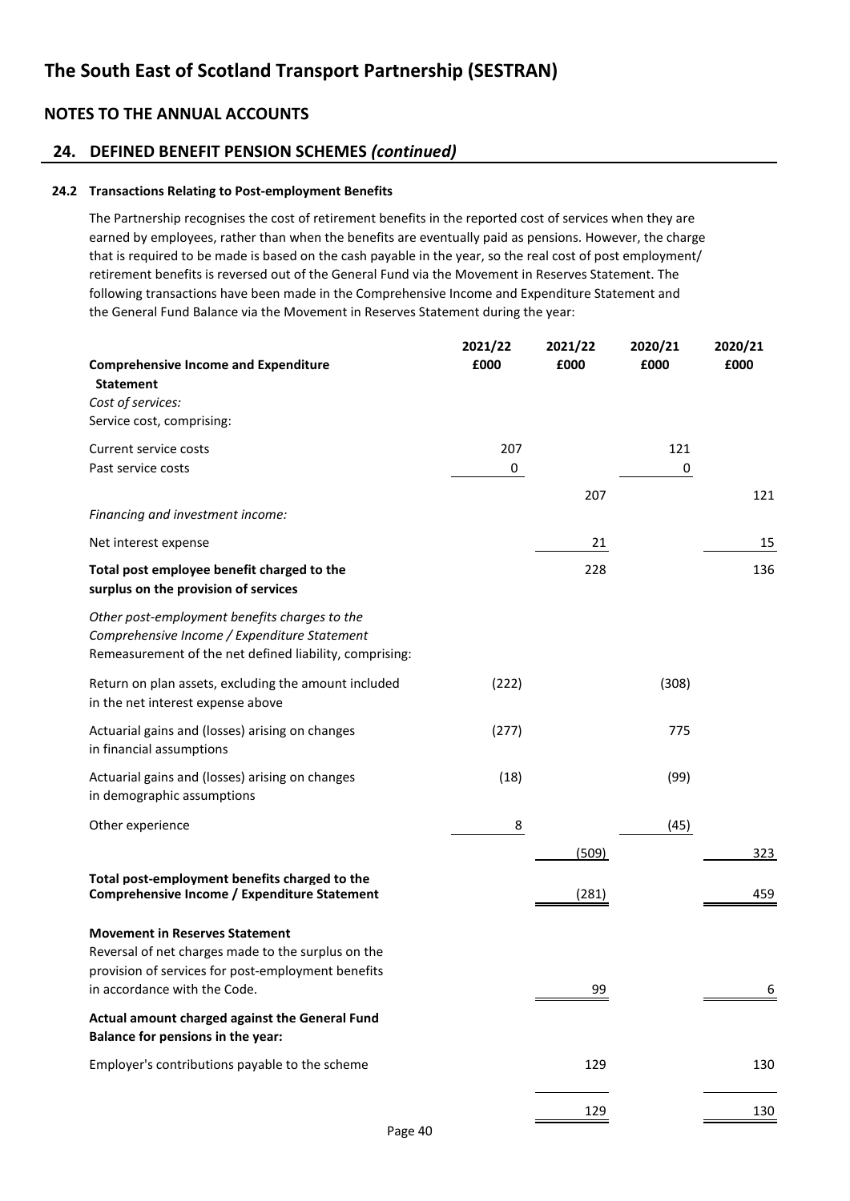# The South East of Scotland Transport Partnership (SESTRAN)

## NOTES TO THE ANNUAL ACCOUNTS

### 24. DEFINED BENEFIT PENSION SCHEMES *(continued)*

#### 24.2 Transactions Relating to Post-employment Benefits

The Partnership recognises the cost of retirement benefits in the reported cost of services when they are earned by employees, rather than when the benefits are eventually paid as pensions. However, the charge that is required to be made is based on the cash payable in the year, so the real cost of post employment/ retirement benefits is reversed out of the General Fund via the Movement in Reserves Statement. The following transactions have been made in the Comprehensive Income and Expenditure Statement and the General Fund Balance via the Movement in Reserves Statement during the year:

| | 2021/22 £000 | 2021/22 £000 | 2020/21 £000 | 2020/21 £000 |
|---|---|---|---|---|
| **Comprehensive Income and Expenditure Statement** | | | | |
| *Cost of services:* | | | | |
| Service cost, comprising: | | | | |
| Current service costs | 207 | | 121 | |
| Past service costs | 0 | | 0 | |
| | | 207 | | 121 |
| *Financing and investment income:* | | | | |
| Net interest expense | | 21 | | 15 |
| **Total post employee benefit charged to the surplus on the provision of services** | | 228 | | 136 |
| *Other post-employment benefits charges to the Comprehensive Income / Expenditure Statement* | | | | |
| Remeasurement of the net defined liability, comprising: | | | | |
| Return on plan assets, excluding the amount included in the net interest expense above | (222) | | (308) | |
| Actuarial gains and (losses) arising on changes in financial assumptions | (277) | | 775 | |
| Actuarial gains and (losses) arising on changes in demographic assumptions | (18) | | (99) | |
| Other experience | 8 | | (45) | |
| | | (509) | | 323 |
| **Total post-employment benefits charged to the Comprehensive Income / Expenditure Statement** | | (281) | | 459 |
| **Movement in Reserves Statement** | | | | |
| Reversal of net charges made to the surplus on the provision of services for post-employment benefits in accordance with the Code. | | 99 | | 6 |
| **Actual amount charged against the General Fund Balance for pensions in the year:** | | | | |
| Employer's contributions payable to the scheme | | 129 | | 130 |
| | | 129 | | 130 |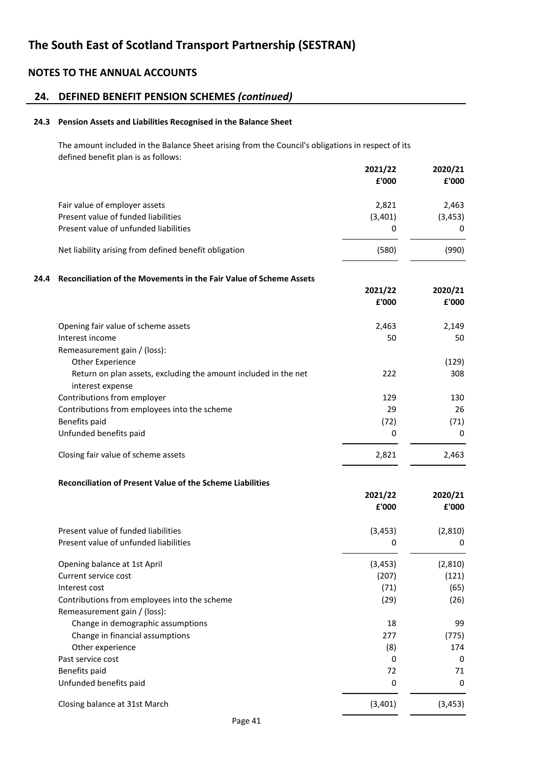# The South East of Scotland Transport Partnership (SESTRAN)

## NOTES TO THE ANNUAL ACCOUNTS

## 24. DEFINED BENEFIT PENSION SCHEMES *(continued)*

### 24.3 Pension Assets and Liabilities Recognised in the Balance Sheet

The amount included in the Balance Sheet arising from the Council's obligations in respect of its defined benefit plan is as follows:

| | 2021/22 | 2020/21 |
|---|---|---|
| | £'000 | £'000 |
| Fair value of employer assets | 2,821 | 2,463 |
| Present value of funded liabilities | (3,401) | (3,453) |
| Present value of unfunded liabilities | 0 | 0 |
| Net liability arising from defined benefit obligation | (580) | (990) |

### 24.4 Reconciliation of the Movements in the Fair Value of Scheme Assets

| | 2021/22 | 2020/21 |
|---|---|---|
| | £'000 | £'000 |
| Opening fair value of scheme assets | 2,463 | 2,149 |
| Interest income | 50 | 50 |
| Remeasurement gain / (loss): | | |
| Other Experience | | (129) |
| Return on plan assets, excluding the amount included in the net interest expense | 222 | 308 |
| Contributions from employer | 129 | 130 |
| Contributions from employees into the scheme | 29 | 26 |
| Benefits paid | (72) | (71) |
| Unfunded benefits paid | 0 | 0 |
| Closing fair value of scheme assets | 2,821 | 2,463 |

**Reconciliation of Present Value of the Scheme Liabilities**

| | 2021/22 | 2020/21 |
|---|---|---|
| | £'000 | £'000 |
| Present value of funded liabilities | (3,453) | (2,810) |
| Present value of unfunded liabilities | 0 | 0 |
| Opening balance at 1st April | (3,453) | (2,810) |
| Current service cost | (207) | (121) |
| Interest cost | (71) | (65) |
| Contributions from employees into the scheme | (29) | (26) |
| Remeasurement gain / (loss): | | |
| Change in demographic assumptions | 18 | 99 |
| Change in financial assumptions | 277 | (775) |
| Other experience | (8) | 174 |
| Past service cost | 0 | 0 |
| Benefits paid | 72 | 71 |
| Unfunded benefits paid | 0 | 0 |
| Closing balance at 31st March | (3,401) | (3,453) |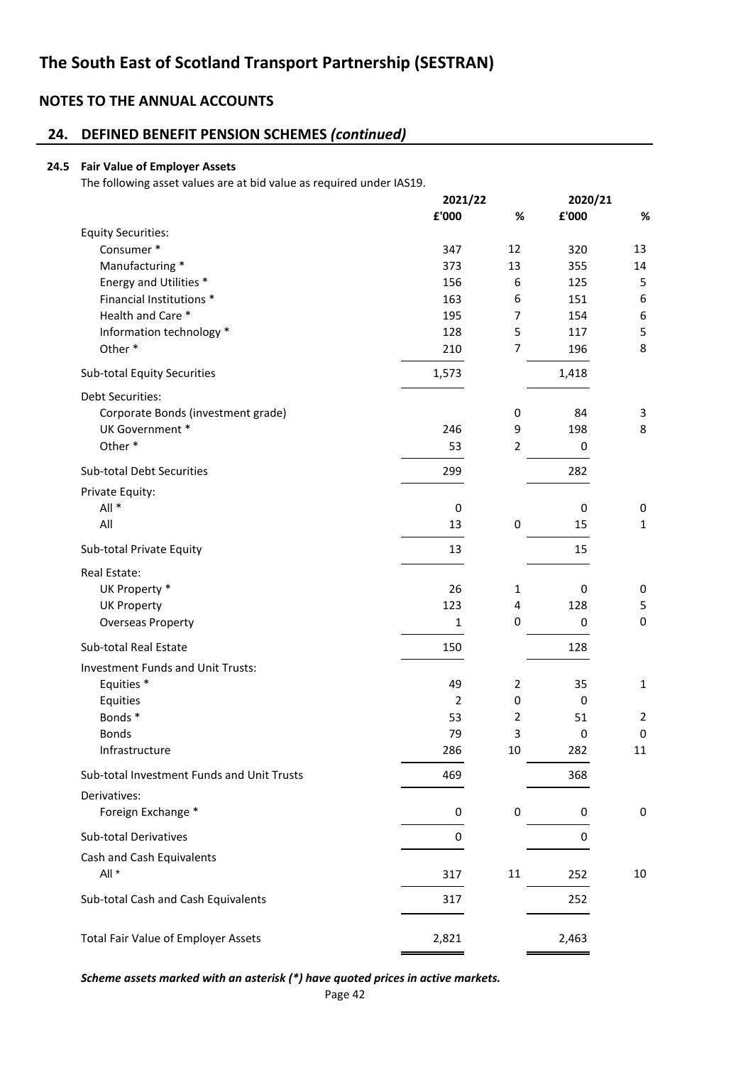# The South East of Scotland Transport Partnership (SESTRAN)

## NOTES TO THE ANNUAL ACCOUNTS

## 24. DEFINED BENEFIT PENSION SCHEMES *(continued)*

### 24.5 Fair Value of Employer Assets

The following asset values are at bid value as required under IAS19.

| | 2021/22 | | 2020/21 | |
|---|---|---|---|---|
| | £'000 | % | £'000 | % |
| Equity Securities: | | | | |
| Consumer * | 347 | 12 | 320 | 13 |
| Manufacturing * | 373 | 13 | 355 | 14 |
| Energy and Utilities * | 156 | 6 | 125 | 5 |
| Financial Institutions * | 163 | 6 | 151 | 6 |
| Health and Care * | 195 | 7 | 154 | 6 |
| Information technology * | 128 | 5 | 117 | 5 |
| Other * | 210 | 7 | 196 | 8 |
| Sub-total Equity Securities | 1,573 | | 1,418 | |
| Debt Securities: | | | | |
| Corporate Bonds (investment grade) | | 0 | 84 | 3 |
| UK Government * | 246 | 9 | 198 | 8 |
| Other * | 53 | 2 | 0 | |
| Sub-total Debt Securities | 299 | | 282 | |
| Private Equity: | | | | |
| All * | 0 | | 0 | 0 |
| All | 13 | 0 | 15 | 1 |
| Sub-total Private Equity | 13 | | 15 | |
| Real Estate: | | | | |
| UK Property * | 26 | 1 | 0 | 0 |
| UK Property | 123 | 4 | 128 | 5 |
| Overseas Property | 1 | 0 | 0 | 0 |
| Sub-total Real Estate | 150 | | 128 | |
| Investment Funds and Unit Trusts: | | | | |
| Equities * | 49 | 2 | 35 | 1 |
| Equities | 2 | 0 | 0 | |
| Bonds * | 53 | 2 | 51 | 2 |
| Bonds | 79 | 3 | 0 | 0 |
| Infrastructure | 286 | 10 | 282 | 11 |
| Sub-total Investment Funds and Unit Trusts | 469 | | 368 | |
| Derivatives: | | | | |
| Foreign Exchange * | 0 | 0 | 0 | 0 |
| Sub-total Derivatives | 0 | | 0 | |
| Cash and Cash Equivalents | | | | |
| All * | 317 | 11 | 252 | 10 |
| Sub-total Cash and Cash Equivalents | 317 | | 252 | |
| Total Fair Value of Employer Assets | 2,821 | | 2,463 | |

***Scheme assets marked with an asterisk (*) have quoted prices in active markets.***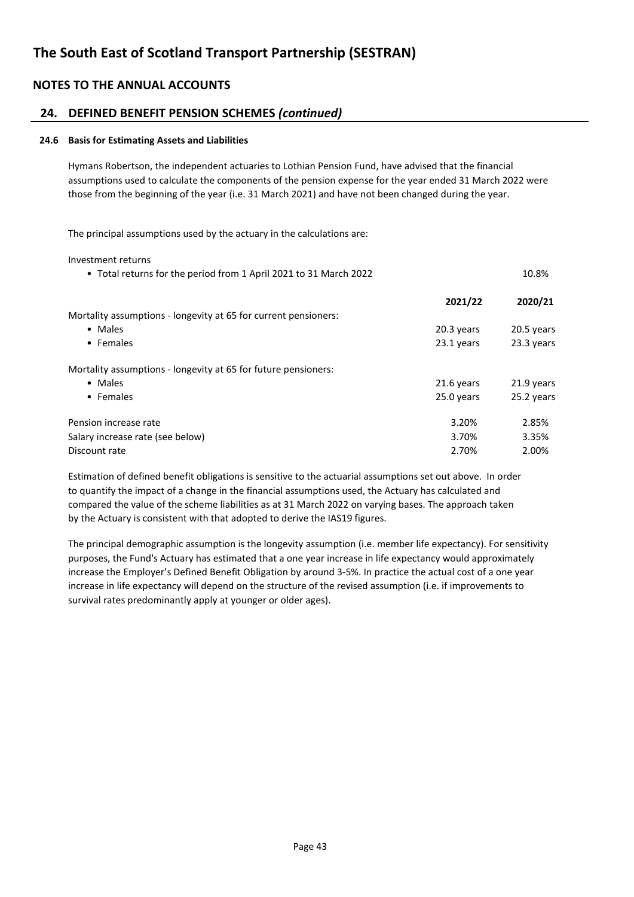# The South East of Scotland Transport Partnership (SESTRAN)

## NOTES TO THE ANNUAL ACCOUNTS

## 24. DEFINED BENEFIT PENSION SCHEMES *(continued)*

### 24.6 Basis for Estimating Assets and Liabilities

Hymans Robertson, the independent actuaries to Lothian Pension Fund, have advised that the financial assumptions used to calculate the components of the pension expense for the year ended 31 March 2022 were those from the beginning of the year (i.e. 31 March 2021) and have not been changed during the year.

The principal assumptions used by the actuary in the calculations are:

| | | |
|---|---|---|
| Investment returns | | |
| • Total returns for the period from 1 April 2021 to 31 March 2022 | | 10.8% |
| | **2021/22** | **2020/21** |
| Mortality assumptions - longevity at 65 for current pensioners: | | |
| • Males | 20.3 years | 20.5 years |
| • Females | 23.1 years | 23.3 years |
| Mortality assumptions - longevity at 65 for future pensioners: | | |
| • Males | 21.6 years | 21.9 years |
| • Females | 25.0 years | 25.2 years |
| Pension increase rate | 3.20% | 2.85% |
| Salary increase rate (see below) | 3.70% | 3.35% |
| Discount rate | 2.70% | 2.00% |

Estimation of defined benefit obligations is sensitive to the actuarial assumptions set out above. In order to quantify the impact of a change in the financial assumptions used, the Actuary has calculated and compared the value of the scheme liabilities as at 31 March 2022 on varying bases. The approach taken by the Actuary is consistent with that adopted to derive the IAS19 figures.

The principal demographic assumption is the longevity assumption (i.e. member life expectancy). For sensitivity purposes, the Fund's Actuary has estimated that a one year increase in life expectancy would approximately increase the Employer's Defined Benefit Obligation by around 3-5%. In practice the actual cost of a one year increase in life expectancy will depend on the structure of the revised assumption (i.e. if improvements to survival rates predominantly apply at younger or older ages).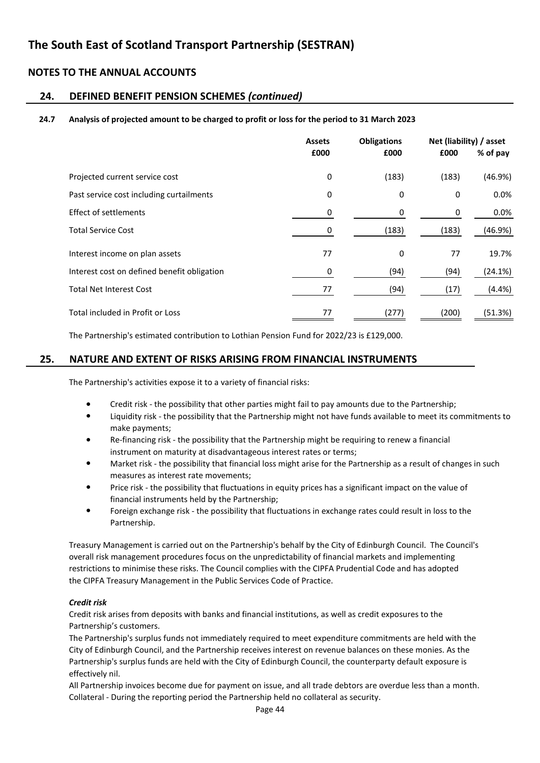# The South East of Scotland Transport Partnership (SESTRAN)

## NOTES TO THE ANNUAL ACCOUNTS

## 24. DEFINED BENEFIT PENSION SCHEMES *(continued)*

### 24.7 Analysis of projected amount to be charged to profit or loss for the period to 31 March 2023

| | Assets £000 | Obligations £000 | Net (liability) / asset £000 | % of pay |
|---|---|---|---|---|
| Projected current service cost | 0 | (183) | (183) | (46.9%) |
| Past service cost including curtailments | 0 | 0 | 0 | 0.0% |
| Effect of settlements | 0 | 0 | 0 | 0.0% |
| Total Service Cost | 0 | (183) | (183) | (46.9%) |
| Interest income on plan assets | 77 | 0 | 77 | 19.7% |
| Interest cost on defined benefit obligation | 0 | (94) | (94) | (24.1%) |
| Total Net Interest Cost | 77 | (94) | (17) | (4.4%) |
| Total included in Profit or Loss | 77 | (277) | (200) | (51.3%) |

The Partnership's estimated contribution to Lothian Pension Fund for 2022/23 is £129,000.

## 25. NATURE AND EXTENT OF RISKS ARISING FROM FINANCIAL INSTRUMENTS

The Partnership's activities expose it to a variety of financial risks:

- Credit risk - the possibility that other parties might fail to pay amounts due to the Partnership;
- Liquidity risk - the possibility that the Partnership might not have funds available to meet its commitments to make payments;
- Re-financing risk - the possibility that the Partnership might be requiring to renew a financial instrument on maturity at disadvantageous interest rates or terms;
- Market risk - the possibility that financial loss might arise for the Partnership as a result of changes in such measures as interest rate movements;
- Price risk - the possibility that fluctuations in equity prices has a significant impact on the value of financial instruments held by the Partnership;
- Foreign exchange risk - the possibility that fluctuations in exchange rates could result in loss to the Partnership.

Treasury Management is carried out on the Partnership's behalf by the City of Edinburgh Council. The Council's overall risk management procedures focus on the unpredictability of financial markets and implementing restrictions to minimise these risks. The Council complies with the CIPFA Prudential Code and has adopted the CIPFA Treasury Management in the Public Services Code of Practice.

***Credit risk***

Credit risk arises from deposits with banks and financial institutions, as well as credit exposures to the Partnership's customers.

The Partnership's surplus funds not immediately required to meet expenditure commitments are held with the City of Edinburgh Council, and the Partnership receives interest on revenue balances on these monies. As the Partnership's surplus funds are held with the City of Edinburgh Council, the counterparty default exposure is effectively nil.

All Partnership invoices become due for payment on issue, and all trade debtors are overdue less than a month.

Collateral - During the reporting period the Partnership held no collateral as security.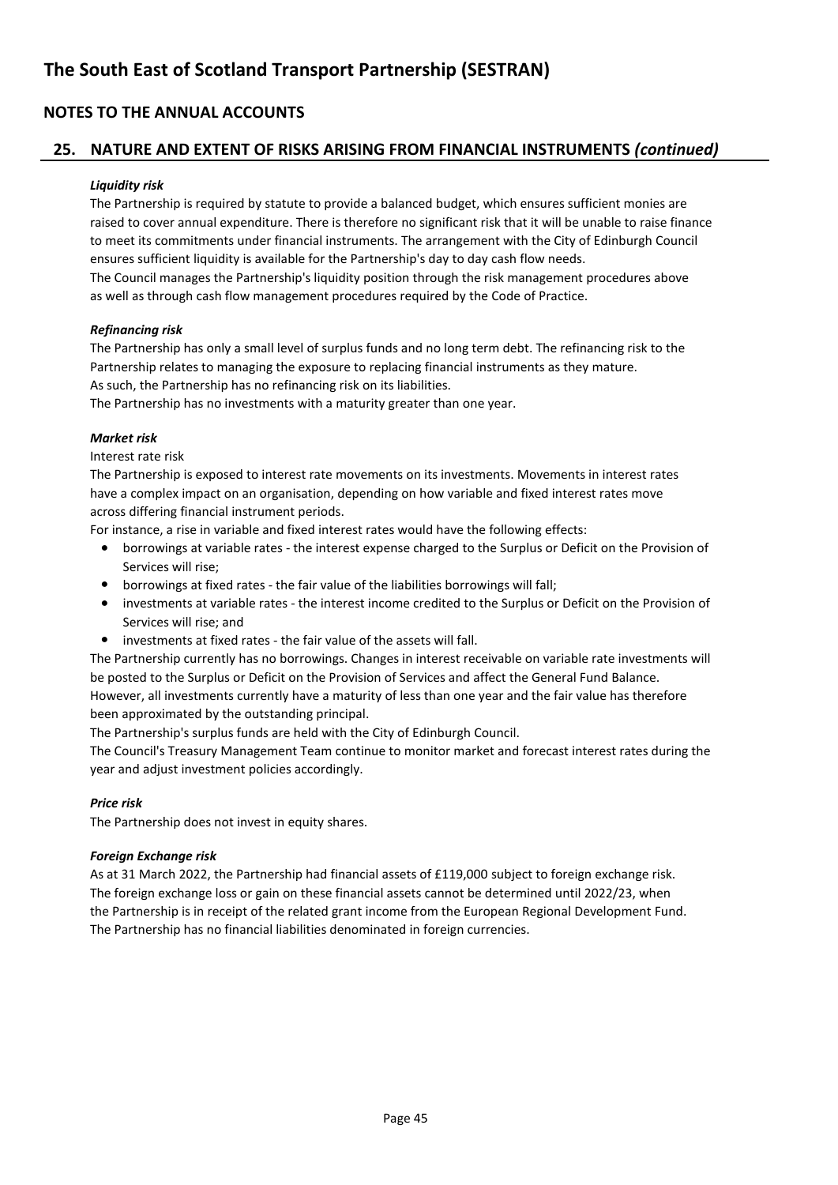# The South East of Scotland Transport Partnership (SESTRAN)

## NOTES TO THE ANNUAL ACCOUNTS

## 25. NATURE AND EXTENT OF RISKS ARISING FROM FINANCIAL INSTRUMENTS *(continued)*

***Liquidity risk***

The Partnership is required by statute to provide a balanced budget, which ensures sufficient monies are raised to cover annual expenditure. There is therefore no significant risk that it will be unable to raise finance to meet its commitments under financial instruments. The arrangement with the City of Edinburgh Council ensures sufficient liquidity is available for the Partnership's day to day cash flow needs.
The Council manages the Partnership's liquidity position through the risk management procedures above as well as through cash flow management procedures required by the Code of Practice.

***Refinancing risk***

The Partnership has only a small level of surplus funds and no long term debt. The refinancing risk to the Partnership relates to managing the exposure to replacing financial instruments as they mature.
As such, the Partnership has no refinancing risk on its liabilities.
The Partnership has no investments with a maturity greater than one year.

***Market risk***

Interest rate risk

The Partnership is exposed to interest rate movements on its investments. Movements in interest rates have a complex impact on an organisation, depending on how variable and fixed interest rates move across differing financial instrument periods.
For instance, a rise in variable and fixed interest rates would have the following effects:

- borrowings at variable rates - the interest expense charged to the Surplus or Deficit on the Provision of Services will rise;
- borrowings at fixed rates - the fair value of the liabilities borrowings will fall;
- investments at variable rates - the interest income credited to the Surplus or Deficit on the Provision of Services will rise; and
- investments at fixed rates - the fair value of the assets will fall.

The Partnership currently has no borrowings. Changes in interest receivable on variable rate investments will be posted to the Surplus or Deficit on the Provision of Services and affect the General Fund Balance.
However, all investments currently have a maturity of less than one year and the fair value has therefore been approximated by the outstanding principal.
The Partnership's surplus funds are held with the City of Edinburgh Council.
The Council's Treasury Management Team continue to monitor market and forecast interest rates during the year and adjust investment policies accordingly.

***Price risk***

The Partnership does not invest in equity shares.

***Foreign Exchange risk***

As at 31 March 2022, the Partnership had financial assets of £119,000 subject to foreign exchange risk.
The foreign exchange loss or gain on these financial assets cannot be determined until 2022/23, when the Partnership is in receipt of the related grant income from the European Regional Development Fund.
The Partnership has no financial liabilities denominated in foreign currencies.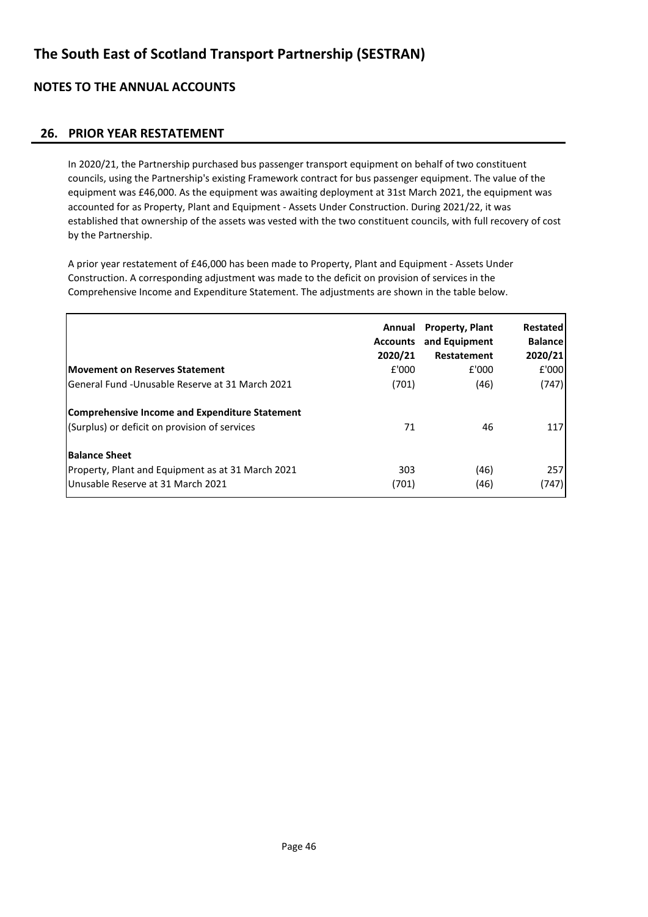# The South East of Scotland Transport Partnership (SESTRAN)

## NOTES TO THE ANNUAL ACCOUNTS

### 26. PRIOR YEAR RESTATEMENT

In 2020/21, the Partnership purchased bus passenger transport equipment on behalf of two constituent councils, using the Partnership's existing Framework contract for bus passenger equipment. The value of the equipment was £46,000. As the equipment was awaiting deployment at 31st March 2021, the equipment was accounted for as Property, Plant and Equipment - Assets Under Construction. During 2021/22, it was established that ownership of the assets was vested with the two constituent councils, with full recovery of cost by the Partnership.

A prior year restatement of £46,000 has been made to Property, Plant and Equipment - Assets Under Construction. A corresponding adjustment was made to the deficit on provision of services in the Comprehensive Income and Expenditure Statement. The adjustments are shown in the table below.

| | Annual Accounts 2020/21 | Property, Plant and Equipment Restatement | Restated Balance 2020/21 |
|---|---|---|---|
| **Movement on Reserves Statement** | £'000 | £'000 | £'000 |
| General Fund -Unusable Reserve at 31 March 2021 | (701) | (46) | (747) |
| **Comprehensive Income and Expenditure Statement** | | | |
| (Surplus) or deficit on provision of services | 71 | 46 | 117 |
| **Balance Sheet** | | | |
| Property, Plant and Equipment as at 31 March 2021 | 303 | (46) | 257 |
| Unusable Reserve at 31 March 2021 | (701) | (46) | (747) |